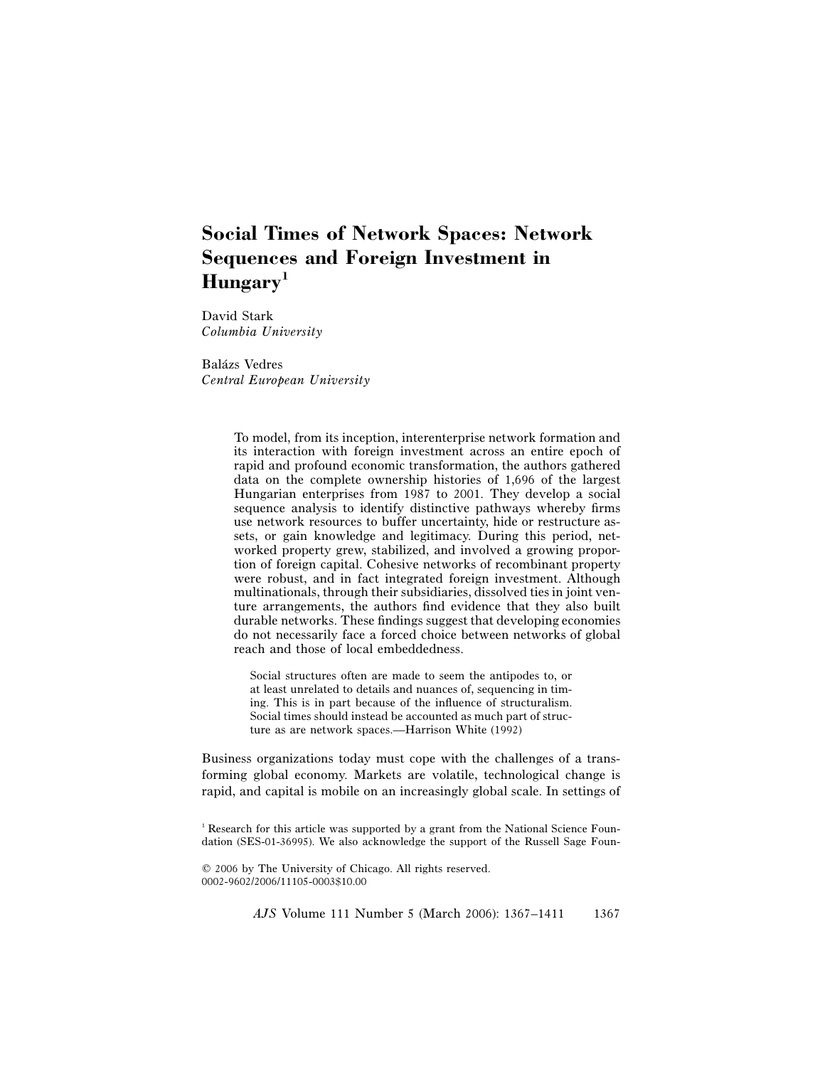# Social Times of Network Spaces: Network Sequences and Foreign Investment in Hungary[1]

David Stark
*Columbia University*

Balázs Vedres
*Central European University*

> To model, from its inception, interenterprise network formation and its interaction with foreign investment across an entire epoch of rapid and profound economic transformation, the authors gathered data on the complete ownership histories of 1,696 of the largest Hungarian enterprises from 1987 to 2001. They develop a social sequence analysis to identify distinctive pathways whereby firms use network resources to buffer uncertainty, hide or restructure assets, or gain knowledge and legitimacy. During this period, networked property grew, stabilized, and involved a growing proportion of foreign capital. Cohesive networks of recombinant property were robust, and in fact integrated foreign investment. Although multinationals, through their subsidiaries, dissolved ties in joint venture arrangements, the authors find evidence that they also built durable networks. These findings suggest that developing economies do not necessarily face a forced choice between networks of global reach and those of local embeddedness.

> Social structures often are made to seem the antipodes to, or at least unrelated to details and nuances of, sequencing in timing. This is in part because of the influence of structuralism. Social times should instead be accounted as much part of structure as are network spaces.—Harrison White (1992)

Business organizations today must cope with the challenges of a transforming global economy. Markets are volatile, technological change is rapid, and capital is mobile on an increasingly global scale. In settings of

[1] Research for this article was supported by a grant from the National Science Foundation (SES-01-36995). We also acknowledge the support of the Russell Sage Foun-

© 2006 by The University of Chicago. All rights reserved.
0002-9602/2006/11105-0003$10.00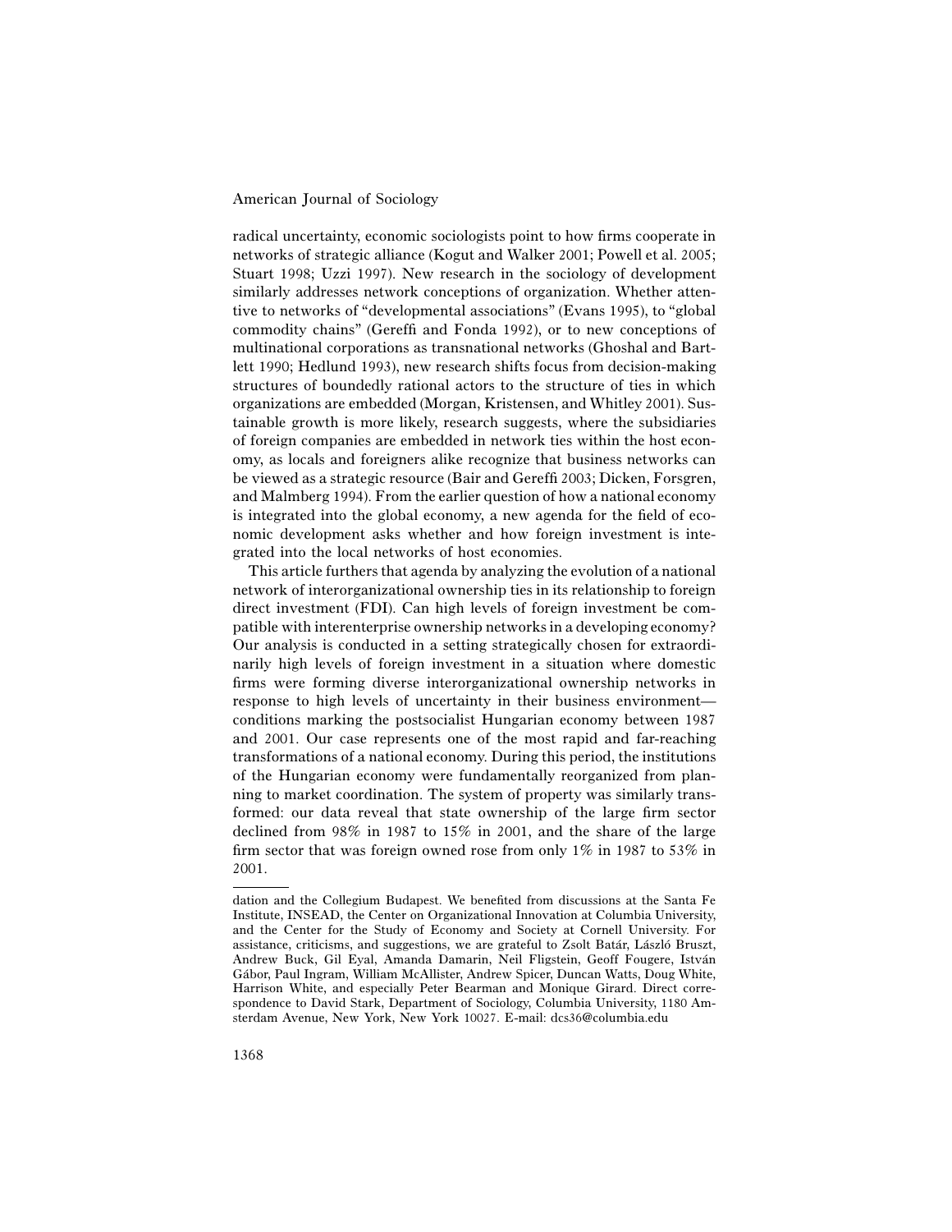radical uncertainty, economic sociologists point to how firms cooperate in networks of strategic alliance (Kogut and Walker 2001; Powell et al. 2005; Stuart 1998; Uzzi 1997). New research in the sociology of development similarly addresses network conceptions of organization. Whether attentive to networks of "developmental associations" (Evans 1995), to "global commodity chains" (Gereffi and Fonda 1992), or to new conceptions of multinational corporations as transnational networks (Ghoshal and Bartlett 1990; Hedlund 1993), new research shifts focus from decision-making structures of boundedly rational actors to the structure of ties in which organizations are embedded (Morgan, Kristensen, and Whitley 2001). Sustainable growth is more likely, research suggests, where the subsidiaries of foreign companies are embedded in network ties within the host economy, as locals and foreigners alike recognize that business networks can be viewed as a strategic resource (Bair and Gereffi 2003; Dicken, Forsgren, and Malmberg 1994). From the earlier question of how a national economy is integrated into the global economy, a new agenda for the field of economic development asks whether and how foreign investment is integrated into the local networks of host economies.

This article furthers that agenda by analyzing the evolution of a national network of interorganizational ownership ties in its relationship to foreign direct investment (FDI). Can high levels of foreign investment be compatible with interenterprise ownership networks in a developing economy? Our analysis is conducted in a setting strategically chosen for extraordinarily high levels of foreign investment in a situation where domestic firms were forming diverse interorganizational ownership networks in response to high levels of uncertainty in their business environment—conditions marking the postsocialist Hungarian economy between 1987 and 2001. Our case represents one of the most rapid and far-reaching transformations of a national economy. During this period, the institutions of the Hungarian economy were fundamentally reorganized from planning to market coordination. The system of property was similarly transformed: our data reveal that state ownership of the large firm sector declined from 98% in 1987 to 15% in 2001, and the share of the large firm sector that was foreign owned rose from only 1% in 1987 to 53% in 2001.

---

dation and the Collegium Budapest. We benefited from discussions at the Santa Fe Institute, INSEAD, the Center on Organizational Innovation at Columbia University, and the Center for the Study of Economy and Society at Cornell University. For assistance, criticisms, and suggestions, we are grateful to Zsolt Batár, László Bruszt, Andrew Buck, Gil Eyal, Amanda Damarin, Neil Fligstein, Geoff Fougere, István Gábor, Paul Ingram, William McAllister, Andrew Spicer, Duncan Watts, Doug White, Harrison White, and especially Peter Bearman and Monique Girard. Direct correspondence to David Stark, Department of Sociology, Columbia University, 1180 Amsterdam Avenue, New York, New York 10027. E-mail: dcs36@columbia.edu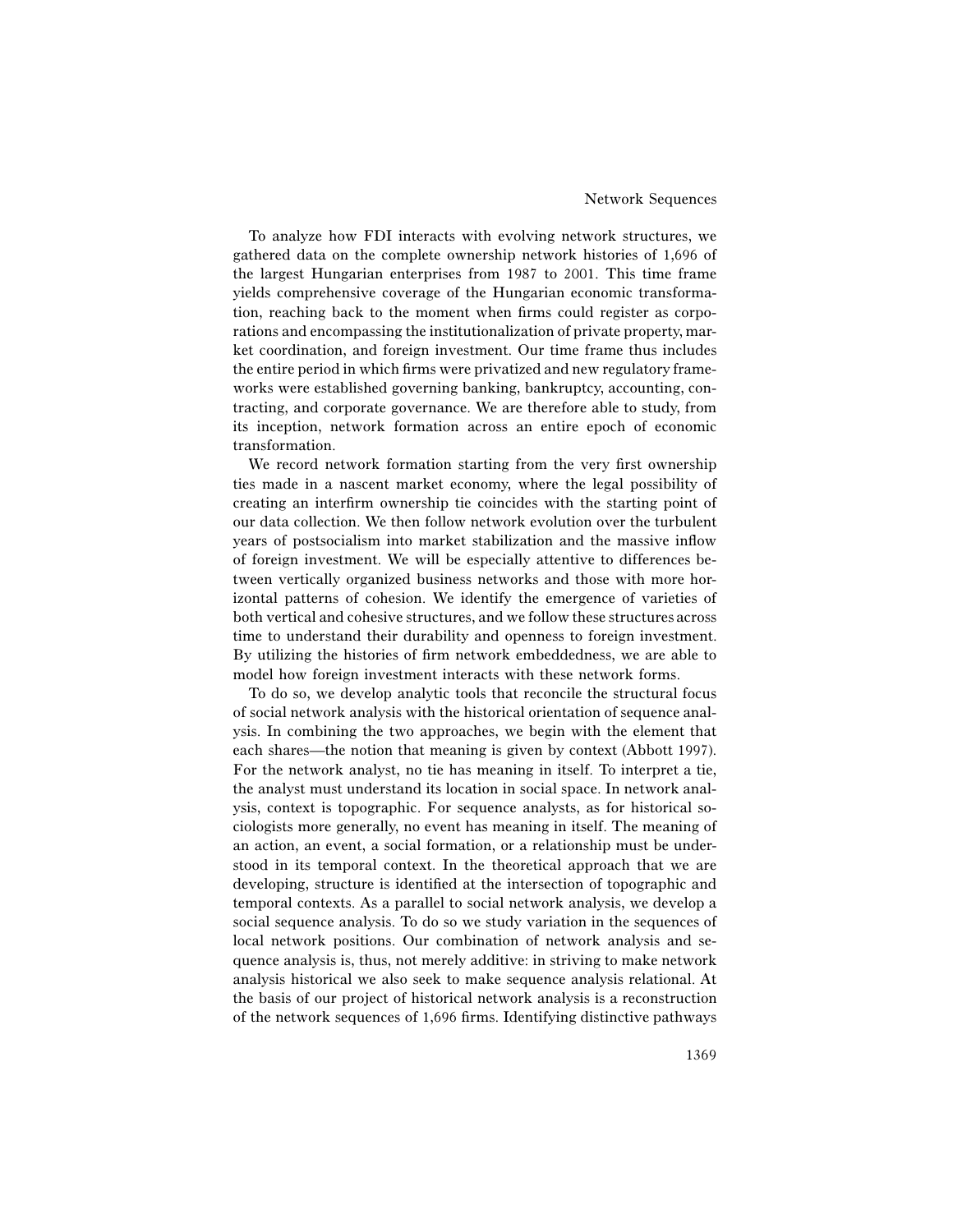To analyze how FDI interacts with evolving network structures, we gathered data on the complete ownership network histories of 1,696 of the largest Hungarian enterprises from 1987 to 2001. This time frame yields comprehensive coverage of the Hungarian economic transformation, reaching back to the moment when firms could register as corporations and encompassing the institutionalization of private property, market coordination, and foreign investment. Our time frame thus includes the entire period in which firms were privatized and new regulatory frameworks were established governing banking, bankruptcy, accounting, contracting, and corporate governance. We are therefore able to study, from its inception, network formation across an entire epoch of economic transformation.

We record network formation starting from the very first ownership ties made in a nascent market economy, where the legal possibility of creating an interfirm ownership tie coincides with the starting point of our data collection. We then follow network evolution over the turbulent years of postsocialism into market stabilization and the massive inflow of foreign investment. We will be especially attentive to differences between vertically organized business networks and those with more horizontal patterns of cohesion. We identify the emergence of varieties of both vertical and cohesive structures, and we follow these structures across time to understand their durability and openness to foreign investment. By utilizing the histories of firm network embeddedness, we are able to model how foreign investment interacts with these network forms.

To do so, we develop analytic tools that reconcile the structural focus of social network analysis with the historical orientation of sequence analysis. In combining the two approaches, we begin with the element that each shares—the notion that meaning is given by context (Abbott 1997). For the network analyst, no tie has meaning in itself. To interpret a tie, the analyst must understand its location in social space. In network analysis, context is topographic. For sequence analysts, as for historical sociologists more generally, no event has meaning in itself. The meaning of an action, an event, a social formation, or a relationship must be understood in its temporal context. In the theoretical approach that we are developing, structure is identified at the intersection of topographic and temporal contexts. As a parallel to social network analysis, we develop a social sequence analysis. To do so we study variation in the sequences of local network positions. Our combination of network analysis and sequence analysis is, thus, not merely additive: in striving to make network analysis historical we also seek to make sequence analysis relational. At the basis of our project of historical network analysis is a reconstruction of the network sequences of 1,696 firms. Identifying distinctive pathways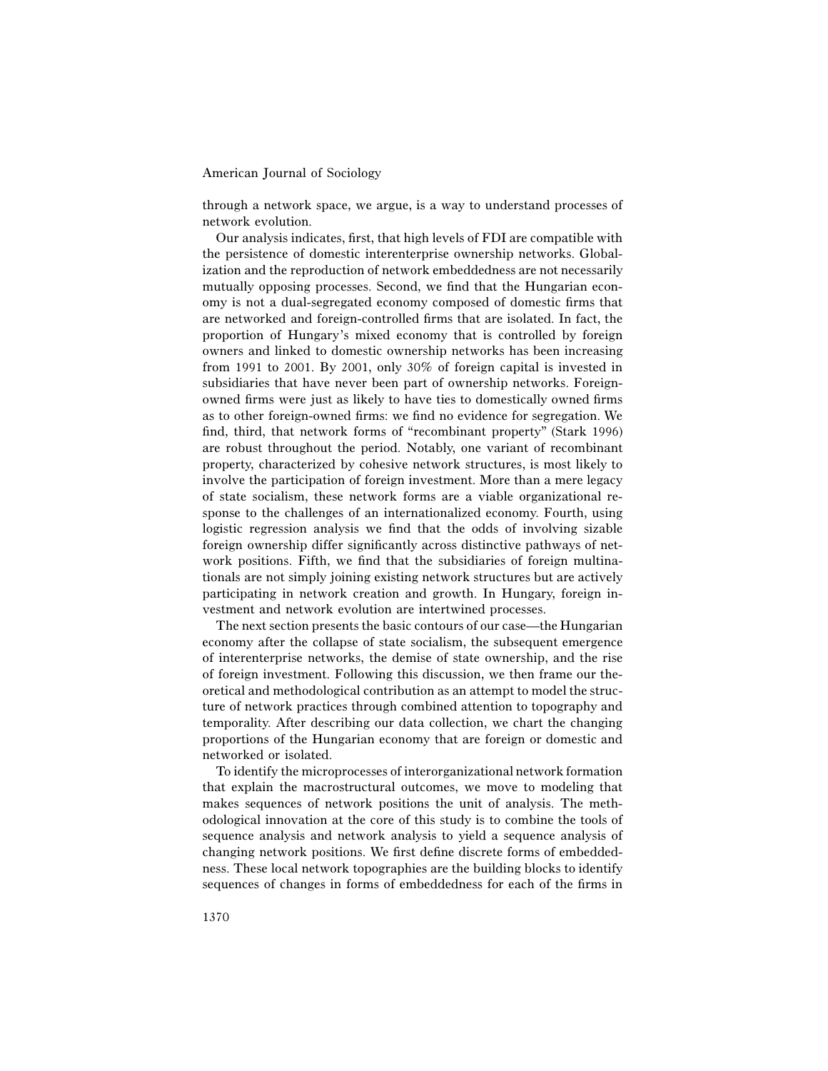through a network space, we argue, is a way to understand processes of network evolution.

Our analysis indicates, first, that high levels of FDI are compatible with the persistence of domestic interenterprise ownership networks. Globalization and the reproduction of network embeddedness are not necessarily mutually opposing processes. Second, we find that the Hungarian economy is not a dual-segregated economy composed of domestic firms that are networked and foreign-controlled firms that are isolated. In fact, the proportion of Hungary's mixed economy that is controlled by foreign owners and linked to domestic ownership networks has been increasing from 1991 to 2001. By 2001, only 30% of foreign capital is invested in subsidiaries that have never been part of ownership networks. Foreign-owned firms were just as likely to have ties to domestically owned firms as to other foreign-owned firms: we find no evidence for segregation. We find, third, that network forms of "recombinant property" (Stark 1996) are robust throughout the period. Notably, one variant of recombinant property, characterized by cohesive network structures, is most likely to involve the participation of foreign investment. More than a mere legacy of state socialism, these network forms are a viable organizational response to the challenges of an internationalized economy. Fourth, using logistic regression analysis we find that the odds of involving sizable foreign ownership differ significantly across distinctive pathways of network positions. Fifth, we find that the subsidiaries of foreign multinationals are not simply joining existing network structures but are actively participating in network creation and growth. In Hungary, foreign investment and network evolution are intertwined processes.

The next section presents the basic contours of our case—the Hungarian economy after the collapse of state socialism, the subsequent emergence of interenterprise networks, the demise of state ownership, and the rise of foreign investment. Following this discussion, we then frame our theoretical and methodological contribution as an attempt to model the structure of network practices through combined attention to topography and temporality. After describing our data collection, we chart the changing proportions of the Hungarian economy that are foreign or domestic and networked or isolated.

To identify the microprocesses of interorganizational network formation that explain the macrostructural outcomes, we move to modeling that makes sequences of network positions the unit of analysis. The methodological innovation at the core of this study is to combine the tools of sequence analysis and network analysis to yield a sequence analysis of changing network positions. We first define discrete forms of embeddedness. These local network topographies are the building blocks to identify sequences of changes in forms of embeddedness for each of the firms in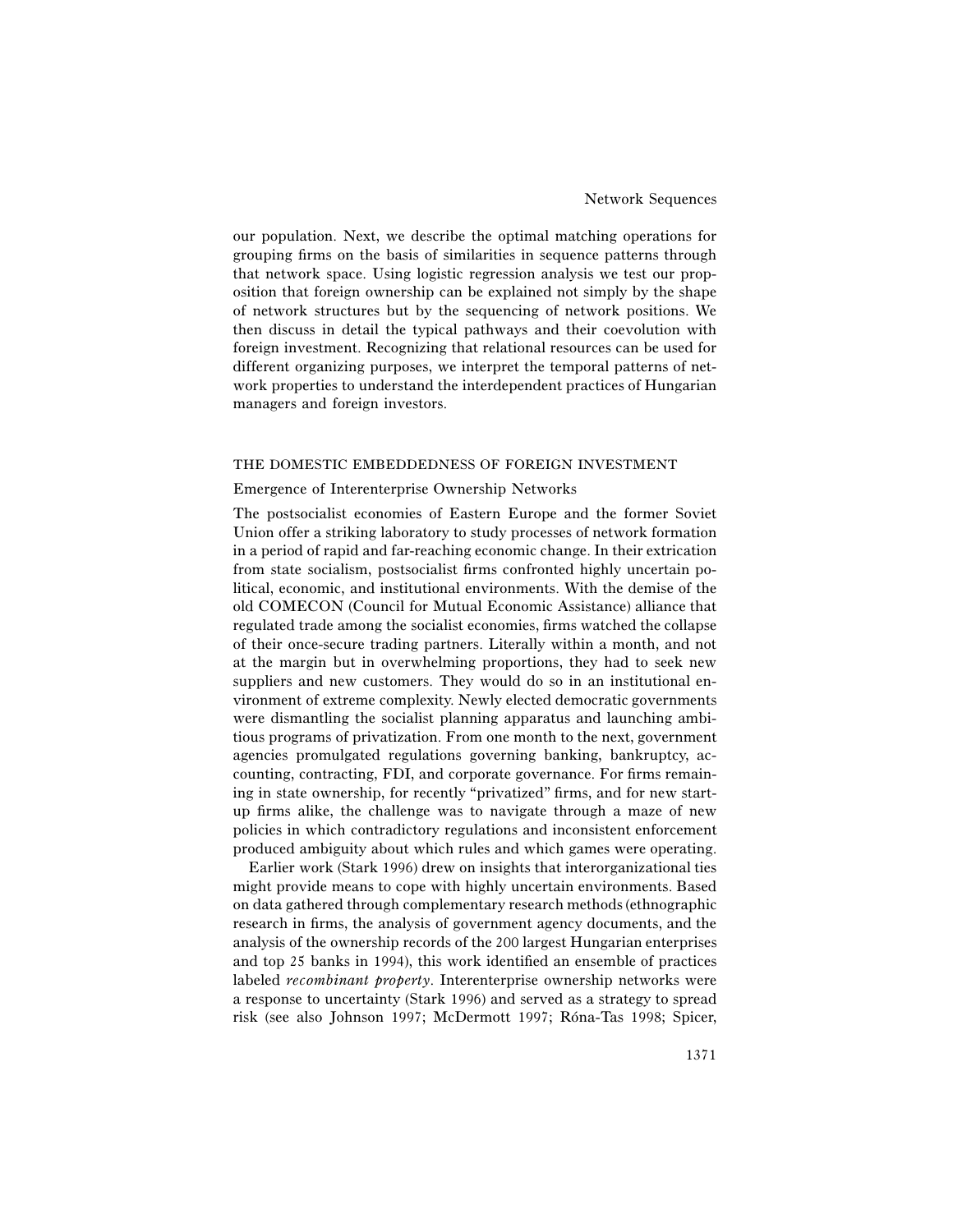our population. Next, we describe the optimal matching operations for grouping firms on the basis of similarities in sequence patterns through that network space. Using logistic regression analysis we test our proposition that foreign ownership can be explained not simply by the shape of network structures but by the sequencing of network positions. We then discuss in detail the typical pathways and their coevolution with foreign investment. Recognizing that relational resources can be used for different organizing purposes, we interpret the temporal patterns of network properties to understand the interdependent practices of Hungarian managers and foreign investors.

## THE DOMESTIC EMBEDDEDNESS OF FOREIGN INVESTMENT

### Emergence of Interenterprise Ownership Networks

The postsocialist economies of Eastern Europe and the former Soviet Union offer a striking laboratory to study processes of network formation in a period of rapid and far-reaching economic change. In their extrication from state socialism, postsocialist firms confronted highly uncertain political, economic, and institutional environments. With the demise of the old COMECON (Council for Mutual Economic Assistance) alliance that regulated trade among the socialist economies, firms watched the collapse of their once-secure trading partners. Literally within a month, and not at the margin but in overwhelming proportions, they had to seek new suppliers and new customers. They would do so in an institutional environment of extreme complexity. Newly elected democratic governments were dismantling the socialist planning apparatus and launching ambitious programs of privatization. From one month to the next, government agencies promulgated regulations governing banking, bankruptcy, accounting, contracting, FDI, and corporate governance. For firms remaining in state ownership, for recently "privatized" firms, and for new startup firms alike, the challenge was to navigate through a maze of new policies in which contradictory regulations and inconsistent enforcement produced ambiguity about which rules and which games were operating.

Earlier work (Stark 1996) drew on insights that interorganizational ties might provide means to cope with highly uncertain environments. Based on data gathered through complementary research methods (ethnographic research in firms, the analysis of government agency documents, and the analysis of the ownership records of the 200 largest Hungarian enterprises and top 25 banks in 1994), this work identified an ensemble of practices labeled *recombinant property*. Interenterprise ownership networks were a response to uncertainty (Stark 1996) and served as a strategy to spread risk (see also Johnson 1997; McDermott 1997; Róna-Tas 1998; Spicer,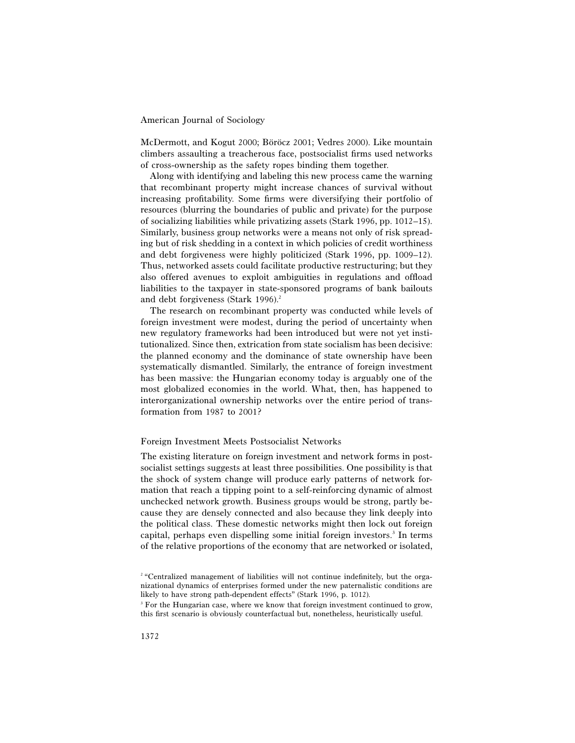McDermott, and Kogut 2000; Böröcz 2001; Vedres 2000). Like mountain climbers assaulting a treacherous face, postsocialist firms used networks of cross-ownership as the safety ropes binding them together.

Along with identifying and labeling this new process came the warning that recombinant property might increase chances of survival without increasing profitability. Some firms were diversifying their portfolio of resources (blurring the boundaries of public and private) for the purpose of socializing liabilities while privatizing assets (Stark 1996, pp. 1012–15). Similarly, business group networks were a means not only of risk spreading but of risk shedding in a context in which policies of credit worthiness and debt forgiveness were highly politicized (Stark 1996, pp. 1009–12). Thus, networked assets could facilitate productive restructuring; but they also offered avenues to exploit ambiguities in regulations and offload liabilities to the taxpayer in state-sponsored programs of bank bailouts and debt forgiveness (Stark 1996).[2]

The research on recombinant property was conducted while levels of foreign investment were modest, during the period of uncertainty when new regulatory frameworks had been introduced but were not yet institutionalized. Since then, extrication from state socialism has been decisive: the planned economy and the dominance of state ownership have been systematically dismantled. Similarly, the entrance of foreign investment has been massive: the Hungarian economy today is arguably one of the most globalized economies in the world. What, then, has happened to interorganizational ownership networks over the entire period of transformation from 1987 to 2001?

### Foreign Investment Meets Postsocialist Networks

The existing literature on foreign investment and network forms in postsocialist settings suggests at least three possibilities. One possibility is that the shock of system change will produce early patterns of network formation that reach a tipping point to a self-reinforcing dynamic of almost unchecked network growth. Business groups would be strong, partly because they are densely connected and also because they link deeply into the political class. These domestic networks might then lock out foreign capital, perhaps even dispelling some initial foreign investors.[3] In terms of the relative proportions of the economy that are networked or isolated,

[2] "Centralized management of liabilities will not continue indefinitely, but the organizational dynamics of enterprises formed under the new paternalistic conditions are likely to have strong path-dependent effects" (Stark 1996, p. 1012).

[3] For the Hungarian case, where we know that foreign investment continued to grow, this first scenario is obviously counterfactual but, nonetheless, heuristically useful.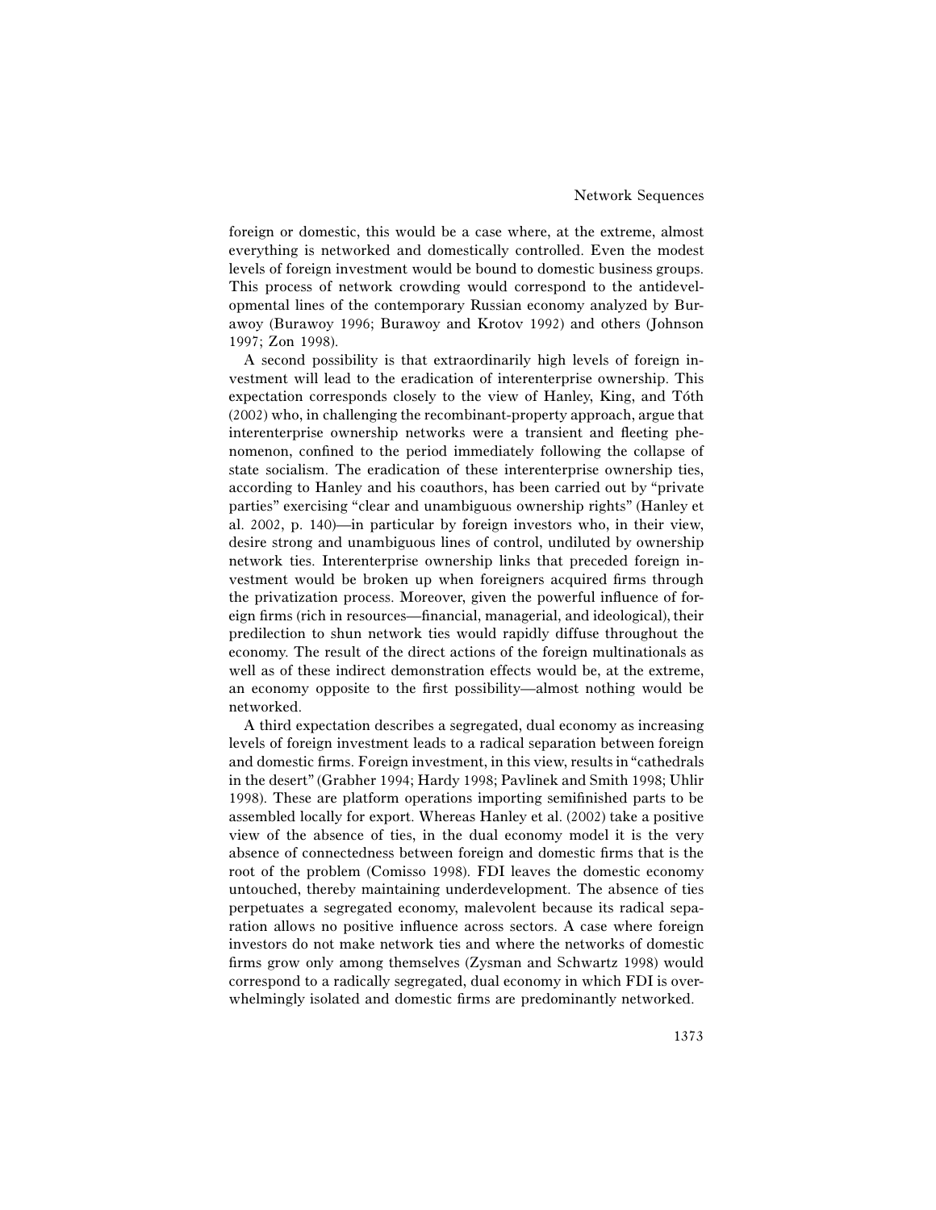foreign or domestic, this would be a case where, at the extreme, almost everything is networked and domestically controlled. Even the modest levels of foreign investment would be bound to domestic business groups. This process of network crowding would correspond to the antidevelopmental lines of the contemporary Russian economy analyzed by Burawoy (Burawoy 1996; Burawoy and Krotov 1992) and others (Johnson 1997; Zon 1998).

A second possibility is that extraordinarily high levels of foreign investment will lead to the eradication of interenterprise ownership. This expectation corresponds closely to the view of Hanley, King, and Tóth (2002) who, in challenging the recombinant-property approach, argue that interenterprise ownership networks were a transient and fleeting phenomenon, confined to the period immediately following the collapse of state socialism. The eradication of these interenterprise ownership ties, according to Hanley and his coauthors, has been carried out by "private parties" exercising "clear and unambiguous ownership rights" (Hanley et al. 2002, p. 140)—in particular by foreign investors who, in their view, desire strong and unambiguous lines of control, undiluted by ownership network ties. Interenterprise ownership links that preceded foreign investment would be broken up when foreigners acquired firms through the privatization process. Moreover, given the powerful influence of foreign firms (rich in resources—financial, managerial, and ideological), their predilection to shun network ties would rapidly diffuse throughout the economy. The result of the direct actions of the foreign multinationals as well as of these indirect demonstration effects would be, at the extreme, an economy opposite to the first possibility—almost nothing would be networked.

A third expectation describes a segregated, dual economy as increasing levels of foreign investment leads to a radical separation between foreign and domestic firms. Foreign investment, in this view, results in "cathedrals in the desert" (Grabher 1994; Hardy 1998; Pavlinek and Smith 1998; Uhlir 1998). These are platform operations importing semifinished parts to be assembled locally for export. Whereas Hanley et al. (2002) take a positive view of the absence of ties, in the dual economy model it is the very absence of connectedness between foreign and domestic firms that is the root of the problem (Comisso 1998). FDI leaves the domestic economy untouched, thereby maintaining underdevelopment. The absence of ties perpetuates a segregated economy, malevolent because its radical separation allows no positive influence across sectors. A case where foreign investors do not make network ties and where the networks of domestic firms grow only among themselves (Zysman and Schwartz 1998) would correspond to a radically segregated, dual economy in which FDI is overwhelmingly isolated and domestic firms are predominantly networked.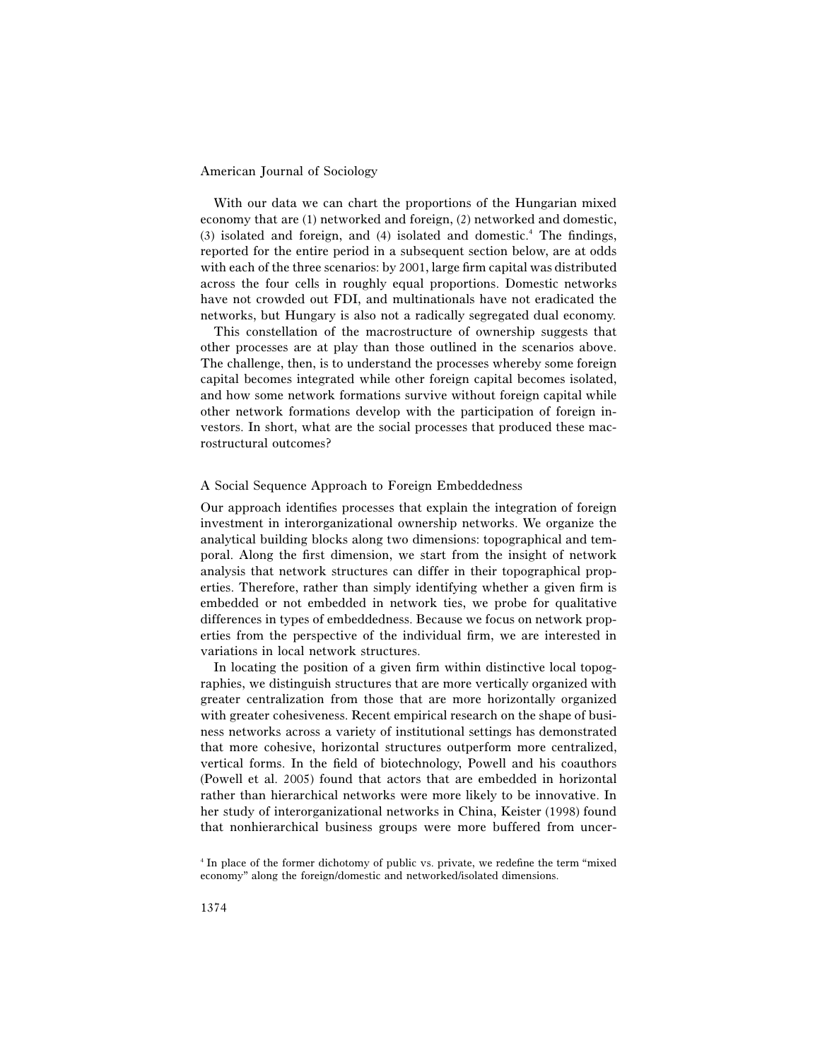With our data we can chart the proportions of the Hungarian mixed economy that are (1) networked and foreign, (2) networked and domestic, (3) isolated and foreign, and (4) isolated and domestic.[4] The findings, reported for the entire period in a subsequent section below, are at odds with each of the three scenarios: by 2001, large firm capital was distributed across the four cells in roughly equal proportions. Domestic networks have not crowded out FDI, and multinationals have not eradicated the networks, but Hungary is also not a radically segregated dual economy.

This constellation of the macrostructure of ownership suggests that other processes are at play than those outlined in the scenarios above. The challenge, then, is to understand the processes whereby some foreign capital becomes integrated while other foreign capital becomes isolated, and how some network formations survive without foreign capital while other network formations develop with the participation of foreign investors. In short, what are the social processes that produced these macrostructural outcomes?

## A Social Sequence Approach to Foreign Embeddedness

Our approach identifies processes that explain the integration of foreign investment in interorganizational ownership networks. We organize the analytical building blocks along two dimensions: topographical and temporal. Along the first dimension, we start from the insight of network analysis that network structures can differ in their topographical properties. Therefore, rather than simply identifying whether a given firm is embedded or not embedded in network ties, we probe for qualitative differences in types of embeddedness. Because we focus on network properties from the perspective of the individual firm, we are interested in variations in local network structures.

In locating the position of a given firm within distinctive local topographies, we distinguish structures that are more vertically organized with greater centralization from those that are more horizontally organized with greater cohesiveness. Recent empirical research on the shape of business networks across a variety of institutional settings has demonstrated that more cohesive, horizontal structures outperform more centralized, vertical forms. In the field of biotechnology, Powell and his coauthors (Powell et al. 2005) found that actors that are embedded in horizontal rather than hierarchical networks were more likely to be innovative. In her study of interorganizational networks in China, Keister (1998) found that nonhierarchical business groups were more buffered from uncer-

[4] In place of the former dichotomy of public vs. private, we redefine the term "mixed economy" along the foreign/domestic and networked/isolated dimensions.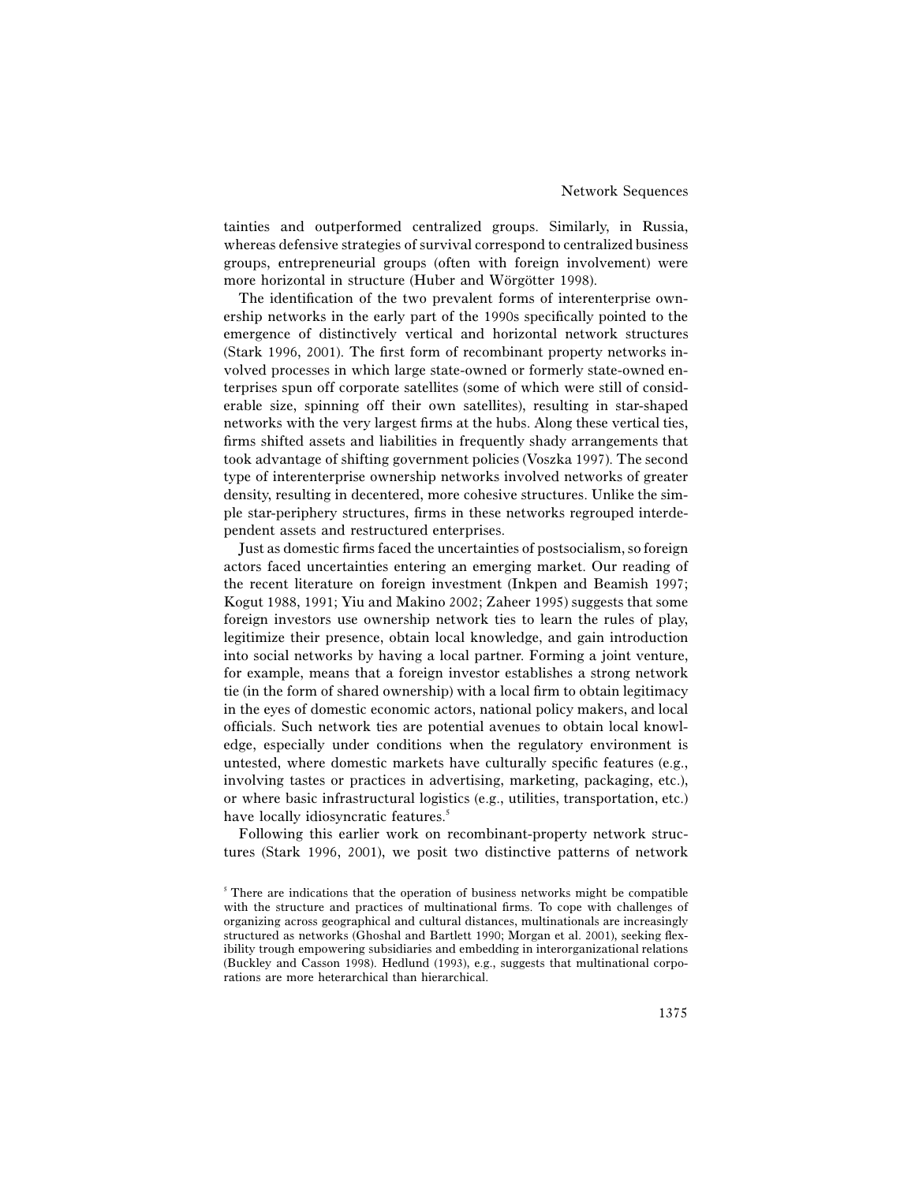tainties and outperformed centralized groups. Similarly, in Russia, whereas defensive strategies of survival correspond to centralized business groups, entrepreneurial groups (often with foreign involvement) were more horizontal in structure (Huber and Wörgötter 1998).

The identification of the two prevalent forms of interenterprise ownership networks in the early part of the 1990s specifically pointed to the emergence of distinctively vertical and horizontal network structures (Stark 1996, 2001). The first form of recombinant property networks involved processes in which large state-owned or formerly state-owned enterprises spun off corporate satellites (some of which were still of considerable size, spinning off their own satellites), resulting in star-shaped networks with the very largest firms at the hubs. Along these vertical ties, firms shifted assets and liabilities in frequently shady arrangements that took advantage of shifting government policies (Voszka 1997). The second type of interenterprise ownership networks involved networks of greater density, resulting in decentered, more cohesive structures. Unlike the simple star-periphery structures, firms in these networks regrouped interdependent assets and restructured enterprises.

Just as domestic firms faced the uncertainties of postsocialism, so foreign actors faced uncertainties entering an emerging market. Our reading of the recent literature on foreign investment (Inkpen and Beamish 1997; Kogut 1988, 1991; Yiu and Makino 2002; Zaheer 1995) suggests that some foreign investors use ownership network ties to learn the rules of play, legitimize their presence, obtain local knowledge, and gain introduction into social networks by having a local partner. Forming a joint venture, for example, means that a foreign investor establishes a strong network tie (in the form of shared ownership) with a local firm to obtain legitimacy in the eyes of domestic economic actors, national policy makers, and local officials. Such network ties are potential avenues to obtain local knowledge, especially under conditions when the regulatory environment is untested, where domestic markets have culturally specific features (e.g., involving tastes or practices in advertising, marketing, packaging, etc.), or where basic infrastructural logistics (e.g., utilities, transportation, etc.) have locally idiosyncratic features.[5]

Following this earlier work on recombinant-property network structures (Stark 1996, 2001), we posit two distinctive patterns of network

[5] There are indications that the operation of business networks might be compatible with the structure and practices of multinational firms. To cope with challenges of organizing across geographical and cultural distances, multinationals are increasingly structured as networks (Ghoshal and Bartlett 1990; Morgan et al. 2001), seeking flexibility trough empowering subsidiaries and embedding in interorganizational relations (Buckley and Casson 1998). Hedlund (1993), e.g., suggests that multinational corporations are more heterarchical than hierarchical.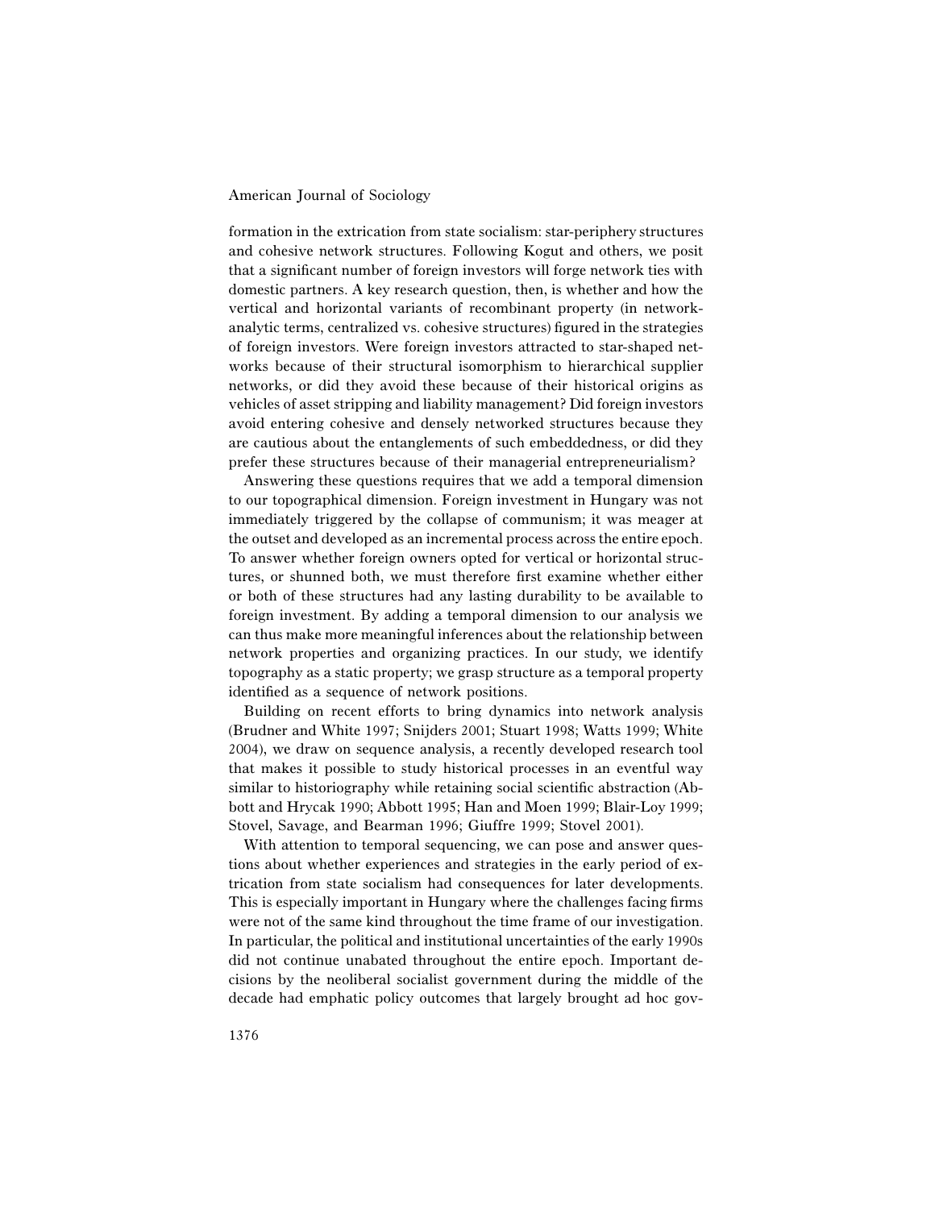formation in the extrication from state socialism: star-periphery structures and cohesive network structures. Following Kogut and others, we posit that a significant number of foreign investors will forge network ties with domestic partners. A key research question, then, is whether and how the vertical and horizontal variants of recombinant property (in network-analytic terms, centralized vs. cohesive structures) figured in the strategies of foreign investors. Were foreign investors attracted to star-shaped networks because of their structural isomorphism to hierarchical supplier networks, or did they avoid these because of their historical origins as vehicles of asset stripping and liability management? Did foreign investors avoid entering cohesive and densely networked structures because they are cautious about the entanglements of such embeddedness, or did they prefer these structures because of their managerial entrepreneurialism?

Answering these questions requires that we add a temporal dimension to our topographical dimension. Foreign investment in Hungary was not immediately triggered by the collapse of communism; it was meager at the outset and developed as an incremental process across the entire epoch. To answer whether foreign owners opted for vertical or horizontal structures, or shunned both, we must therefore first examine whether either or both of these structures had any lasting durability to be available to foreign investment. By adding a temporal dimension to our analysis we can thus make more meaningful inferences about the relationship between network properties and organizing practices. In our study, we identify topography as a static property; we grasp structure as a temporal property identified as a sequence of network positions.

Building on recent efforts to bring dynamics into network analysis (Brudner and White 1997; Snijders 2001; Stuart 1998; Watts 1999; White 2004), we draw on sequence analysis, a recently developed research tool that makes it possible to study historical processes in an eventful way similar to historiography while retaining social scientific abstraction (Abbott and Hrycak 1990; Abbott 1995; Han and Moen 1999; Blair-Loy 1999; Stovel, Savage, and Bearman 1996; Giuffre 1999; Stovel 2001).

With attention to temporal sequencing, we can pose and answer questions about whether experiences and strategies in the early period of extrication from state socialism had consequences for later developments. This is especially important in Hungary where the challenges facing firms were not of the same kind throughout the time frame of our investigation. In particular, the political and institutional uncertainties of the early 1990s did not continue unabated throughout the entire epoch. Important decisions by the neoliberal socialist government during the middle of the decade had emphatic policy outcomes that largely brought ad hoc gov-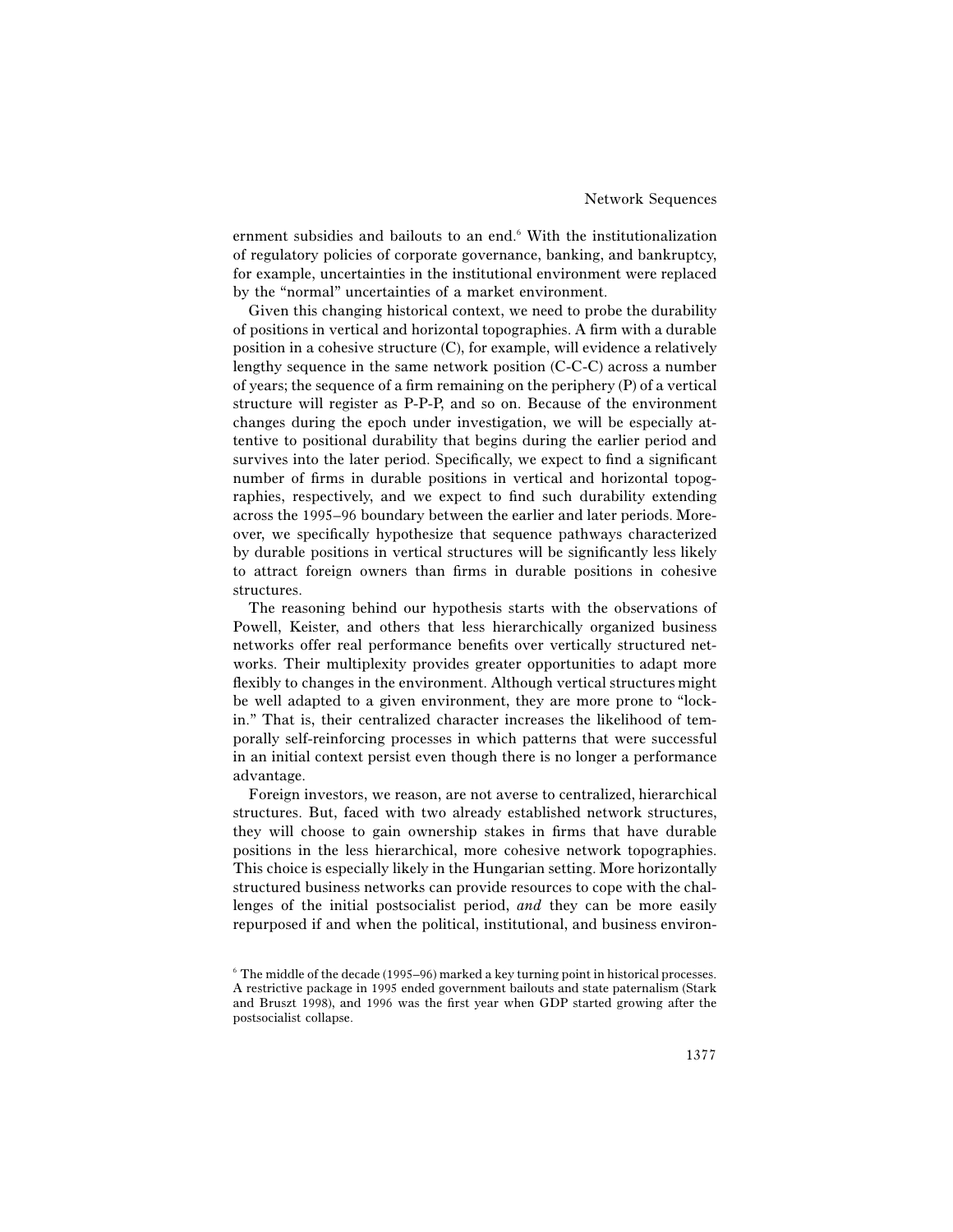ernment subsidies and bailouts to an end.[6] With the institutionalization of regulatory policies of corporate governance, banking, and bankruptcy, for example, uncertainties in the institutional environment were replaced by the "normal" uncertainties of a market environment.

Given this changing historical context, we need to probe the durability of positions in vertical and horizontal topographies. A firm with a durable position in a cohesive structure (C), for example, will evidence a relatively lengthy sequence in the same network position (C-C-C) across a number of years; the sequence of a firm remaining on the periphery (P) of a vertical structure will register as P-P-P, and so on. Because of the environment changes during the epoch under investigation, we will be especially attentive to positional durability that begins during the earlier period and survives into the later period. Specifically, we expect to find a significant number of firms in durable positions in vertical and horizontal topographies, respectively, and we expect to find such durability extending across the 1995–96 boundary between the earlier and later periods. Moreover, we specifically hypothesize that sequence pathways characterized by durable positions in vertical structures will be significantly less likely to attract foreign owners than firms in durable positions in cohesive structures.

The reasoning behind our hypothesis starts with the observations of Powell, Keister, and others that less hierarchically organized business networks offer real performance benefits over vertically structured networks. Their multiplexity provides greater opportunities to adapt more flexibly to changes in the environment. Although vertical structures might be well adapted to a given environment, they are more prone to "lock-in." That is, their centralized character increases the likelihood of temporally self-reinforcing processes in which patterns that were successful in an initial context persist even though there is no longer a performance advantage.

Foreign investors, we reason, are not averse to centralized, hierarchical structures. But, faced with two already established network structures, they will choose to gain ownership stakes in firms that have durable positions in the less hierarchical, more cohesive network topographies. This choice is especially likely in the Hungarian setting. More horizontally structured business networks can provide resources to cope with the challenges of the initial postsocialist period, *and* they can be more easily repurposed if and when the political, institutional, and business environ-

[6] The middle of the decade (1995–96) marked a key turning point in historical processes. A restrictive package in 1995 ended government bailouts and state paternalism (Stark and Bruszt 1998), and 1996 was the first year when GDP started growing after the postsocialist collapse.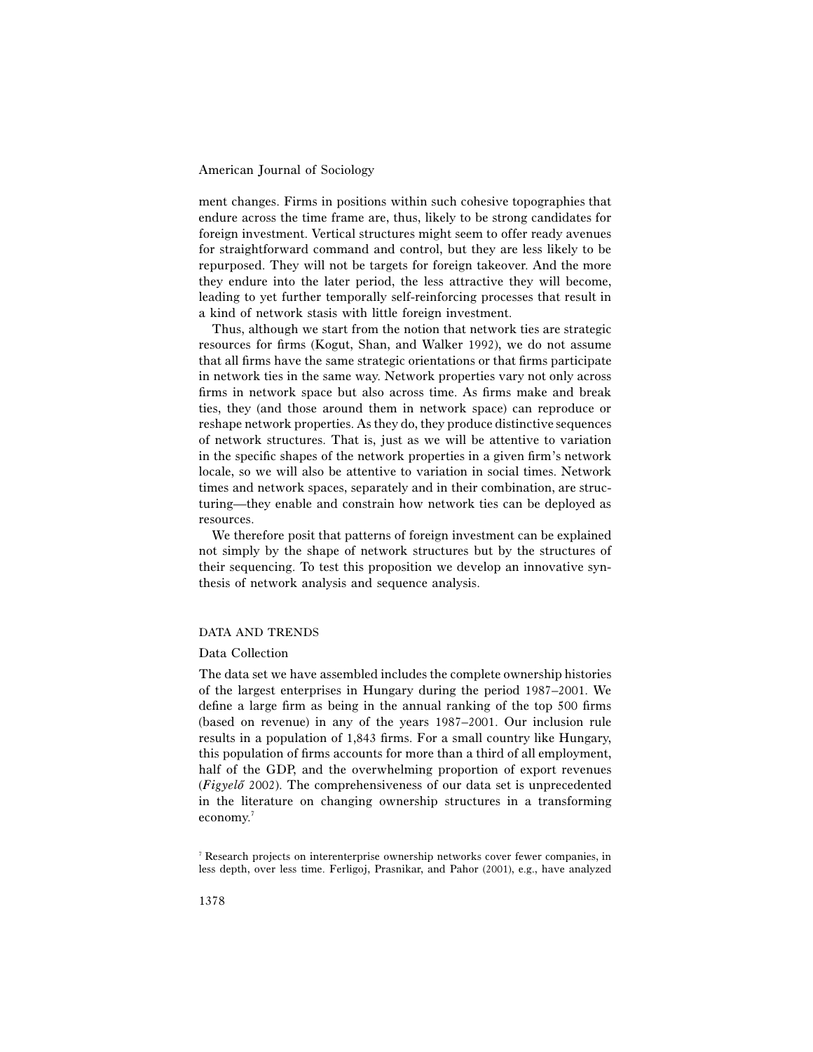ment changes. Firms in positions within such cohesive topographies that endure across the time frame are, thus, likely to be strong candidates for foreign investment. Vertical structures might seem to offer ready avenues for straightforward command and control, but they are less likely to be repurposed. They will not be targets for foreign takeover. And the more they endure into the later period, the less attractive they will become, leading to yet further temporally self-reinforcing processes that result in a kind of network stasis with little foreign investment.

Thus, although we start from the notion that network ties are strategic resources for firms (Kogut, Shan, and Walker 1992), we do not assume that all firms have the same strategic orientations or that firms participate in network ties in the same way. Network properties vary not only across firms in network space but also across time. As firms make and break ties, they (and those around them in network space) can reproduce or reshape network properties. As they do, they produce distinctive sequences of network structures. That is, just as we will be attentive to variation in the specific shapes of the network properties in a given firm's network locale, so we will also be attentive to variation in social times. Network times and network spaces, separately and in their combination, are structuring—they enable and constrain how network ties can be deployed as resources.

We therefore posit that patterns of foreign investment can be explained not simply by the shape of network structures but by the structures of their sequencing. To test this proposition we develop an innovative synthesis of network analysis and sequence analysis.

## DATA AND TRENDS

### Data Collection

The data set we have assembled includes the complete ownership histories of the largest enterprises in Hungary during the period 1987–2001. We define a large firm as being in the annual ranking of the top 500 firms (based on revenue) in any of the years 1987–2001. Our inclusion rule results in a population of 1,843 firms. For a small country like Hungary, this population of firms accounts for more than a third of all employment, half of the GDP, and the overwhelming proportion of export revenues (*Figyelő* 2002). The comprehensiveness of our data set is unprecedented in the literature on changing ownership structures in a transforming economy.[7]

[7] Research projects on interenterprise ownership networks cover fewer companies, in less depth, over less time. Ferligoj, Prasnikar, and Pahor (2001), e.g., have analyzed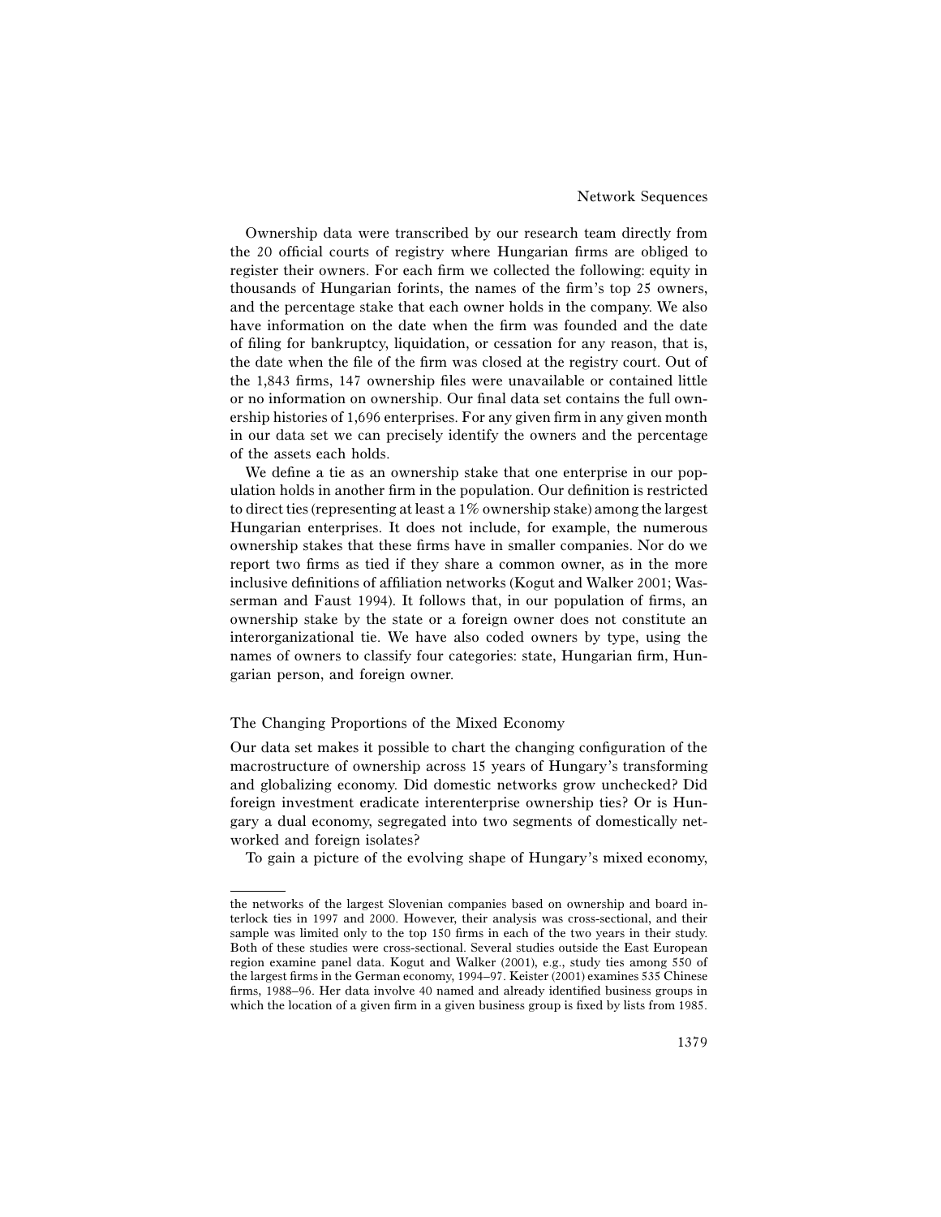Ownership data were transcribed by our research team directly from the 20 official courts of registry where Hungarian firms are obliged to register their owners. For each firm we collected the following: equity in thousands of Hungarian forints, the names of the firm's top 25 owners, and the percentage stake that each owner holds in the company. We also have information on the date when the firm was founded and the date of filing for bankruptcy, liquidation, or cessation for any reason, that is, the date when the file of the firm was closed at the registry court. Out of the 1,843 firms, 147 ownership files were unavailable or contained little or no information on ownership. Our final data set contains the full ownership histories of 1,696 enterprises. For any given firm in any given month in our data set we can precisely identify the owners and the percentage of the assets each holds.

We define a tie as an ownership stake that one enterprise in our population holds in another firm in the population. Our definition is restricted to direct ties (representing at least a 1% ownership stake) among the largest Hungarian enterprises. It does not include, for example, the numerous ownership stakes that these firms have in smaller companies. Nor do we report two firms as tied if they share a common owner, as in the more inclusive definitions of affiliation networks (Kogut and Walker 2001; Wasserman and Faust 1994). It follows that, in our population of firms, an ownership stake by the state or a foreign owner does not constitute an interorganizational tie. We have also coded owners by type, using the names of owners to classify four categories: state, Hungarian firm, Hungarian person, and foreign owner.

### The Changing Proportions of the Mixed Economy

Our data set makes it possible to chart the changing configuration of the macrostructure of ownership across 15 years of Hungary's transforming and globalizing economy. Did domestic networks grow unchecked? Did foreign investment eradicate interenterprise ownership ties? Or is Hungary a dual economy, segregated into two segments of domestically networked and foreign isolates?

To gain a picture of the evolving shape of Hungary's mixed economy,

---

the networks of the largest Slovenian companies based on ownership and board interlock ties in 1997 and 2000. However, their analysis was cross-sectional, and their sample was limited only to the top 150 firms in each of the two years in their study. Both of these studies were cross-sectional. Several studies outside the East European region examine panel data. Kogut and Walker (2001), e.g., study ties among 550 of the largest firms in the German economy, 1994–97. Keister (2001) examines 535 Chinese firms, 1988–96. Her data involve 40 named and already identified business groups in which the location of a given firm in a given business group is fixed by lists from 1985.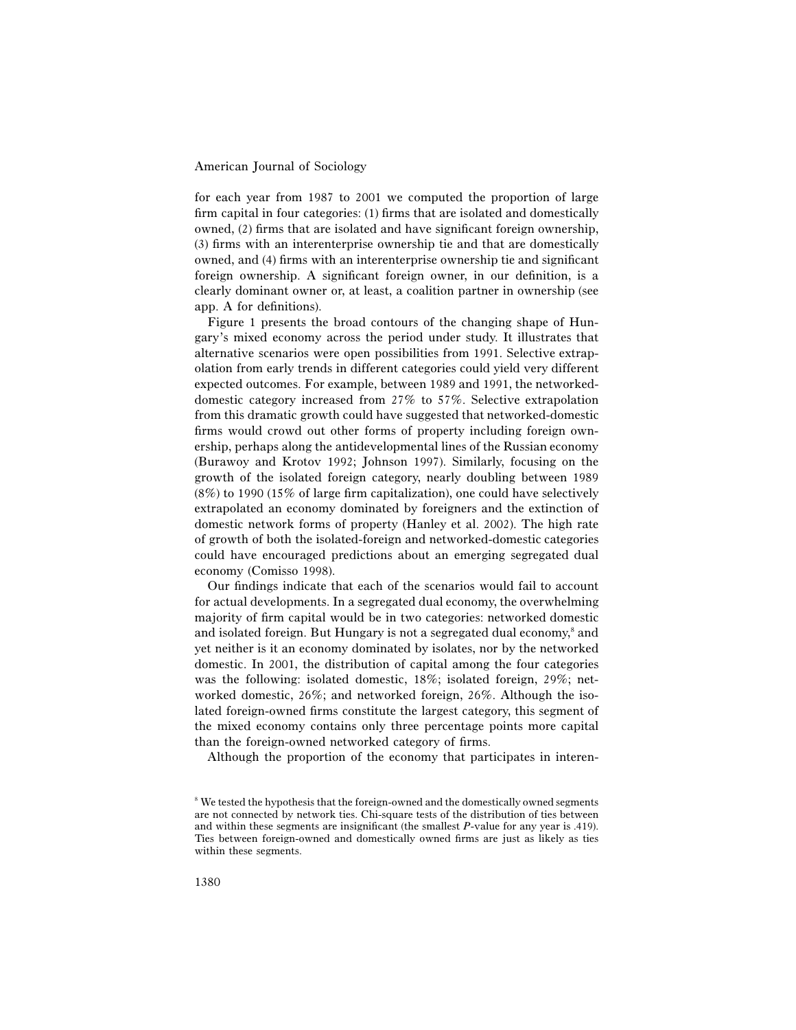for each year from 1987 to 2001 we computed the proportion of large firm capital in four categories: (1) firms that are isolated and domestically owned, (2) firms that are isolated and have significant foreign ownership, (3) firms with an interenterprise ownership tie and that are domestically owned, and (4) firms with an interenterprise ownership tie and significant foreign ownership. A significant foreign owner, in our definition, is a clearly dominant owner or, at least, a coalition partner in ownership (see app. A for definitions).

Figure 1 presents the broad contours of the changing shape of Hungary's mixed economy across the period under study. It illustrates that alternative scenarios were open possibilities from 1991. Selective extrapolation from early trends in different categories could yield very different expected outcomes. For example, between 1989 and 1991, the networked-domestic category increased from 27% to 57%. Selective extrapolation from this dramatic growth could have suggested that networked-domestic firms would crowd out other forms of property including foreign ownership, perhaps along the antidevelopmental lines of the Russian economy (Burawoy and Krotov 1992; Johnson 1997). Similarly, focusing on the growth of the isolated foreign category, nearly doubling between 1989 (8%) to 1990 (15% of large firm capitalization), one could have selectively extrapolated an economy dominated by foreigners and the extinction of domestic network forms of property (Hanley et al. 2002). The high rate of growth of both the isolated-foreign and networked-domestic categories could have encouraged predictions about an emerging segregated dual economy (Comisso 1998).

Our findings indicate that each of the scenarios would fail to account for actual developments. In a segregated dual economy, the overwhelming majority of firm capital would be in two categories: networked domestic and isolated foreign. But Hungary is not a segregated dual economy,[8] and yet neither is it an economy dominated by isolates, nor by the networked domestic. In 2001, the distribution of capital among the four categories was the following: isolated domestic, 18%; isolated foreign, 29%; networked domestic, 26%; and networked foreign, 26%. Although the isolated foreign-owned firms constitute the largest category, this segment of the mixed economy contains only three percentage points more capital than the foreign-owned networked category of firms.

Although the proportion of the economy that participates in interen-

[8] We tested the hypothesis that the foreign-owned and the domestically owned segments are not connected by network ties. Chi-square tests of the distribution of ties between and within these segments are insignificant (the smallest $P$-value for any year is .419). Ties between foreign-owned and domestically owned firms are just as likely as ties within these segments.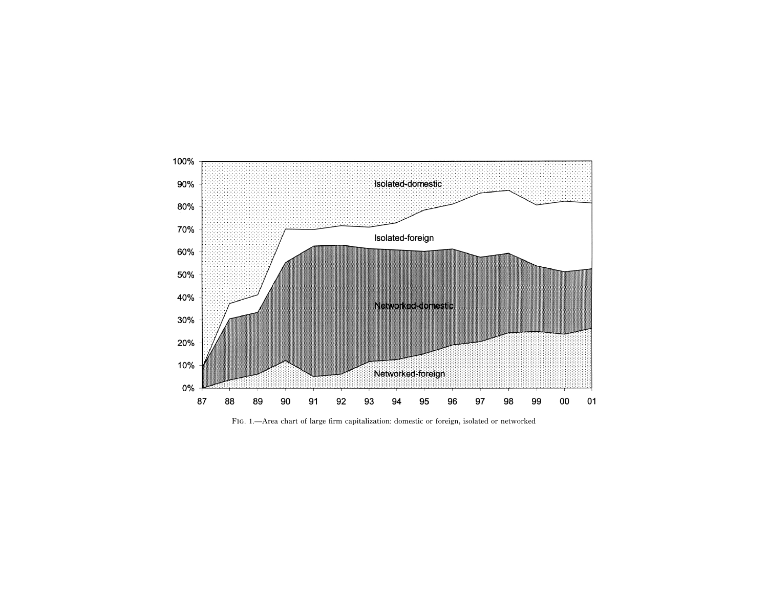Fig. 1.—Area chart of large firm capitalization: domestic or foreign, isolated or networked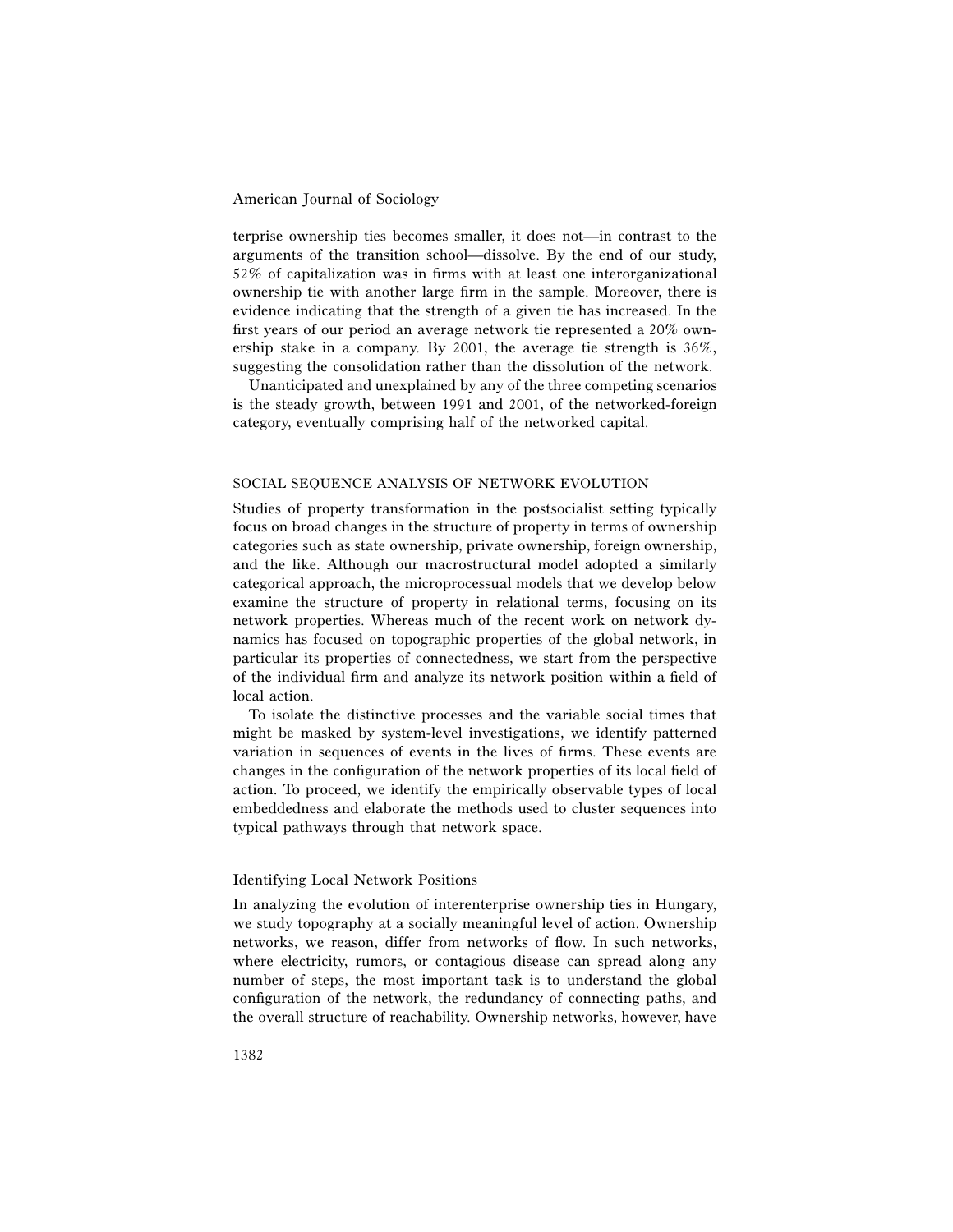terprise ownership ties becomes smaller, it does not—in contrast to the arguments of the transition school—dissolve. By the end of our study, 52% of capitalization was in firms with at least one interorganizational ownership tie with another large firm in the sample. Moreover, there is evidence indicating that the strength of a given tie has increased. In the first years of our period an average network tie represented a 20% ownership stake in a company. By 2001, the average tie strength is 36%, suggesting the consolidation rather than the dissolution of the network.

Unanticipated and unexplained by any of the three competing scenarios is the steady growth, between 1991 and 2001, of the networked-foreign category, eventually comprising half of the networked capital.

## SOCIAL SEQUENCE ANALYSIS OF NETWORK EVOLUTION

Studies of property transformation in the postsocialist setting typically focus on broad changes in the structure of property in terms of ownership categories such as state ownership, private ownership, foreign ownership, and the like. Although our macrostructural model adopted a similarly categorical approach, the microprocessual models that we develop below examine the structure of property in relational terms, focusing on its network properties. Whereas much of the recent work on network dynamics has focused on topographic properties of the global network, in particular its properties of connectedness, we start from the perspective of the individual firm and analyze its network position within a field of local action.

To isolate the distinctive processes and the variable social times that might be masked by system-level investigations, we identify patterned variation in sequences of events in the lives of firms. These events are changes in the configuration of the network properties of its local field of action. To proceed, we identify the empirically observable types of local embeddedness and elaborate the methods used to cluster sequences into typical pathways through that network space.

### Identifying Local Network Positions

In analyzing the evolution of interenterprise ownership ties in Hungary, we study topography at a socially meaningful level of action. Ownership networks, we reason, differ from networks of flow. In such networks, where electricity, rumors, or contagious disease can spread along any number of steps, the most important task is to understand the global configuration of the network, the redundancy of connecting paths, and the overall structure of reachability. Ownership networks, however, have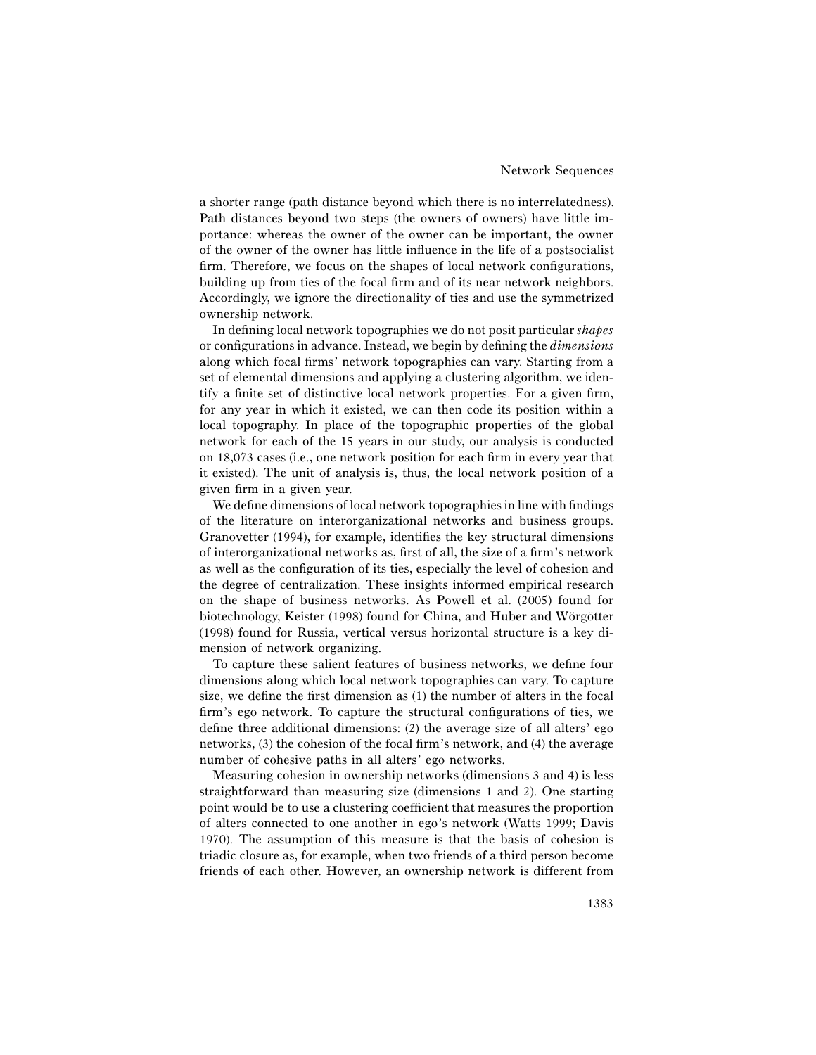a shorter range (path distance beyond which there is no interrelatedness). Path distances beyond two steps (the owners of owners) have little importance: whereas the owner of the owner can be important, the owner of the owner of the owner has little influence in the life of a postsocialist firm. Therefore, we focus on the shapes of local network configurations, building up from ties of the focal firm and of its near network neighbors. Accordingly, we ignore the directionality of ties and use the symmetrized ownership network.

In defining local network topographies we do not posit particular *shapes* or configurations in advance. Instead, we begin by defining the *dimensions* along which focal firms' network topographies can vary. Starting from a set of elemental dimensions and applying a clustering algorithm, we identify a finite set of distinctive local network properties. For a given firm, for any year in which it existed, we can then code its position within a local topography. In place of the topographic properties of the global network for each of the 15 years in our study, our analysis is conducted on 18,073 cases (i.e., one network position for each firm in every year that it existed). The unit of analysis is, thus, the local network position of a given firm in a given year.

We define dimensions of local network topographies in line with findings of the literature on interorganizational networks and business groups. Granovetter (1994), for example, identifies the key structural dimensions of interorganizational networks as, first of all, the size of a firm's network as well as the configuration of its ties, especially the level of cohesion and the degree of centralization. These insights informed empirical research on the shape of business networks. As Powell et al. (2005) found for biotechnology, Keister (1998) found for China, and Huber and Wörgötter (1998) found for Russia, vertical versus horizontal structure is a key dimension of network organizing.

To capture these salient features of business networks, we define four dimensions along which local network topographies can vary. To capture size, we define the first dimension as (1) the number of alters in the focal firm's ego network. To capture the structural configurations of ties, we define three additional dimensions: (2) the average size of all alters' ego networks, (3) the cohesion of the focal firm's network, and (4) the average number of cohesive paths in all alters' ego networks.

Measuring cohesion in ownership networks (dimensions 3 and 4) is less straightforward than measuring size (dimensions 1 and 2). One starting point would be to use a clustering coefficient that measures the proportion of alters connected to one another in ego's network (Watts 1999; Davis 1970). The assumption of this measure is that the basis of cohesion is triadic closure as, for example, when two friends of a third person become friends of each other. However, an ownership network is different from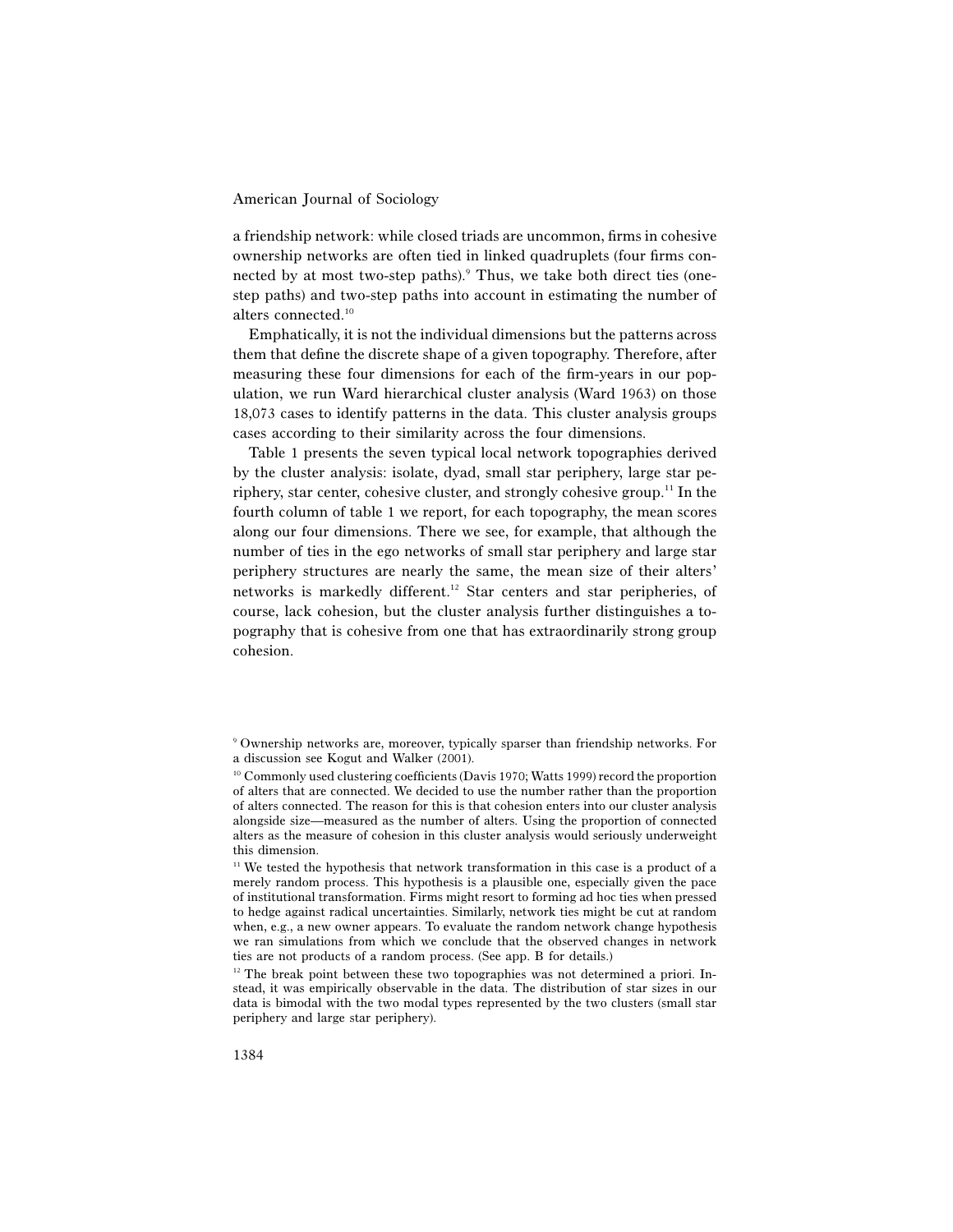a friendship network: while closed triads are uncommon, firms in cohesive ownership networks are often tied in linked quadruplets (four firms connected by at most two-step paths).[9] Thus, we take both direct ties (one-step paths) and two-step paths into account in estimating the number of alters connected.[10]

Emphatically, it is not the individual dimensions but the patterns across them that define the discrete shape of a given topography. Therefore, after measuring these four dimensions for each of the firm-years in our population, we run Ward hierarchical cluster analysis (Ward 1963) on those 18,073 cases to identify patterns in the data. This cluster analysis groups cases according to their similarity across the four dimensions.

Table 1 presents the seven typical local network topographies derived by the cluster analysis: isolate, dyad, small star periphery, large star periphery, star center, cohesive cluster, and strongly cohesive group.[11] In the fourth column of table 1 we report, for each topography, the mean scores along our four dimensions. There we see, for example, that although the number of ties in the ego networks of small star periphery and large star periphery structures are nearly the same, the mean size of their alters' networks is markedly different.[12] Star centers and star peripheries, of course, lack cohesion, but the cluster analysis further distinguishes a topography that is cohesive from one that has extraordinarily strong group cohesion.

[9] Ownership networks are, moreover, typically sparser than friendship networks. For a discussion see Kogut and Walker (2001).

[10] Commonly used clustering coefficients (Davis 1970; Watts 1999) record the proportion of alters that are connected. We decided to use the number rather than the proportion of alters connected. The reason for this is that cohesion enters into our cluster analysis alongside size—measured as the number of alters. Using the proportion of connected alters as the measure of cohesion in this cluster analysis would seriously underweight this dimension.

[11] We tested the hypothesis that network transformation in this case is a product of a merely random process. This hypothesis is a plausible one, especially given the pace of institutional transformation. Firms might resort to forming ad hoc ties when pressed to hedge against radical uncertainties. Similarly, network ties might be cut at random when, e.g., a new owner appears. To evaluate the random network change hypothesis we ran simulations from which we conclude that the observed changes in network ties are not products of a random process. (See app. B for details.)

[12] The break point between these two topographies was not determined a priori. Instead, it was empirically observable in the data. The distribution of star sizes in our data is bimodal with the two modal types represented by the two clusters (small star periphery and large star periphery).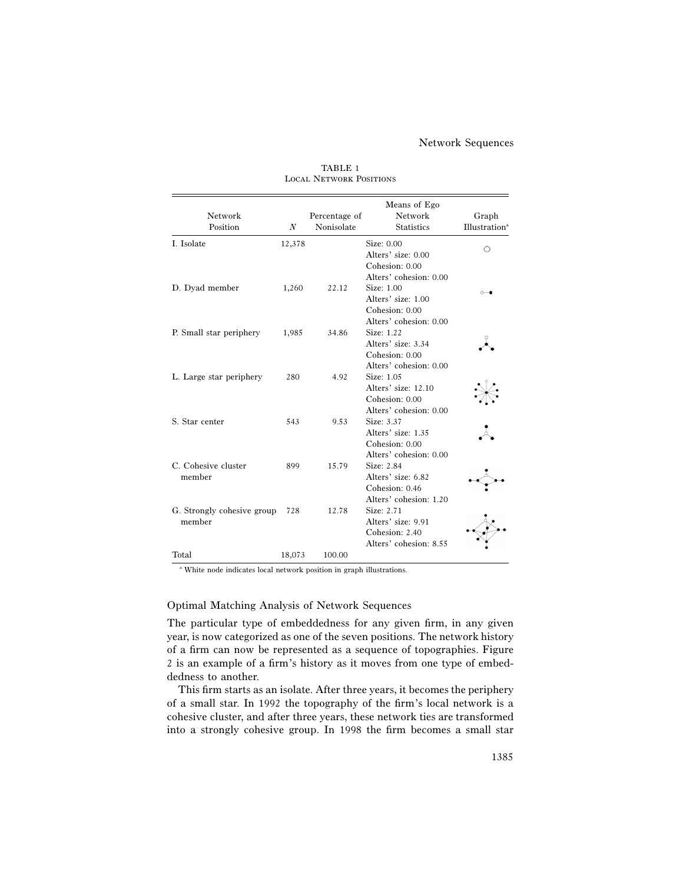TABLE 1
Local Network Positions

| Network Position | $N$ | Percentage of Nonisolate | Means of Ego Network Statistics | Graph Illustration[a] |
|---|---|---|---|---|
| I. Isolate | 12,378 | | Size: 0.00<br>Alters' size: 0.00<br>Cohesion: 0.00<br>Alters' cohesion: 0.00 | |
| D. Dyad member | 1,260 | 22.12 | Size: 1.00<br>Alters' size: 1.00<br>Cohesion: 0.00<br>Alters' cohesion: 0.00 | |
| P. Small star periphery | 1,985 | 34.86 | Size: 1.22<br>Alters' size: 3.34<br>Cohesion: 0.00<br>Alters' cohesion: 0.00 | |
| L. Large star periphery | 280 | 4.92 | Size: 1.05<br>Alters' size: 12.10<br>Cohesion: 0.00<br>Alters' cohesion: 0.00 | |
| S. Star center | 543 | 9.53 | Size: 3.37<br>Alters' size: 1.35<br>Cohesion: 0.00<br>Alters' cohesion: 0.00 | |
| C. Cohesive cluster member | 899 | 15.79 | Size: 2.84<br>Alters' size: 6.82<br>Cohesion: 0.46<br>Alters' cohesion: 1.20 | |
| G. Strongly cohesive group member | 728 | 12.78 | Size: 2.71<br>Alters' size: 9.91<br>Cohesion: 2.40<br>Alters' cohesion: 8.55 | |
| Total | 18,073 | 100.00 | | |

[a] White node indicates local network position in graph illustrations.

## Optimal Matching Analysis of Network Sequences

The particular type of embeddedness for any given firm, in any given year, is now categorized as one of the seven positions. The network history of a firm can now be represented as a sequence of topographies. Figure 2 is an example of a firm's history as it moves from one type of embeddedness to another.

This firm starts as an isolate. After three years, it becomes the periphery of a small star. In 1992 the topography of the firm's local network is a cohesive cluster, and after three years, these network ties are transformed into a strongly cohesive group. In 1998 the firm becomes a small star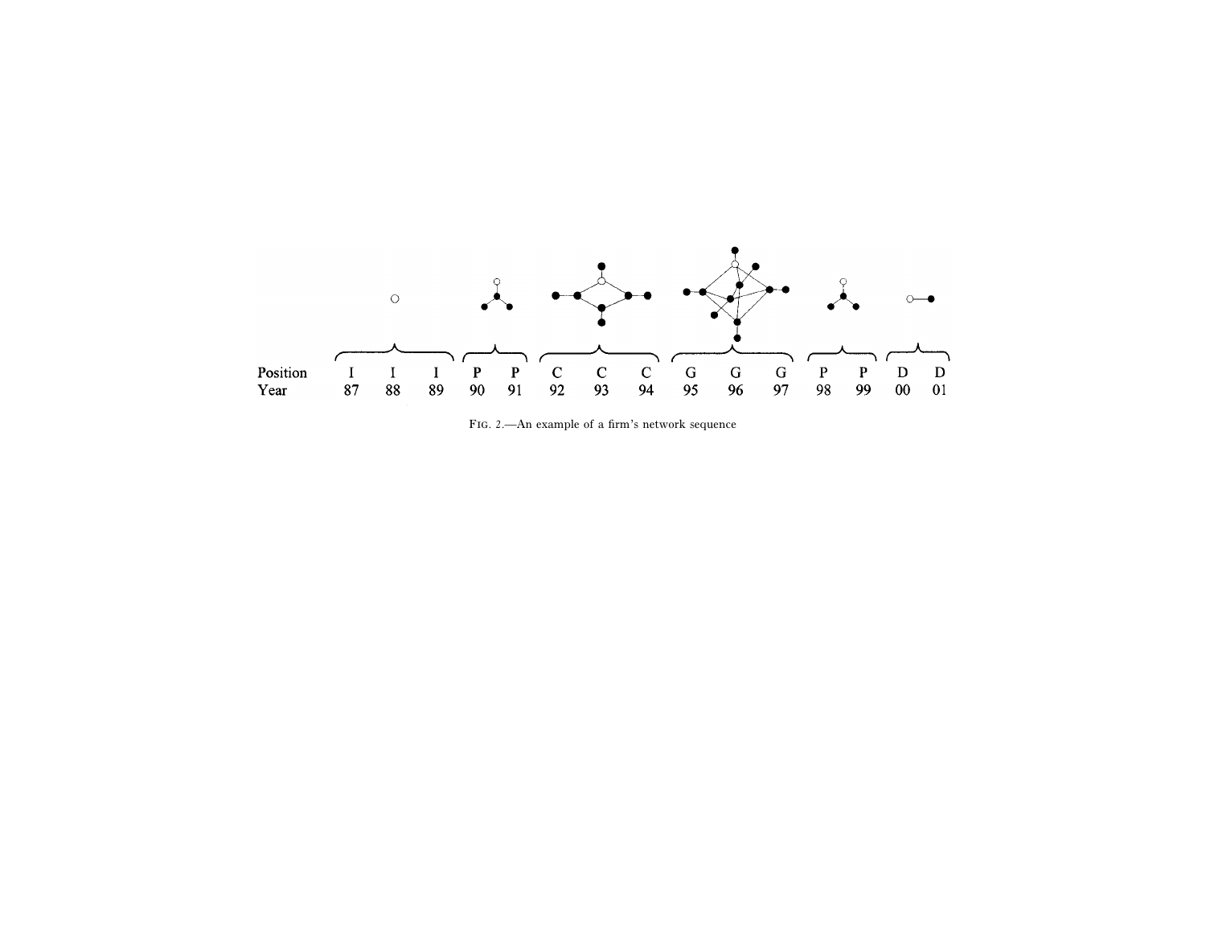| Position | I | I | I | P | P | C | C | C | G | G | G | P | P | D | D |
|---|---|---|---|---|---|---|---|---|---|---|---|---|---|---|---|
| Year | 87 | 88 | 89 | 90 | 91 | 92 | 93 | 94 | 95 | 96 | 97 | 98 | 99 | 00 | 01 |

FIG. 2.—An example of a firm's network sequence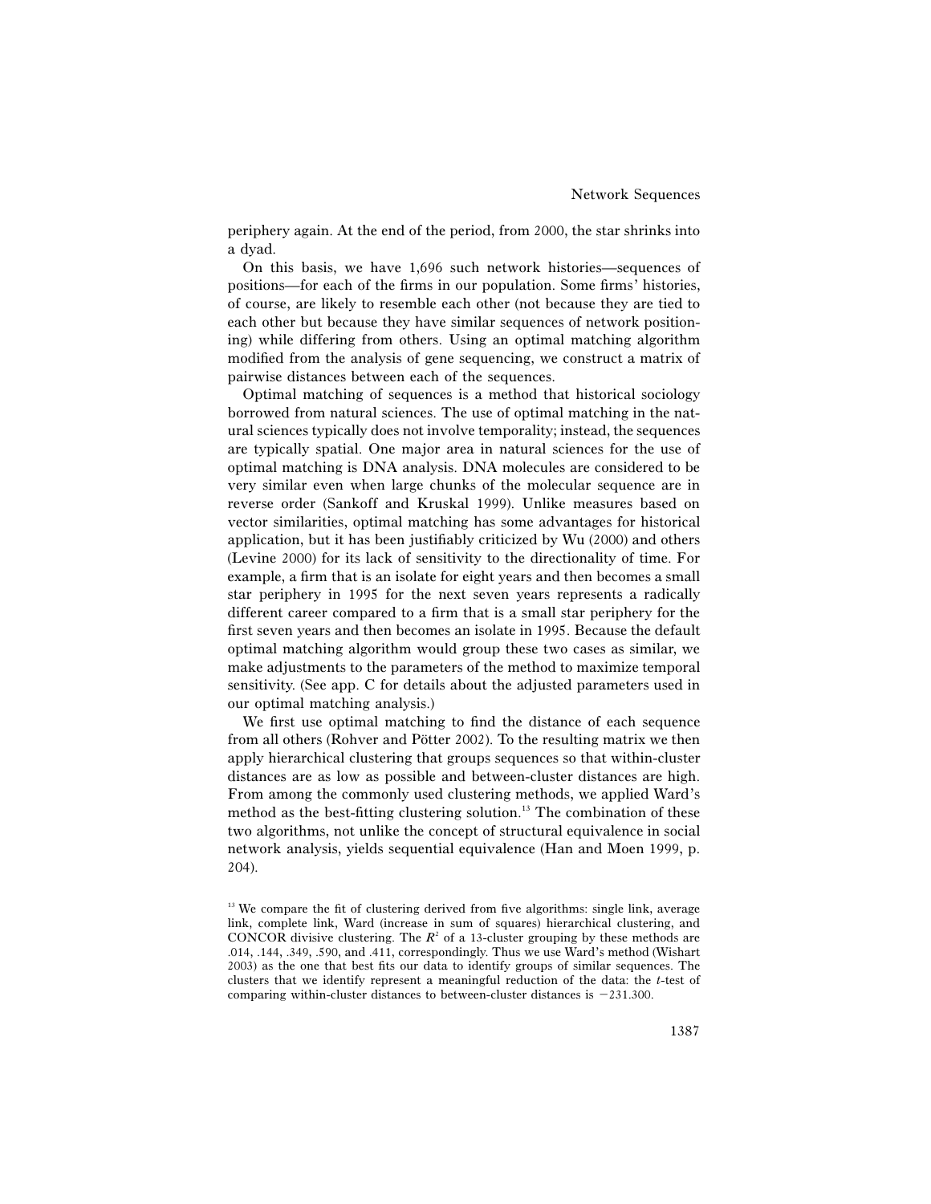periphery again. At the end of the period, from 2000, the star shrinks into a dyad.

On this basis, we have 1,696 such network histories—sequences of positions—for each of the firms in our population. Some firms' histories, of course, are likely to resemble each other (not because they are tied to each other but because they have similar sequences of network positioning) while differing from others. Using an optimal matching algorithm modified from the analysis of gene sequencing, we construct a matrix of pairwise distances between each of the sequences.

Optimal matching of sequences is a method that historical sociology borrowed from natural sciences. The use of optimal matching in the natural sciences typically does not involve temporality; instead, the sequences are typically spatial. One major area in natural sciences for the use of optimal matching is DNA analysis. DNA molecules are considered to be very similar even when large chunks of the molecular sequence are in reverse order (Sankoff and Kruskal 1999). Unlike measures based on vector similarities, optimal matching has some advantages for historical application, but it has been justifiably criticized by Wu (2000) and others (Levine 2000) for its lack of sensitivity to the directionality of time. For example, a firm that is an isolate for eight years and then becomes a small star periphery in 1995 for the next seven years represents a radically different career compared to a firm that is a small star periphery for the first seven years and then becomes an isolate in 1995. Because the default optimal matching algorithm would group these two cases as similar, we make adjustments to the parameters of the method to maximize temporal sensitivity. (See app. C for details about the adjusted parameters used in our optimal matching analysis.)

We first use optimal matching to find the distance of each sequence from all others (Rohver and Pötter 2002). To the resulting matrix we then apply hierarchical clustering that groups sequences so that within-cluster distances are as low as possible and between-cluster distances are high. From among the commonly used clustering methods, we applied Ward's method as the best-fitting clustering solution.[13] The combination of these two algorithms, not unlike the concept of structural equivalence in social network analysis, yields sequential equivalence (Han and Moen 1999, p. 204).

[13] We compare the fit of clustering derived from five algorithms: single link, average link, complete link, Ward (increase in sum of squares) hierarchical clustering, and CONCOR divisive clustering. The $R^2$ of a 13-cluster grouping by these methods are .014, .144, .349, .590, and .411, correspondingly. Thus we use Ward's method (Wishart 2003) as the one that best fits our data to identify groups of similar sequences. The clusters that we identify represent a meaningful reduction of the data: the $t$-test of comparing within-cluster distances to between-cluster distances is $-231.300$.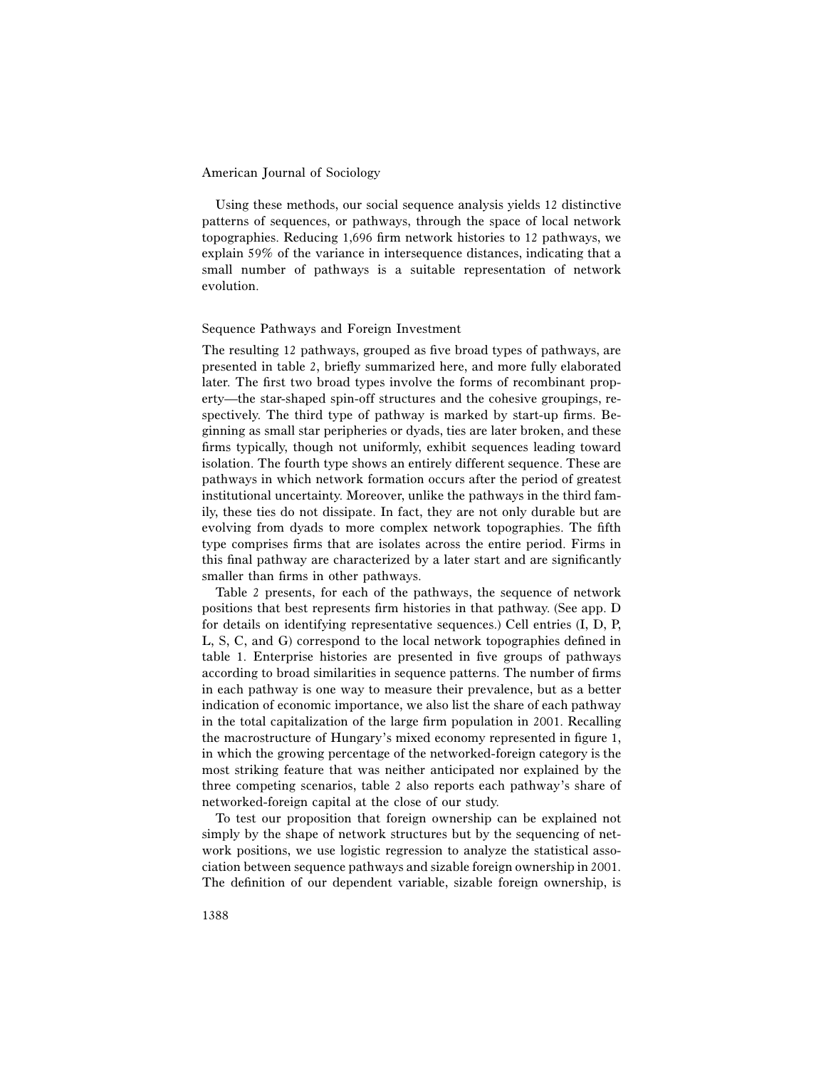Using these methods, our social sequence analysis yields 12 distinctive patterns of sequences, or pathways, through the space of local network topographies. Reducing 1,696 firm network histories to 12 pathways, we explain 59% of the variance in intersequence distances, indicating that a small number of pathways is a suitable representation of network evolution.

### Sequence Pathways and Foreign Investment

The resulting 12 pathways, grouped as five broad types of pathways, are presented in table 2, briefly summarized here, and more fully elaborated later. The first two broad types involve the forms of recombinant property—the star-shaped spin-off structures and the cohesive groupings, respectively. The third type of pathway is marked by start-up firms. Beginning as small star peripheries or dyads, ties are later broken, and these firms typically, though not uniformly, exhibit sequences leading toward isolation. The fourth type shows an entirely different sequence. These are pathways in which network formation occurs after the period of greatest institutional uncertainty. Moreover, unlike the pathways in the third family, these ties do not dissipate. In fact, they are not only durable but are evolving from dyads to more complex network topographies. The fifth type comprises firms that are isolates across the entire period. Firms in this final pathway are characterized by a later start and are significantly smaller than firms in other pathways.

Table 2 presents, for each of the pathways, the sequence of network positions that best represents firm histories in that pathway. (See app. D for details on identifying representative sequences.) Cell entries (I, D, P, L, S, C, and G) correspond to the local network topographies defined in table 1. Enterprise histories are presented in five groups of pathways according to broad similarities in sequence patterns. The number of firms in each pathway is one way to measure their prevalence, but as a better indication of economic importance, we also list the share of each pathway in the total capitalization of the large firm population in 2001. Recalling the macrostructure of Hungary's mixed economy represented in figure 1, in which the growing percentage of the networked-foreign category is the most striking feature that was neither anticipated nor explained by the three competing scenarios, table 2 also reports each pathway's share of networked-foreign capital at the close of our study.

To test our proposition that foreign ownership can be explained not simply by the shape of network structures but by the sequencing of network positions, we use logistic regression to analyze the statistical association between sequence pathways and sizable foreign ownership in 2001. The definition of our dependent variable, sizable foreign ownership, is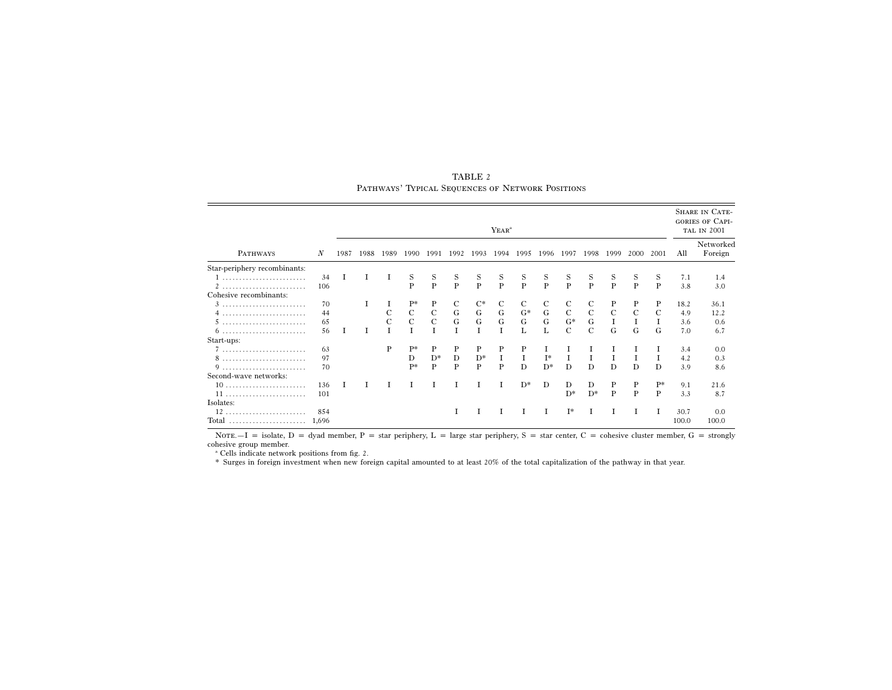TABLE 2

Pathways' Typical Sequences of Network Positions

| Pathways | $N$ | Year[a] | | | | | | | | | | | | | | | Share in Categories of Capital in 2001 | |
|---|---|---|---|---|---|---|---|---|---|---|---|---|---|---|---|---|---|---|
| | | 1987 | 1988 | 1989 | 1990 | 1991 | 1992 | 1993 | 1994 | 1995 | 1996 | 1997 | 1998 | 1999 | 2000 | 2001 | All | Networked Foreign |
| Star-periphery recombinants: | | | | | | | | | | | | | | | | | | |
| 1 | 34 | I | I | I | S | S | S | S | S | S | S | S | S | S | S | S | 7.1 | 1.4 |
| 2 | 106 | | | | P | P | P | P | P | P | P | P | P | P | P | P | 3.8 | 3.0 |
| Cohesive recombinants: | | | | | | | | | | | | | | | | | | |
| 3 | 70 | | I | I | P* | P | C | C* | C | C | C | C | C | P | P | P | 18.2 | 36.1 |
| 4 | 44 | | | C | C | C | G | G | G | G* | G | C | C | C | C | C | 4.9 | 12.2 |
| 5 | 65 | | | C | C | C | G | G | G | G | G | G* | G | I | I | I | 3.6 | 0.6 |
| 6 | 56 | I | I | I | I | I | I | I | I | L | L | C | C | G | G | G | 7.0 | 6.7 |
| Start-ups: | | | | | | | | | | | | | | | | | | |
| 7 | 63 | | | P | P* | P | P | P | P | P | I | I | I | I | I | I | 3.4 | 0.0 |
| 8 | 97 | | | | D | D* | D | D* | I | I | I* | I | I | I | I | I | 4.2 | 0.3 |
| 9 | 70 | | | | P* | P | P | P | P | D | D* | D | D | D | D | D | 3.9 | 8.6 |
| Second-wave networks: | | | | | | | | | | | | | | | | | | |
| 10 | 136 | I | I | I | I | I | I | I | I | D* | D | D | D | P | P | P* | 9.1 | 21.6 |
| 11 | 101 | | | | | | | | | | | D* | D* | P | P | P | 3.3 | 8.7 |
| Isolates: | | | | | | | | | | | | | | | | | | |
| 12 | 854 | | | | | | I | I | I | I | I | I* | I | I | I | I | 30.7 | 0.0 |
| Total | 1,696 | | | | | | | | | | | | | | | | 100.0 | 100.0 |

Note.—I = isolate, D = dyad member, P = star periphery, L = large star periphery, S = star center, C = cohesive cluster member, G = strongly cohesive group member.

[a] Cells indicate network positions from fig. 2.

\* Surges in foreign investment when new foreign capital amounted to at least 20% of the total capitalization of the pathway in that year.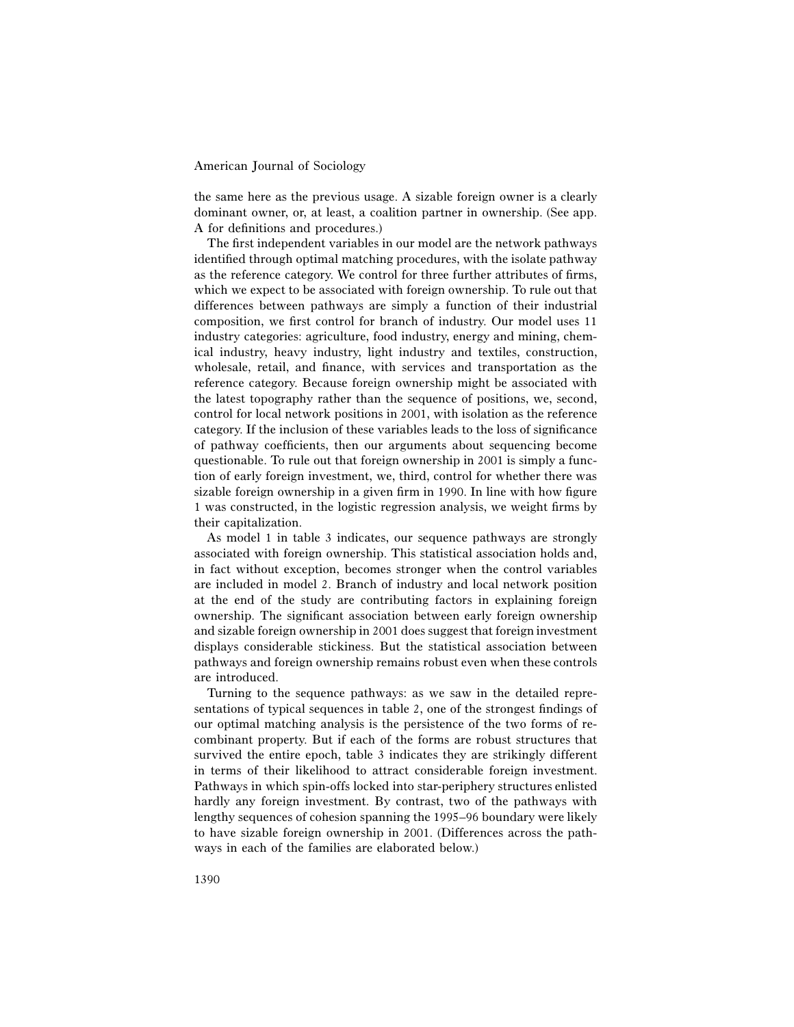the same here as the previous usage. A sizable foreign owner is a clearly dominant owner, or, at least, a coalition partner in ownership. (See app. A for definitions and procedures.)

The first independent variables in our model are the network pathways identified through optimal matching procedures, with the isolate pathway as the reference category. We control for three further attributes of firms, which we expect to be associated with foreign ownership. To rule out that differences between pathways are simply a function of their industrial composition, we first control for branch of industry. Our model uses 11 industry categories: agriculture, food industry, energy and mining, chemical industry, heavy industry, light industry and textiles, construction, wholesale, retail, and finance, with services and transportation as the reference category. Because foreign ownership might be associated with the latest topography rather than the sequence of positions, we, second, control for local network positions in 2001, with isolation as the reference category. If the inclusion of these variables leads to the loss of significance of pathway coefficients, then our arguments about sequencing become questionable. To rule out that foreign ownership in 2001 is simply a function of early foreign investment, we, third, control for whether there was sizable foreign ownership in a given firm in 1990. In line with how figure 1 was constructed, in the logistic regression analysis, we weight firms by their capitalization.

As model 1 in table 3 indicates, our sequence pathways are strongly associated with foreign ownership. This statistical association holds and, in fact without exception, becomes stronger when the control variables are included in model 2. Branch of industry and local network position at the end of the study are contributing factors in explaining foreign ownership. The significant association between early foreign ownership and sizable foreign ownership in 2001 does suggest that foreign investment displays considerable stickiness. But the statistical association between pathways and foreign ownership remains robust even when these controls are introduced.

Turning to the sequence pathways: as we saw in the detailed representations of typical sequences in table 2, one of the strongest findings of our optimal matching analysis is the persistence of the two forms of recombinant property. But if each of the forms are robust structures that survived the entire epoch, table 3 indicates they are strikingly different in terms of their likelihood to attract considerable foreign investment. Pathways in which spin-offs locked into star-periphery structures enlisted hardly any foreign investment. By contrast, two of the pathways with lengthy sequences of cohesion spanning the 1995–96 boundary were likely to have sizable foreign ownership in 2001. (Differences across the pathways in each of the families are elaborated below.)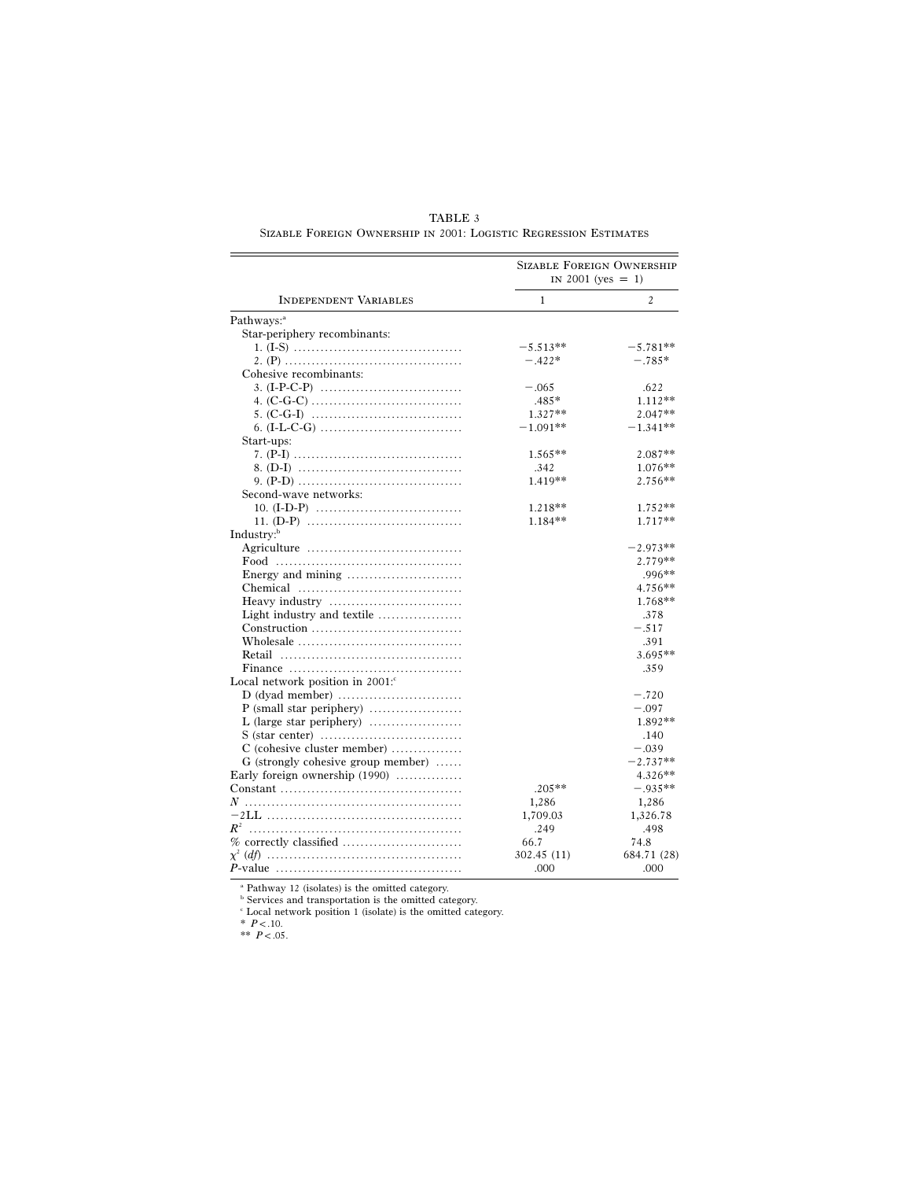TABLE 3

Sizable Foreign Ownership in 2001: Logistic Regression Estimates

| Independent Variables | Sizable Foreign Ownership in 2001 (yes = 1) | |
|---|---|---|
| | 1 | 2 |
| Pathways:[a] | | |
| Star-periphery recombinants: | | |
| 1. (I-S) | −5.513** | −5.781** |
| 2. (P) | −.422* | −.785* |
| Cohesive recombinants: | | |
| 3. (I-P-C-P) | −.065 | .622 |
| 4. (C-G-C) | .485* | 1.112** |
| 5. (C-G-I) | 1.327** | 2.047** |
| 6. (I-L-C-G) | −1.091** | −1.341** |
| Start-ups: | | |
| 7. (P-I) | 1.565** | 2.087** |
| 8. (D-I) | .342 | 1.076** |
| 9. (P-D) | 1.419** | 2.756** |
| Second-wave networks: | | |
| 10. (I-D-P) | 1.218** | 1.752** |
| 11. (D-P) | 1.184** | 1.717** |
| Industry:[b] | | |
| Agriculture | | −2.973** |
| Food | | 2.779** |
| Energy and mining | | .996** |
| Chemical | | 4.756** |
| Heavy industry | | 1.768** |
| Light industry and textile | | .378 |
| Construction | | −.517 |
| Wholesale | | .391 |
| Retail | | 3.695** |
| Finance | | .359 |
| Local network position in 2001:[c] | | |
| D (dyad member) | | −.720 |
| P (small star periphery) | | −.097 |
| L (large star periphery) | | 1.892** |
| S (star center) | | .140 |
| C (cohesive cluster member) | | −.039 |
| G (strongly cohesive group member) | | −2.737** |
| Early foreign ownership (1990) | | 4.326** |
| Constant | .205** | −.935** |
| $N$ | 1,286 | 1,286 |
| −2LL | 1,709.03 | 1,326.78 |
| $R^2$ | .249 | .498 |
| % correctly classified | 66.7 | 74.8 |
| $\chi^2$ (*df*) | 302.45 (11) | 684.71 (28) |
| *P*-value | .000 | .000 |

[a] Pathway 12 (isolates) is the omitted category.

[b] Services and transportation is the omitted category.

[c] Local network position 1 (isolate) is the omitted category.

\* $P < .10$.

\*\* $P < .05$.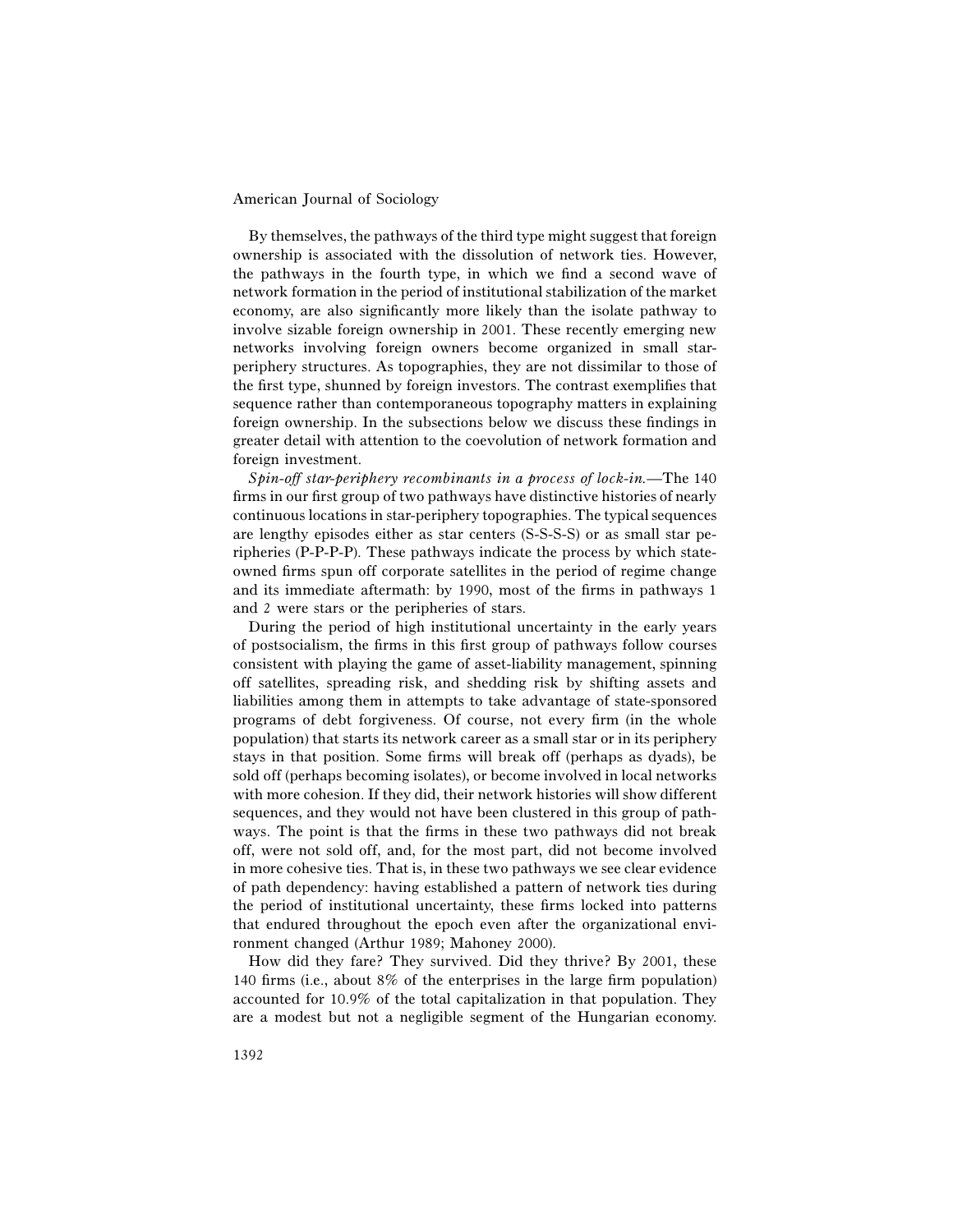By themselves, the pathways of the third type might suggest that foreign ownership is associated with the dissolution of network ties. However, the pathways in the fourth type, in which we find a second wave of network formation in the period of institutional stabilization of the market economy, are also significantly more likely than the isolate pathway to involve sizable foreign ownership in 2001. These recently emerging new networks involving foreign owners become organized in small star-periphery structures. As topographies, they are not dissimilar to those of the first type, shunned by foreign investors. The contrast exemplifies that sequence rather than contemporaneous topography matters in explaining foreign ownership. In the subsections below we discuss these findings in greater detail with attention to the coevolution of network formation and foreign investment.

*Spin-off star-periphery recombinants in a process of lock-in.*—The 140 firms in our first group of two pathways have distinctive histories of nearly continuous locations in star-periphery topographies. The typical sequences are lengthy episodes either as star centers (S-S-S-S) or as small star peripheries (P-P-P-P). These pathways indicate the process by which state-owned firms spun off corporate satellites in the period of regime change and its immediate aftermath: by 1990, most of the firms in pathways 1 and 2 were stars or the peripheries of stars.

During the period of high institutional uncertainty in the early years of postsocialism, the firms in this first group of pathways follow courses consistent with playing the game of asset-liability management, spinning off satellites, spreading risk, and shedding risk by shifting assets and liabilities among them in attempts to take advantage of state-sponsored programs of debt forgiveness. Of course, not every firm (in the whole population) that starts its network career as a small star or in its periphery stays in that position. Some firms will break off (perhaps as dyads), be sold off (perhaps becoming isolates), or become involved in local networks with more cohesion. If they did, their network histories will show different sequences, and they would not have been clustered in this group of pathways. The point is that the firms in these two pathways did not break off, were not sold off, and, for the most part, did not become involved in more cohesive ties. That is, in these two pathways we see clear evidence of path dependency: having established a pattern of network ties during the period of institutional uncertainty, these firms locked into patterns that endured throughout the epoch even after the organizational environment changed (Arthur 1989; Mahoney 2000).

How did they fare? They survived. Did they thrive? By 2001, these 140 firms (i.e., about 8% of the enterprises in the large firm population) accounted for 10.9% of the total capitalization in that population. They are a modest but not a negligible segment of the Hungarian economy.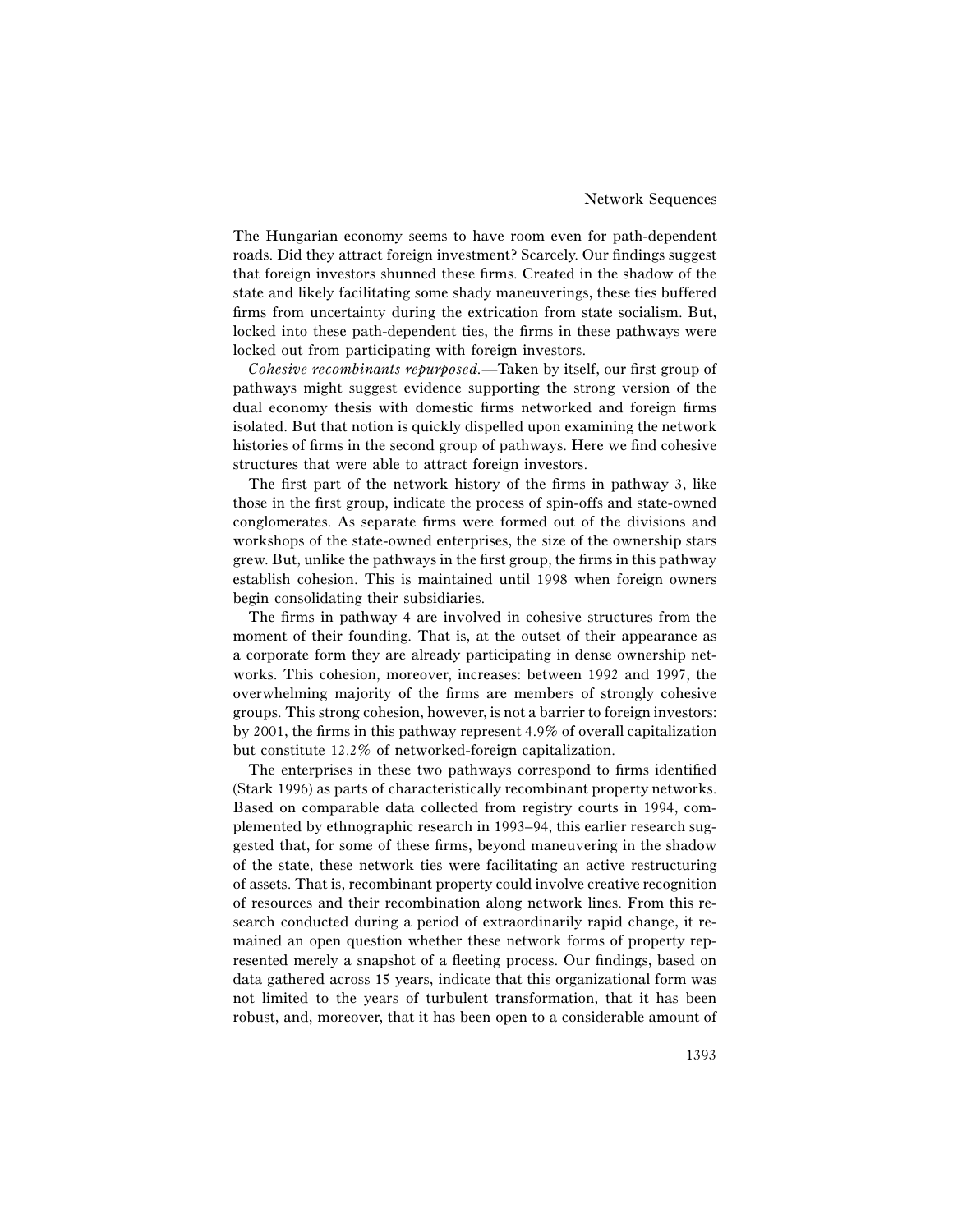The Hungarian economy seems to have room even for path-dependent roads. Did they attract foreign investment? Scarcely. Our findings suggest that foreign investors shunned these firms. Created in the shadow of the state and likely facilitating some shady maneuverings, these ties buffered firms from uncertainty during the extrication from state socialism. But, locked into these path-dependent ties, the firms in these pathways were locked out from participating with foreign investors.

*Cohesive recombinants repurposed.*—Taken by itself, our first group of pathways might suggest evidence supporting the strong version of the dual economy thesis with domestic firms networked and foreign firms isolated. But that notion is quickly dispelled upon examining the network histories of firms in the second group of pathways. Here we find cohesive structures that were able to attract foreign investors.

The first part of the network history of the firms in pathway 3, like those in the first group, indicate the process of spin-offs and state-owned conglomerates. As separate firms were formed out of the divisions and workshops of the state-owned enterprises, the size of the ownership stars grew. But, unlike the pathways in the first group, the firms in this pathway establish cohesion. This is maintained until 1998 when foreign owners begin consolidating their subsidiaries.

The firms in pathway 4 are involved in cohesive structures from the moment of their founding. That is, at the outset of their appearance as a corporate form they are already participating in dense ownership networks. This cohesion, moreover, increases: between 1992 and 1997, the overwhelming majority of the firms are members of strongly cohesive groups. This strong cohesion, however, is not a barrier to foreign investors: by 2001, the firms in this pathway represent 4.9% of overall capitalization but constitute 12.2% of networked-foreign capitalization.

The enterprises in these two pathways correspond to firms identified (Stark 1996) as parts of characteristically recombinant property networks. Based on comparable data collected from registry courts in 1994, complemented by ethnographic research in 1993–94, this earlier research suggested that, for some of these firms, beyond maneuvering in the shadow of the state, these network ties were facilitating an active restructuring of assets. That is, recombinant property could involve creative recognition of resources and their recombination along network lines. From this research conducted during a period of extraordinarily rapid change, it remained an open question whether these network forms of property represented merely a snapshot of a fleeting process. Our findings, based on data gathered across 15 years, indicate that this organizational form was not limited to the years of turbulent transformation, that it has been robust, and, moreover, that it has been open to a considerable amount of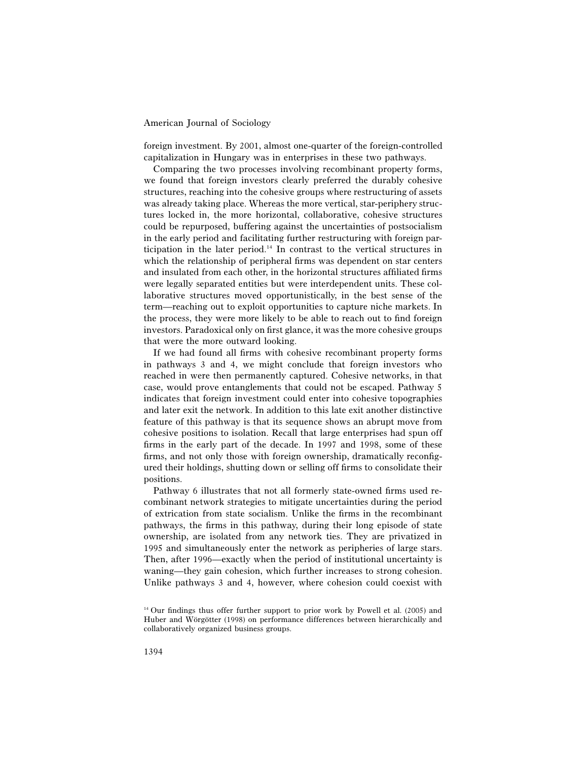foreign investment. By 2001, almost one-quarter of the foreign-controlled capitalization in Hungary was in enterprises in these two pathways.

Comparing the two processes involving recombinant property forms, we found that foreign investors clearly preferred the durably cohesive structures, reaching into the cohesive groups where restructuring of assets was already taking place. Whereas the more vertical, star-periphery structures locked in, the more horizontal, collaborative, cohesive structures could be repurposed, buffering against the uncertainties of postsocialism in the early period and facilitating further restructuring with foreign participation in the later period.[14] In contrast to the vertical structures in which the relationship of peripheral firms was dependent on star centers and insulated from each other, in the horizontal structures affiliated firms were legally separated entities but were interdependent units. These collaborative structures moved opportunistically, in the best sense of the term—reaching out to exploit opportunities to capture niche markets. In the process, they were more likely to be able to reach out to find foreign investors. Paradoxical only on first glance, it was the more cohesive groups that were the more outward looking.

If we had found all firms with cohesive recombinant property forms in pathways 3 and 4, we might conclude that foreign investors who reached in were then permanently captured. Cohesive networks, in that case, would prove entanglements that could not be escaped. Pathway 5 indicates that foreign investment could enter into cohesive topographies and later exit the network. In addition to this late exit another distinctive feature of this pathway is that its sequence shows an abrupt move from cohesive positions to isolation. Recall that large enterprises had spun off firms in the early part of the decade. In 1997 and 1998, some of these firms, and not only those with foreign ownership, dramatically reconfigured their holdings, shutting down or selling off firms to consolidate their positions.

Pathway 6 illustrates that not all formerly state-owned firms used recombinant network strategies to mitigate uncertainties during the period of extrication from state socialism. Unlike the firms in the recombinant pathways, the firms in this pathway, during their long episode of state ownership, are isolated from any network ties. They are privatized in 1995 and simultaneously enter the network as peripheries of large stars. Then, after 1996—exactly when the period of institutional uncertainty is waning—they gain cohesion, which further increases to strong cohesion. Unlike pathways 3 and 4, however, where cohesion could coexist with

[14] Our findings thus offer further support to prior work by Powell et al. (2005) and Huber and Wörgötter (1998) on performance differences between hierarchically and collaboratively organized business groups.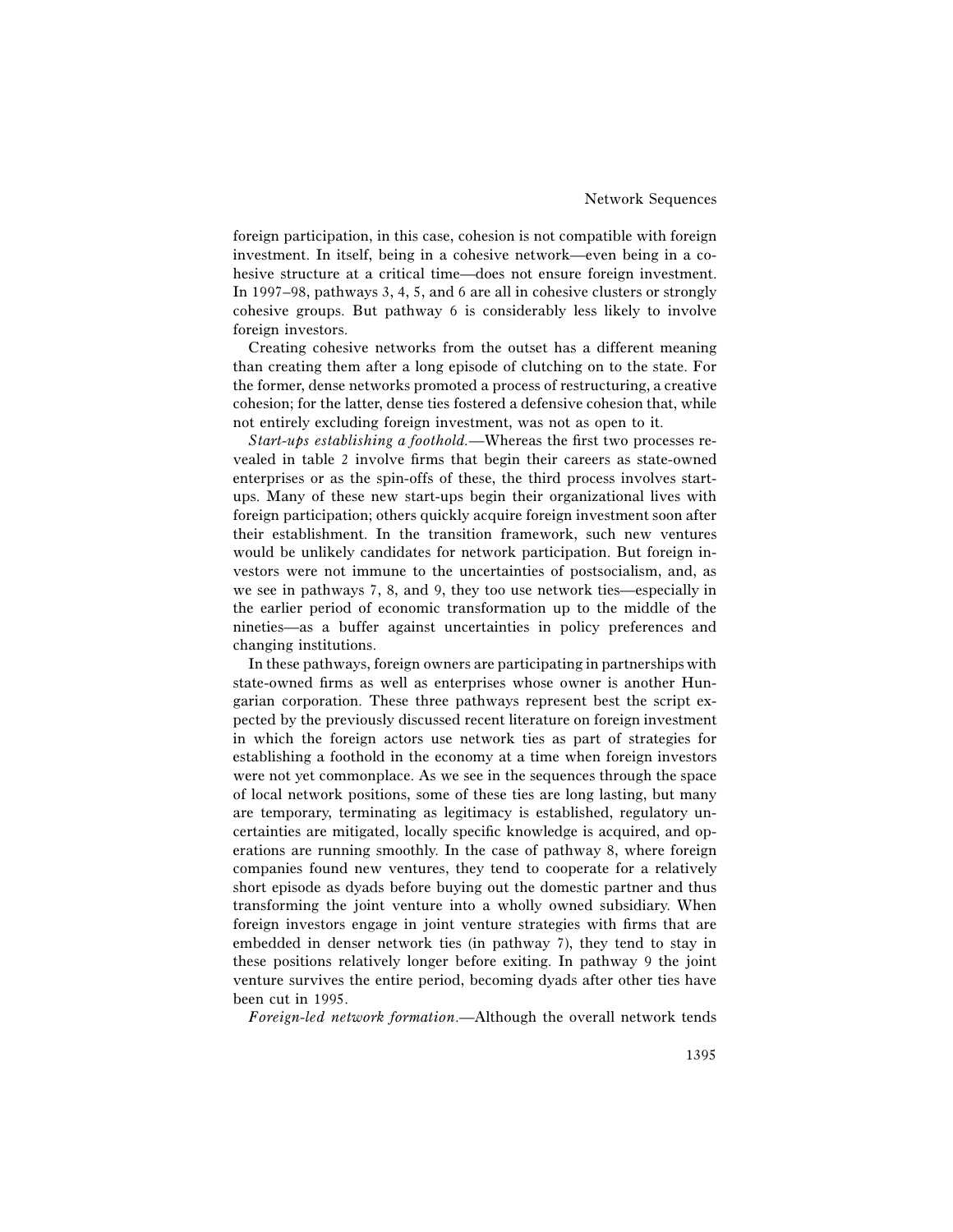foreign participation, in this case, cohesion is not compatible with foreign investment. In itself, being in a cohesive network—even being in a cohesive structure at a critical time—does not ensure foreign investment. In 1997–98, pathways 3, 4, 5, and 6 are all in cohesive clusters or strongly cohesive groups. But pathway 6 is considerably less likely to involve foreign investors.

Creating cohesive networks from the outset has a different meaning than creating them after a long episode of clutching on to the state. For the former, dense networks promoted a process of restructuring, a creative cohesion; for the latter, dense ties fostered a defensive cohesion that, while not entirely excluding foreign investment, was not as open to it.

*Start-ups establishing a foothold.*—Whereas the first two processes revealed in table 2 involve firms that begin their careers as state-owned enterprises or as the spin-offs of these, the third process involves start-ups. Many of these new start-ups begin their organizational lives with foreign participation; others quickly acquire foreign investment soon after their establishment. In the transition framework, such new ventures would be unlikely candidates for network participation. But foreign investors were not immune to the uncertainties of postsocialism, and, as we see in pathways 7, 8, and 9, they too use network ties—especially in the earlier period of economic transformation up to the middle of the nineties—as a buffer against uncertainties in policy preferences and changing institutions.

In these pathways, foreign owners are participating in partnerships with state-owned firms as well as enterprises whose owner is another Hungarian corporation. These three pathways represent best the script expected by the previously discussed recent literature on foreign investment in which the foreign actors use network ties as part of strategies for establishing a foothold in the economy at a time when foreign investors were not yet commonplace. As we see in the sequences through the space of local network positions, some of these ties are long lasting, but many are temporary, terminating as legitimacy is established, regulatory uncertainties are mitigated, locally specific knowledge is acquired, and operations are running smoothly. In the case of pathway 8, where foreign companies found new ventures, they tend to cooperate for a relatively short episode as dyads before buying out the domestic partner and thus transforming the joint venture into a wholly owned subsidiary. When foreign investors engage in joint venture strategies with firms that are embedded in denser network ties (in pathway 7), they tend to stay in these positions relatively longer before exiting. In pathway 9 the joint venture survives the entire period, becoming dyads after other ties have been cut in 1995.

*Foreign-led network formation.*—Although the overall network tends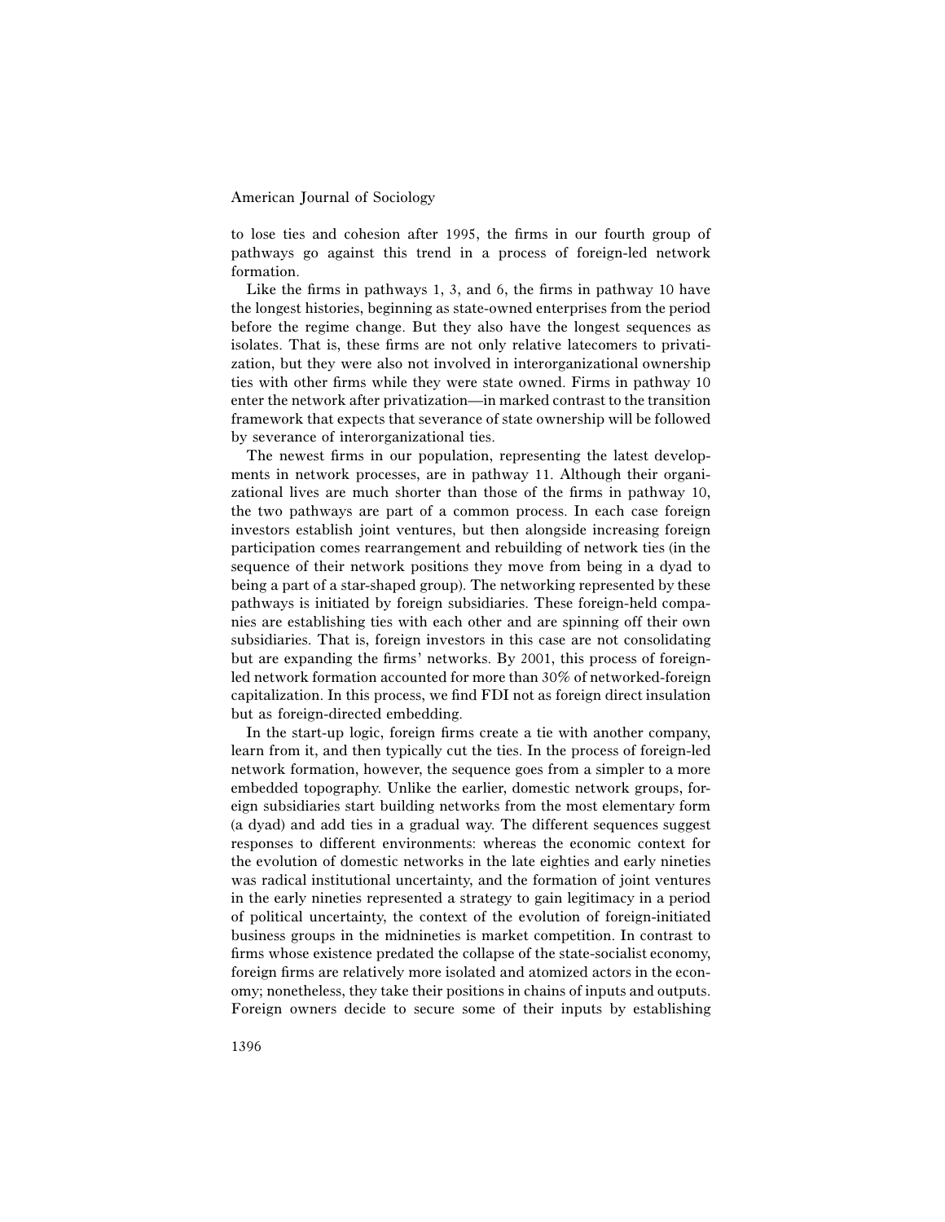to lose ties and cohesion after 1995, the firms in our fourth group of pathways go against this trend in a process of foreign-led network formation.

Like the firms in pathways 1, 3, and 6, the firms in pathway 10 have the longest histories, beginning as state-owned enterprises from the period before the regime change. But they also have the longest sequences as isolates. That is, these firms are not only relative latecomers to privatization, but they were also not involved in interorganizational ownership ties with other firms while they were state owned. Firms in pathway 10 enter the network after privatization—in marked contrast to the transition framework that expects that severance of state ownership will be followed by severance of interorganizational ties.

The newest firms in our population, representing the latest developments in network processes, are in pathway 11. Although their organizational lives are much shorter than those of the firms in pathway 10, the two pathways are part of a common process. In each case foreign investors establish joint ventures, but then alongside increasing foreign participation comes rearrangement and rebuilding of network ties (in the sequence of their network positions they move from being in a dyad to being a part of a star-shaped group). The networking represented by these pathways is initiated by foreign subsidiaries. These foreign-held companies are establishing ties with each other and are spinning off their own subsidiaries. That is, foreign investors in this case are not consolidating but are expanding the firms' networks. By 2001, this process of foreign-led network formation accounted for more than 30% of networked-foreign capitalization. In this process, we find FDI not as foreign direct insulation but as foreign-directed embedding.

In the start-up logic, foreign firms create a tie with another company, learn from it, and then typically cut the ties. In the process of foreign-led network formation, however, the sequence goes from a simpler to a more embedded topography. Unlike the earlier, domestic network groups, foreign subsidiaries start building networks from the most elementary form (a dyad) and add ties in a gradual way. The different sequences suggest responses to different environments: whereas the economic context for the evolution of domestic networks in the late eighties and early nineties was radical institutional uncertainty, and the formation of joint ventures in the early nineties represented a strategy to gain legitimacy in a period of political uncertainty, the context of the evolution of foreign-initiated business groups in the midnineties is market competition. In contrast to firms whose existence predated the collapse of the state-socialist economy, foreign firms are relatively more isolated and atomized actors in the economy; nonetheless, they take their positions in chains of inputs and outputs. Foreign owners decide to secure some of their inputs by establishing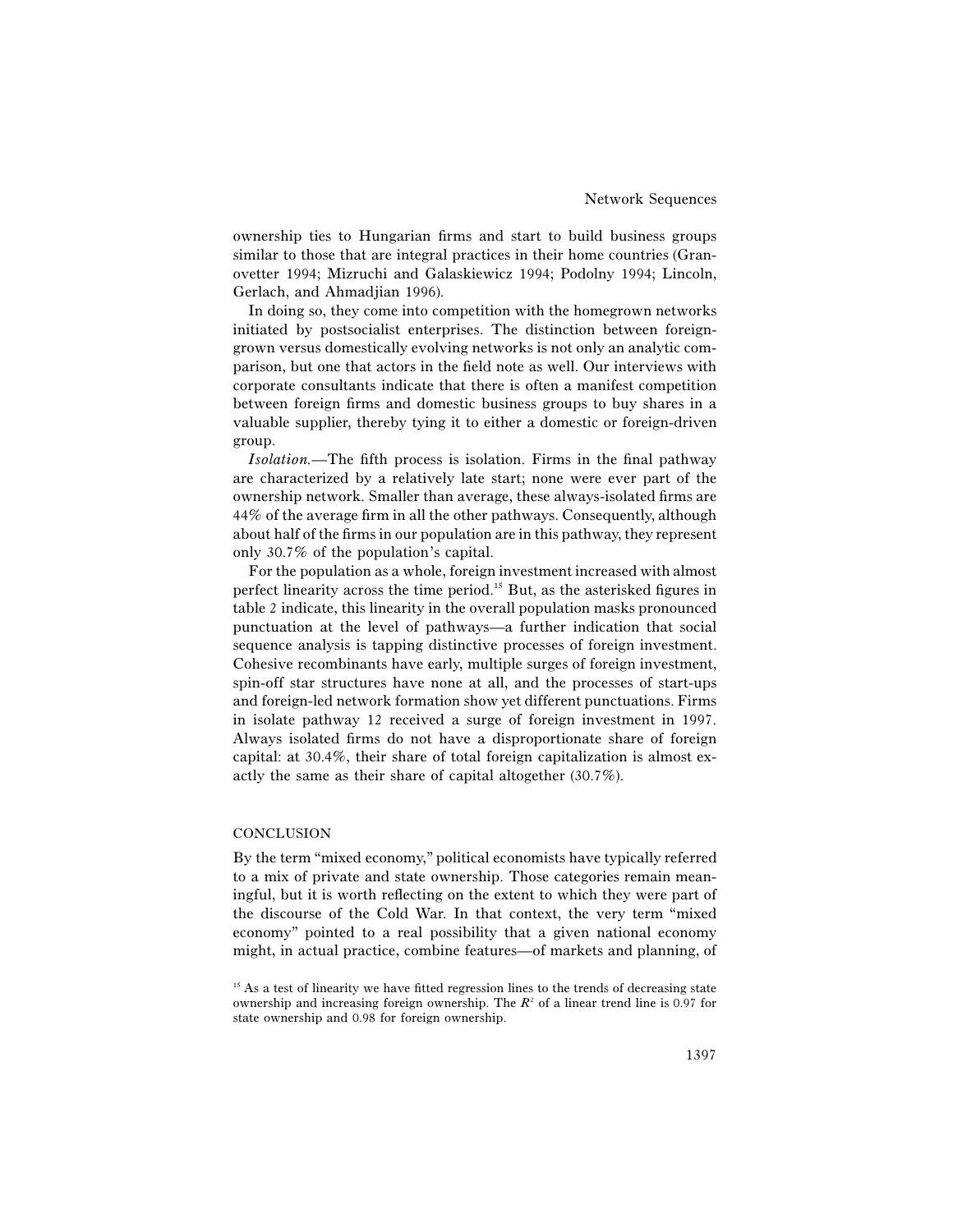ownership ties to Hungarian firms and start to build business groups similar to those that are integral practices in their home countries (Granovetter 1994; Mizruchi and Galaskiewicz 1994; Podolny 1994; Lincoln, Gerlach, and Ahmadjian 1996).

In doing so, they come into competition with the homegrown networks initiated by postsocialist enterprises. The distinction between foreign-grown versus domestically evolving networks is not only an analytic comparison, but one that actors in the field note as well. Our interviews with corporate consultants indicate that there is often a manifest competition between foreign firms and domestic business groups to buy shares in a valuable supplier, thereby tying it to either a domestic or foreign-driven group.

*Isolation.*—The fifth process is isolation. Firms in the final pathway are characterized by a relatively late start; none were ever part of the ownership network. Smaller than average, these always-isolated firms are 44% of the average firm in all the other pathways. Consequently, although about half of the firms in our population are in this pathway, they represent only 30.7% of the population's capital.

For the population as a whole, foreign investment increased with almost perfect linearity across the time period.[15] But, as the asterisked figures in table 2 indicate, this linearity in the overall population masks pronounced punctuation at the level of pathways—a further indication that social sequence analysis is tapping distinctive processes of foreign investment. Cohesive recombinants have early, multiple surges of foreign investment, spin-off star structures have none at all, and the processes of start-ups and foreign-led network formation show yet different punctuations. Firms in isolate pathway 12 received a surge of foreign investment in 1997. Always isolated firms do not have a disproportionate share of foreign capital: at 30.4%, their share of total foreign capitalization is almost exactly the same as their share of capital altogether (30.7%).

## CONCLUSION

By the term "mixed economy," political economists have typically referred to a mix of private and state ownership. Those categories remain meaningful, but it is worth reflecting on the extent to which they were part of the discourse of the Cold War. In that context, the very term "mixed economy" pointed to a real possibility that a given national economy might, in actual practice, combine features—of markets and planning, of

[15] As a test of linearity we have fitted regression lines to the trends of decreasing state ownership and increasing foreign ownership. The $R^2$ of a linear trend line is 0.97 for state ownership and 0.98 for foreign ownership.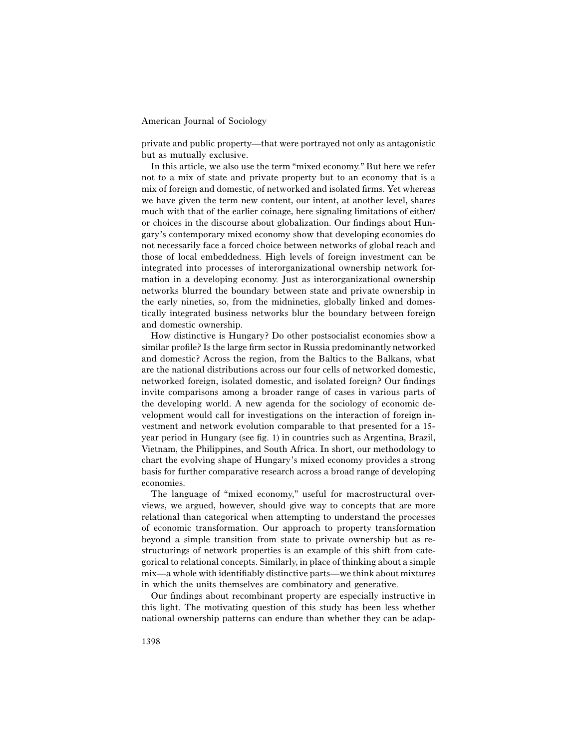private and public property—that were portrayed not only as antagonistic but as mutually exclusive.

In this article, we also use the term "mixed economy." But here we refer not to a mix of state and private property but to an economy that is a mix of foreign and domestic, of networked and isolated firms. Yet whereas we have given the term new content, our intent, at another level, shares much with that of the earlier coinage, here signaling limitations of either/or choices in the discourse about globalization. Our findings about Hungary's contemporary mixed economy show that developing economies do not necessarily face a forced choice between networks of global reach and those of local embeddedness. High levels of foreign investment can be integrated into processes of interorganizational ownership network formation in a developing economy. Just as interorganizational ownership networks blurred the boundary between state and private ownership in the early nineties, so, from the midnineties, globally linked and domestically integrated business networks blur the boundary between foreign and domestic ownership.

How distinctive is Hungary? Do other postsocialist economies show a similar profile? Is the large firm sector in Russia predominantly networked and domestic? Across the region, from the Baltics to the Balkans, what are the national distributions across our four cells of networked domestic, networked foreign, isolated domestic, and isolated foreign? Our findings invite comparisons among a broader range of cases in various parts of the developing world. A new agenda for the sociology of economic development would call for investigations on the interaction of foreign investment and network evolution comparable to that presented for a 15-year period in Hungary (see fig. 1) in countries such as Argentina, Brazil, Vietnam, the Philippines, and South Africa. In short, our methodology to chart the evolving shape of Hungary's mixed economy provides a strong basis for further comparative research across a broad range of developing economies.

The language of "mixed economy," useful for macrostructural overviews, we argued, however, should give way to concepts that are more relational than categorical when attempting to understand the processes of economic transformation. Our approach to property transformation beyond a simple transition from state to private ownership but as restructurings of network properties is an example of this shift from categorical to relational concepts. Similarly, in place of thinking about a simple mix—a whole with identifiably distinctive parts—we think about mixtures in which the units themselves are combinatory and generative.

Our findings about recombinant property are especially instructive in this light. The motivating question of this study has been less whether national ownership patterns can endure than whether they can be adap-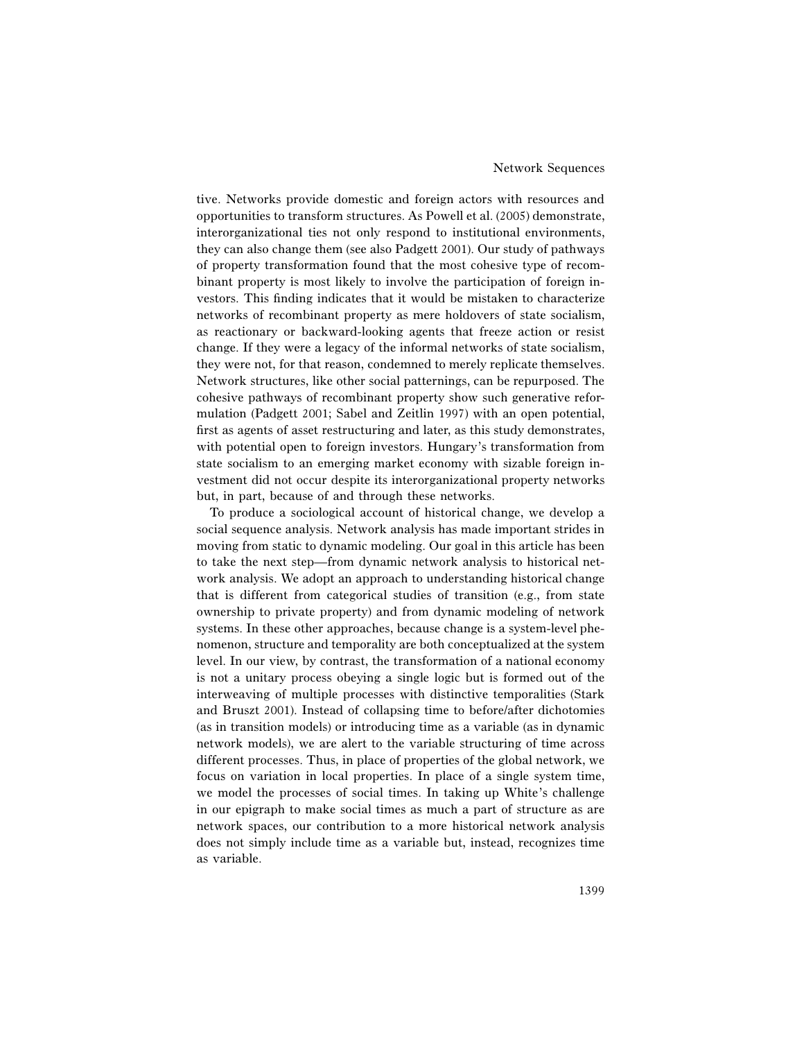tive. Networks provide domestic and foreign actors with resources and opportunities to transform structures. As Powell et al. (2005) demonstrate, interorganizational ties not only respond to institutional environments, they can also change them (see also Padgett 2001). Our study of pathways of property transformation found that the most cohesive type of recombinant property is most likely to involve the participation of foreign investors. This finding indicates that it would be mistaken to characterize networks of recombinant property as mere holdovers of state socialism, as reactionary or backward-looking agents that freeze action or resist change. If they were a legacy of the informal networks of state socialism, they were not, for that reason, condemned to merely replicate themselves. Network structures, like other social patternings, can be repurposed. The cohesive pathways of recombinant property show such generative reformulation (Padgett 2001; Sabel and Zeitlin 1997) with an open potential, first as agents of asset restructuring and later, as this study demonstrates, with potential open to foreign investors. Hungary's transformation from state socialism to an emerging market economy with sizable foreign investment did not occur despite its interorganizational property networks but, in part, because of and through these networks.

To produce a sociological account of historical change, we develop a social sequence analysis. Network analysis has made important strides in moving from static to dynamic modeling. Our goal in this article has been to take the next step—from dynamic network analysis to historical network analysis. We adopt an approach to understanding historical change that is different from categorical studies of transition (e.g., from state ownership to private property) and from dynamic modeling of network systems. In these other approaches, because change is a system-level phenomenon, structure and temporality are both conceptualized at the system level. In our view, by contrast, the transformation of a national economy is not a unitary process obeying a single logic but is formed out of the interweaving of multiple processes with distinctive temporalities (Stark and Bruszt 2001). Instead of collapsing time to before/after dichotomies (as in transition models) or introducing time as a variable (as in dynamic network models), we are alert to the variable structuring of time across different processes. Thus, in place of properties of the global network, we focus on variation in local properties. In place of a single system time, we model the processes of social times. In taking up White's challenge in our epigraph to make social times as much a part of structure as are network spaces, our contribution to a more historical network analysis does not simply include time as a variable but, instead, recognizes time as variable.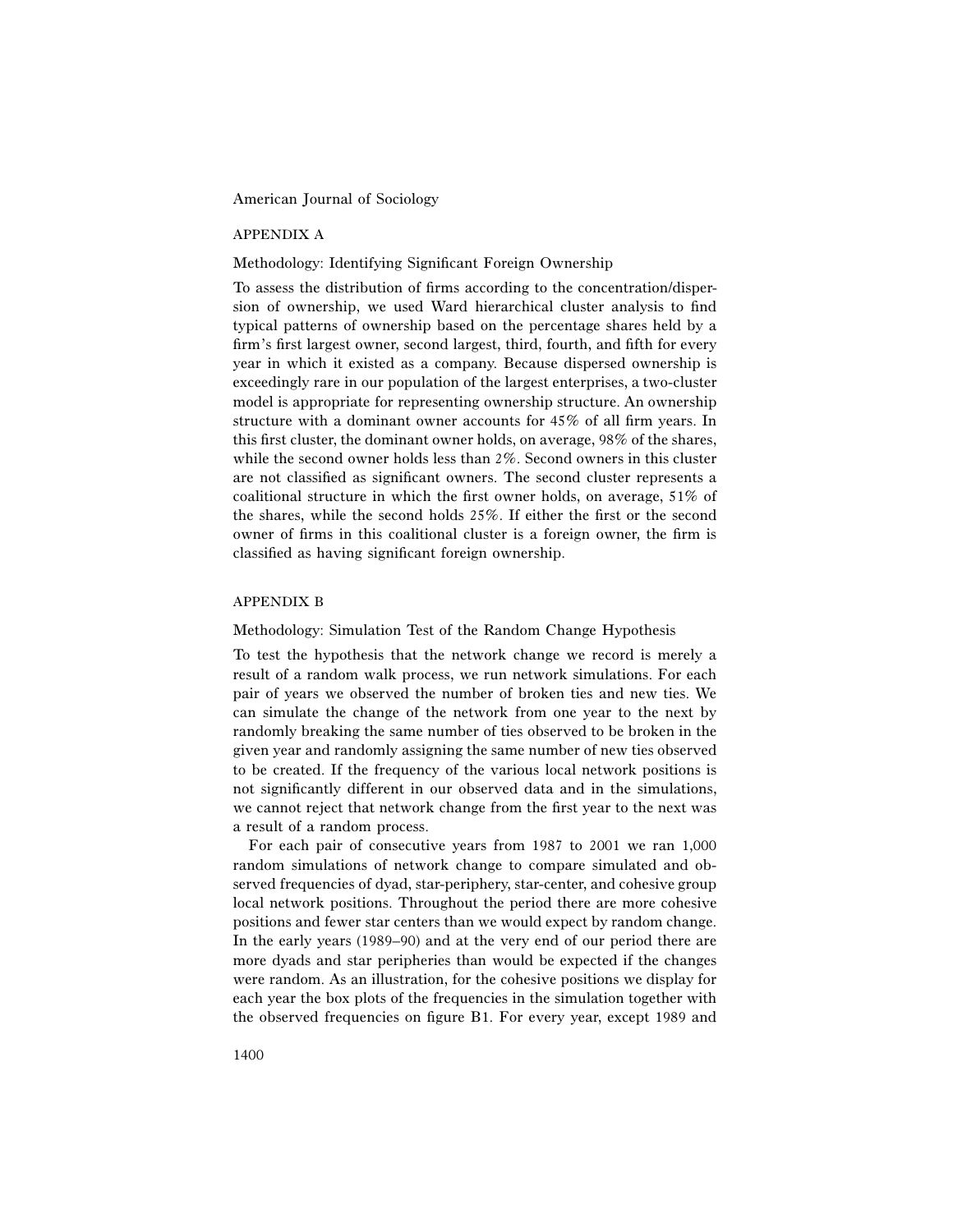## APPENDIX A

### Methodology: Identifying Significant Foreign Ownership

To assess the distribution of firms according to the concentration/dispersion of ownership, we used Ward hierarchical cluster analysis to find typical patterns of ownership based on the percentage shares held by a firm's first largest owner, second largest, third, fourth, and fifth for every year in which it existed as a company. Because dispersed ownership is exceedingly rare in our population of the largest enterprises, a two-cluster model is appropriate for representing ownership structure. An ownership structure with a dominant owner accounts for 45% of all firm years. In this first cluster, the dominant owner holds, on average, 98% of the shares, while the second owner holds less than 2%. Second owners in this cluster are not classified as significant owners. The second cluster represents a coalitional structure in which the first owner holds, on average, 51% of the shares, while the second holds 25%. If either the first or the second owner of firms in this coalitional cluster is a foreign owner, the firm is classified as having significant foreign ownership.

## APPENDIX B

### Methodology: Simulation Test of the Random Change Hypothesis

To test the hypothesis that the network change we record is merely a result of a random walk process, we run network simulations. For each pair of years we observed the number of broken ties and new ties. We can simulate the change of the network from one year to the next by randomly breaking the same number of ties observed to be broken in the given year and randomly assigning the same number of new ties observed to be created. If the frequency of the various local network positions is not significantly different in our observed data and in the simulations, we cannot reject that network change from the first year to the next was a result of a random process.

For each pair of consecutive years from 1987 to 2001 we ran 1,000 random simulations of network change to compare simulated and observed frequencies of dyad, star-periphery, star-center, and cohesive group local network positions. Throughout the period there are more cohesive positions and fewer star centers than we would expect by random change. In the early years (1989–90) and at the very end of our period there are more dyads and star peripheries than would be expected if the changes were random. As an illustration, for the cohesive positions we display for each year the box plots of the frequencies in the simulation together with the observed frequencies on figure B1. For every year, except 1989 and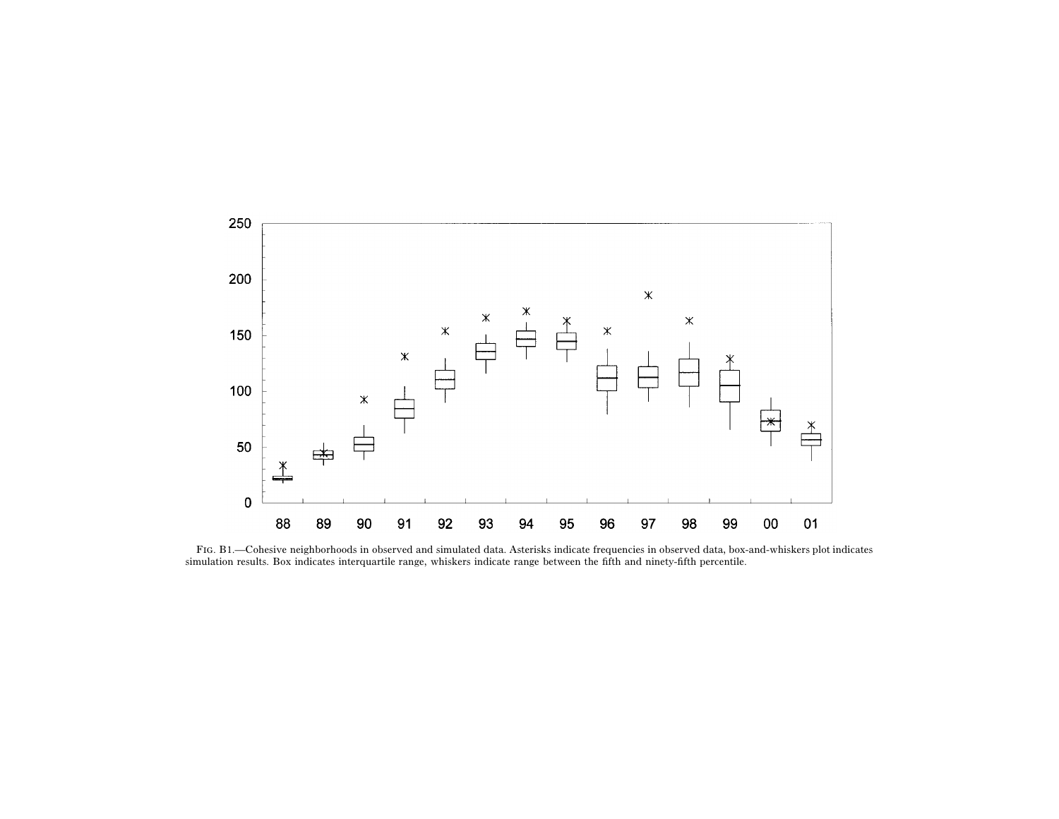Fig. B1.—Cohesive neighborhoods in observed and simulated data. Asterisks indicate frequencies in observed data, box-and-whiskers plot indicates simulation results. Box indicates interquartile range, whiskers indicate range between the fifth and ninety-fifth percentile.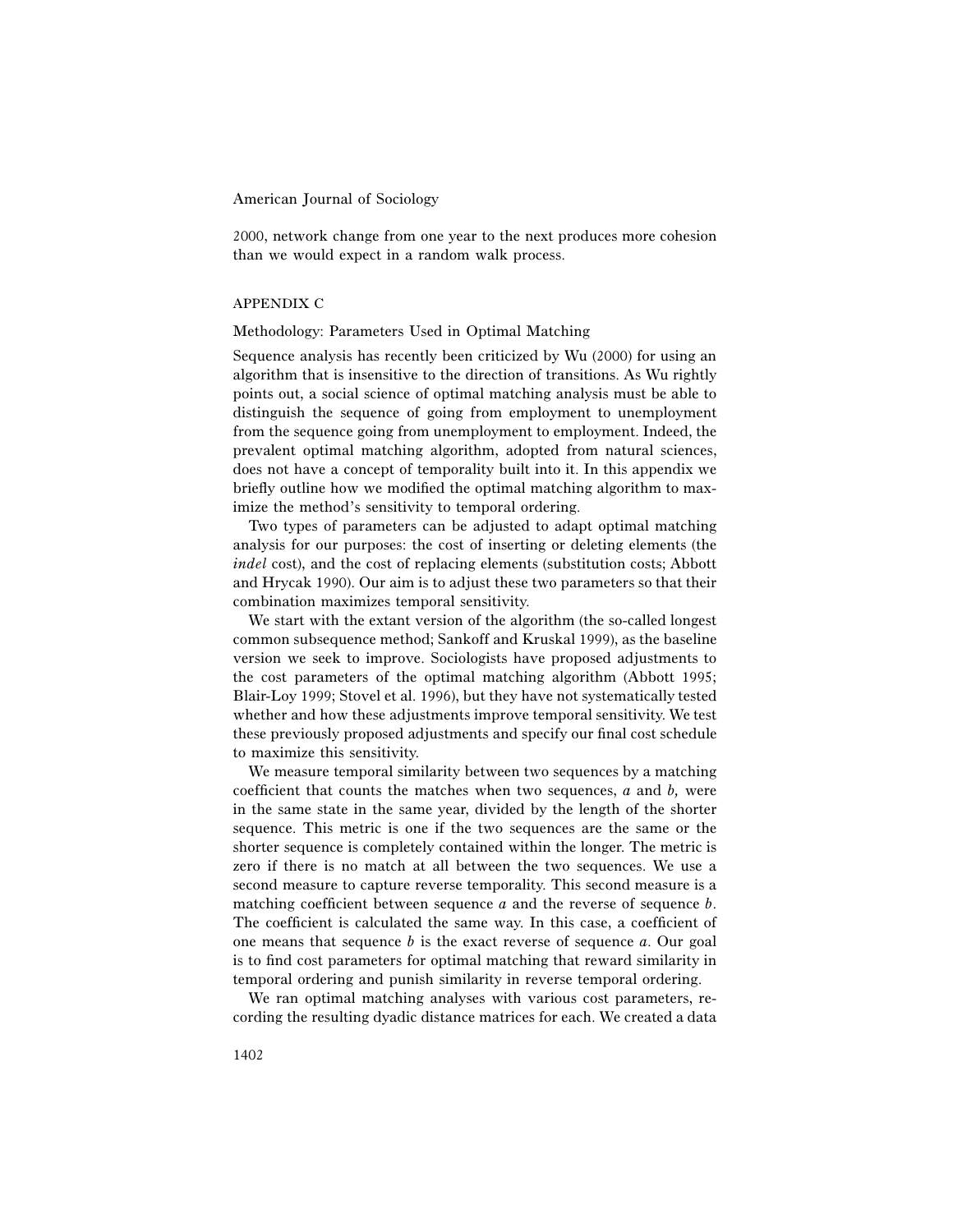2000, network change from one year to the next produces more cohesion than we would expect in a random walk process.

## APPENDIX C

### Methodology: Parameters Used in Optimal Matching

Sequence analysis has recently been criticized by Wu (2000) for using an algorithm that is insensitive to the direction of transitions. As Wu rightly points out, a social science of optimal matching analysis must be able to distinguish the sequence of going from employment to unemployment from the sequence going from unemployment to employment. Indeed, the prevalent optimal matching algorithm, adopted from natural sciences, does not have a concept of temporality built into it. In this appendix we briefly outline how we modified the optimal matching algorithm to maximize the method's sensitivity to temporal ordering.

Two types of parameters can be adjusted to adapt optimal matching analysis for our purposes: the cost of inserting or deleting elements (the *indel* cost), and the cost of replacing elements (substitution costs; Abbott and Hrycak 1990). Our aim is to adjust these two parameters so that their combination maximizes temporal sensitivity.

We start with the extant version of the algorithm (the so-called longest common subsequence method; Sankoff and Kruskal 1999), as the baseline version we seek to improve. Sociologists have proposed adjustments to the cost parameters of the optimal matching algorithm (Abbott 1995; Blair-Loy 1999; Stovel et al. 1996), but they have not systematically tested whether and how these adjustments improve temporal sensitivity. We test these previously proposed adjustments and specify our final cost schedule to maximize this sensitivity.

We measure temporal similarity between two sequences by a matching coefficient that counts the matches when two sequences, $a$ and $b$, were in the same state in the same year, divided by the length of the shorter sequence. This metric is one if the two sequences are the same or the shorter sequence is completely contained within the longer. The metric is zero if there is no match at all between the two sequences. We use a second measure to capture reverse temporality. This second measure is a matching coefficient between sequence $a$ and the reverse of sequence $b$. The coefficient is calculated the same way. In this case, a coefficient of one means that sequence $b$ is the exact reverse of sequence $a$. Our goal is to find cost parameters for optimal matching that reward similarity in temporal ordering and punish similarity in reverse temporal ordering.

We ran optimal matching analyses with various cost parameters, recording the resulting dyadic distance matrices for each. We created a data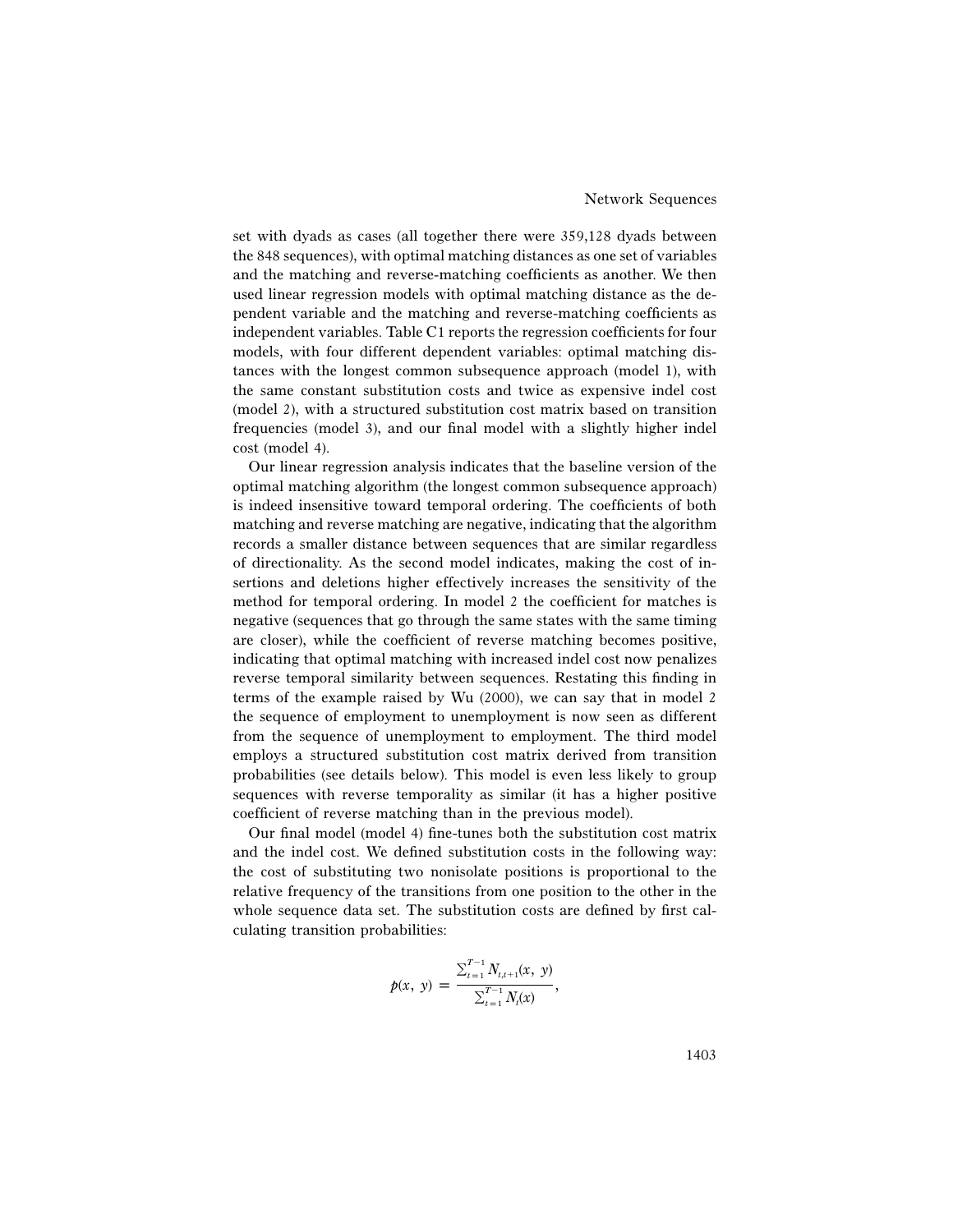set with dyads as cases (all together there were 359,128 dyads between the 848 sequences), with optimal matching distances as one set of variables and the matching and reverse-matching coefficients as another. We then used linear regression models with optimal matching distance as the dependent variable and the matching and reverse-matching coefficients as independent variables. Table C1 reports the regression coefficients for four models, with four different dependent variables: optimal matching distances with the longest common subsequence approach (model 1), with the same constant substitution costs and twice as expensive indel cost (model 2), with a structured substitution cost matrix based on transition frequencies (model 3), and our final model with a slightly higher indel cost (model 4).

Our linear regression analysis indicates that the baseline version of the optimal matching algorithm (the longest common subsequence approach) is indeed insensitive toward temporal ordering. The coefficients of both matching and reverse matching are negative, indicating that the algorithm records a smaller distance between sequences that are similar regardless of directionality. As the second model indicates, making the cost of insertions and deletions higher effectively increases the sensitivity of the method for temporal ordering. In model 2 the coefficient for matches is negative (sequences that go through the same states with the same timing are closer), while the coefficient of reverse matching becomes positive, indicating that optimal matching with increased indel cost now penalizes reverse temporal similarity between sequences. Restating this finding in terms of the example raised by Wu (2000), we can say that in model 2 the sequence of employment to unemployment is now seen as different from the sequence of unemployment to employment. The third model employs a structured substitution cost matrix derived from transition probabilities (see details below). This model is even less likely to group sequences with reverse temporality as similar (it has a higher positive coefficient of reverse matching than in the previous model).

Our final model (model 4) fine-tunes both the substitution cost matrix and the indel cost. We defined substitution costs in the following way: the cost of substituting two nonisolate positions is proportional to the relative frequency of the transitions from one position to the other in the whole sequence data set. The substitution costs are defined by first calculating transition probabilities:

$$p(x,\ y) = \frac{\sum_{t=1}^{T-1} N_{t,t+1}(x,\ y)}{\sum_{t=1}^{T-1} N_t(x)},$$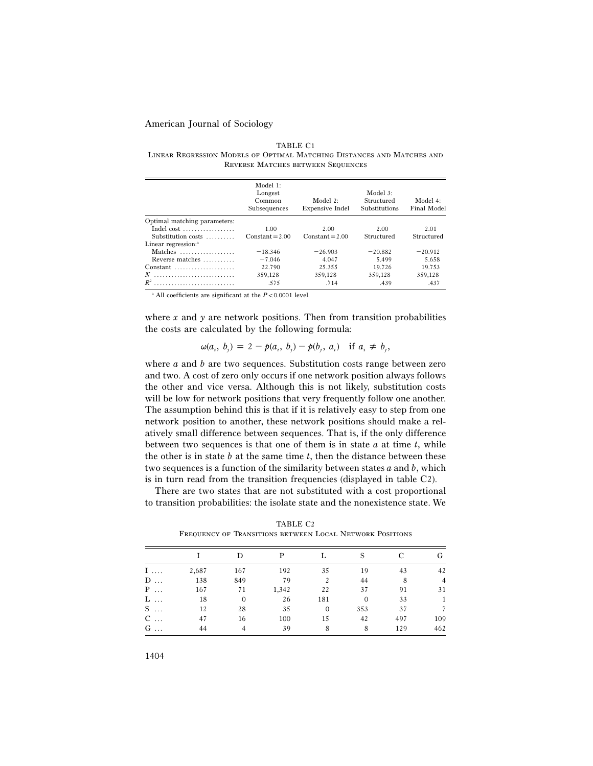TABLE C1

Linear Regression Models of Optimal Matching Distances and Matches and Reverse Matches between Sequences

| | Model 1: Longest Common Subsequences | Model 2: Expensive Indel | Model 3: Structured Substitutions | Model 4: Final Model |
|---|---|---|---|---|
| Optimal matching parameters: | | | | |
| Indel cost | 1.00 | 2.00 | 2.00 | 2.01 |
| Substitution costs | Constant = 2.00 | Constant = 2.00 | Structured | Structured |
| Linear regression:[a] | | | | |
| Matches | −18.346 | −26.903 | −20.882 | −20.912 |
| Reverse matches | −7.046 | 4.047 | 5.499 | 5.658 |
| Constant | 22.790 | 25.355 | 19.726 | 19.753 |
| $N$ | 359,128 | 359,128 | 359,128 | 359,128 |
| $R^2$ | .575 | .714 | .439 | .437 |

[a] All coefficients are significant at the $P < 0.0001$ level.

where $x$ and $y$ are network positions. Then from transition probabilities the costs are calculated by the following formula:

$$\omega(a_i, b_j) = 2 - p(a_i, b_j) - p(b_j, a_i) \quad \text{if } a_i \neq b_j,$$

where $a$ and $b$ are two sequences. Substitution costs range between zero and two. A cost of zero only occurs if one network position always follows the other and vice versa. Although this is not likely, substitution costs will be low for network positions that very frequently follow one another. The assumption behind this is that if it is relatively easy to step from one network position to another, these network positions should make a relatively small difference between sequences. That is, if the only difference between two sequences is that one of them is in state $a$ at time $t$, while the other is in state $b$ at the same time $t$, then the distance between these two sequences is a function of the similarity between states $a$ and $b$, which is in turn read from the transition frequencies (displayed in table C2).

There are two states that are not substituted with a cost proportional to transition probabilities: the isolate state and the nonexistence state. We

TABLE C2

Frequency of Transitions between Local Network Positions

| | I | D | P | L | S | C | G |
|---|---|---|---|---|---|---|---|
| I | 2,687 | 167 | 192 | 35 | 19 | 43 | 42 |
| D | 138 | 849 | 79 | 2 | 44 | 8 | 4 |
| P | 167 | 71 | 1,342 | 22 | 37 | 91 | 31 |
| L | 18 | 0 | 26 | 181 | 0 | 33 | 1 |
| S | 12 | 28 | 35 | 0 | 353 | 37 | 7 |
| C | 47 | 16 | 100 | 15 | 42 | 497 | 109 |
| G | 44 | 4 | 39 | 8 | 8 | 129 | 462 |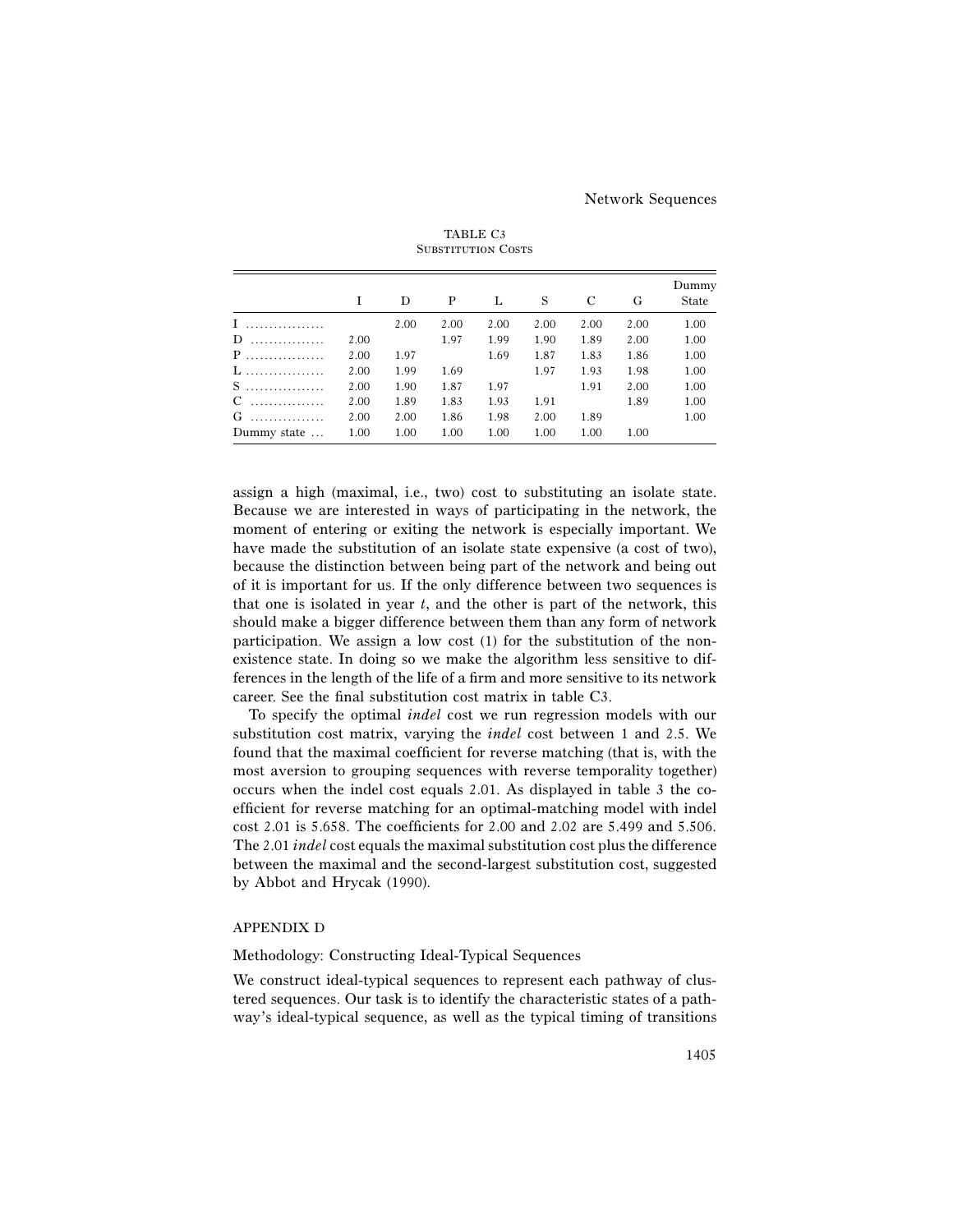TABLE C3

Substitution Costs

| | I | D | P | L | S | C | G | Dummy State |
|---|---|---|---|---|---|---|---|---|
| I | | 2.00 | 2.00 | 2.00 | 2.00 | 2.00 | 2.00 | 1.00 |
| D | 2.00 | | 1.97 | 1.99 | 1.90 | 1.89 | 2.00 | 1.00 |
| P | 2.00 | 1.97 | | 1.69 | 1.87 | 1.83 | 1.86 | 1.00 |
| L | 2.00 | 1.99 | 1.69 | | 1.97 | 1.93 | 1.98 | 1.00 |
| S | 2.00 | 1.90 | 1.87 | 1.97 | | 1.91 | 2.00 | 1.00 |
| C | 2.00 | 1.89 | 1.83 | 1.93 | 1.91 | | 1.89 | 1.00 |
| G | 2.00 | 2.00 | 1.86 | 1.98 | 2.00 | 1.89 | | 1.00 |
| Dummy state | 1.00 | 1.00 | 1.00 | 1.00 | 1.00 | 1.00 | 1.00 | |

assign a high (maximal, i.e., two) cost to substituting an isolate state. Because we are interested in ways of participating in the network, the moment of entering or exiting the network is especially important. We have made the substitution of an isolate state expensive (a cost of two), because the distinction between being part of the network and being out of it is important for us. If the only difference between two sequences is that one is isolated in year $t$, and the other is part of the network, this should make a bigger difference between them than any form of network participation. We assign a low cost (1) for the substitution of the nonexistence state. In doing so we make the algorithm less sensitive to differences in the length of the life of a firm and more sensitive to its network career. See the final substitution cost matrix in table C3.

To specify the optimal *indel* cost we run regression models with our substitution cost matrix, varying the *indel* cost between 1 and 2.5. We found that the maximal coefficient for reverse matching (that is, with the most aversion to grouping sequences with reverse temporality together) occurs when the indel cost equals 2.01. As displayed in table 3 the coefficient for reverse matching for an optimal-matching model with indel cost 2.01 is 5.658. The coefficients for 2.00 and 2.02 are 5.499 and 5.506. The 2.01 *indel* cost equals the maximal substitution cost plus the difference between the maximal and the second-largest substitution cost, suggested by Abbot and Hrycak (1990).

## APPENDIX D

### Methodology: Constructing Ideal-Typical Sequences

We construct ideal-typical sequences to represent each pathway of clustered sequences. Our task is to identify the characteristic states of a pathway's ideal-typical sequence, as well as the typical timing of transitions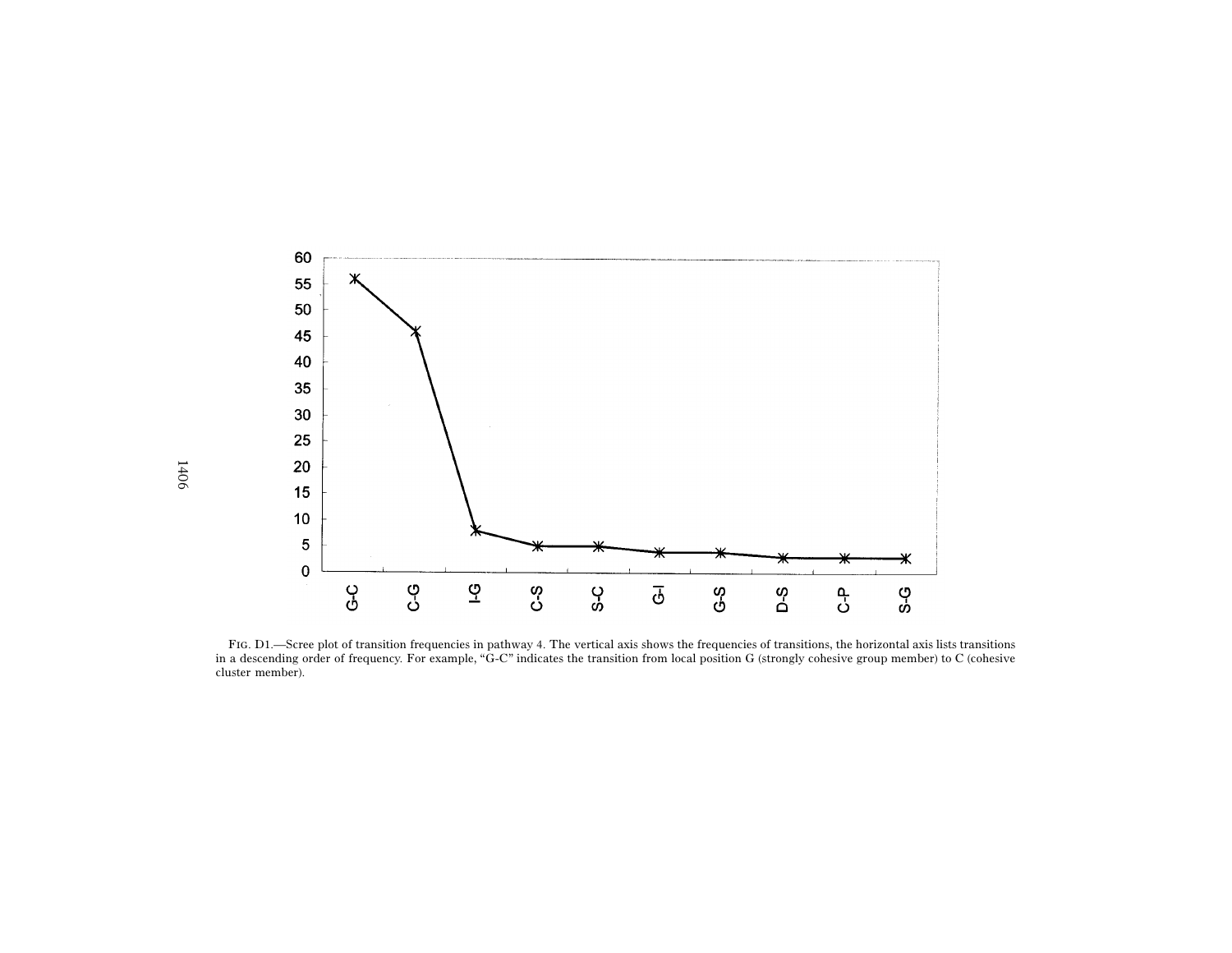Fig. D1.—Scree plot of transition frequencies in pathway 4. The vertical axis shows the frequencies of transitions, the horizontal axis lists transitions in a descending order of frequency. For example, "G-C" indicates the transition from local position G (strongly cohesive group member) to C (cohesive cluster member).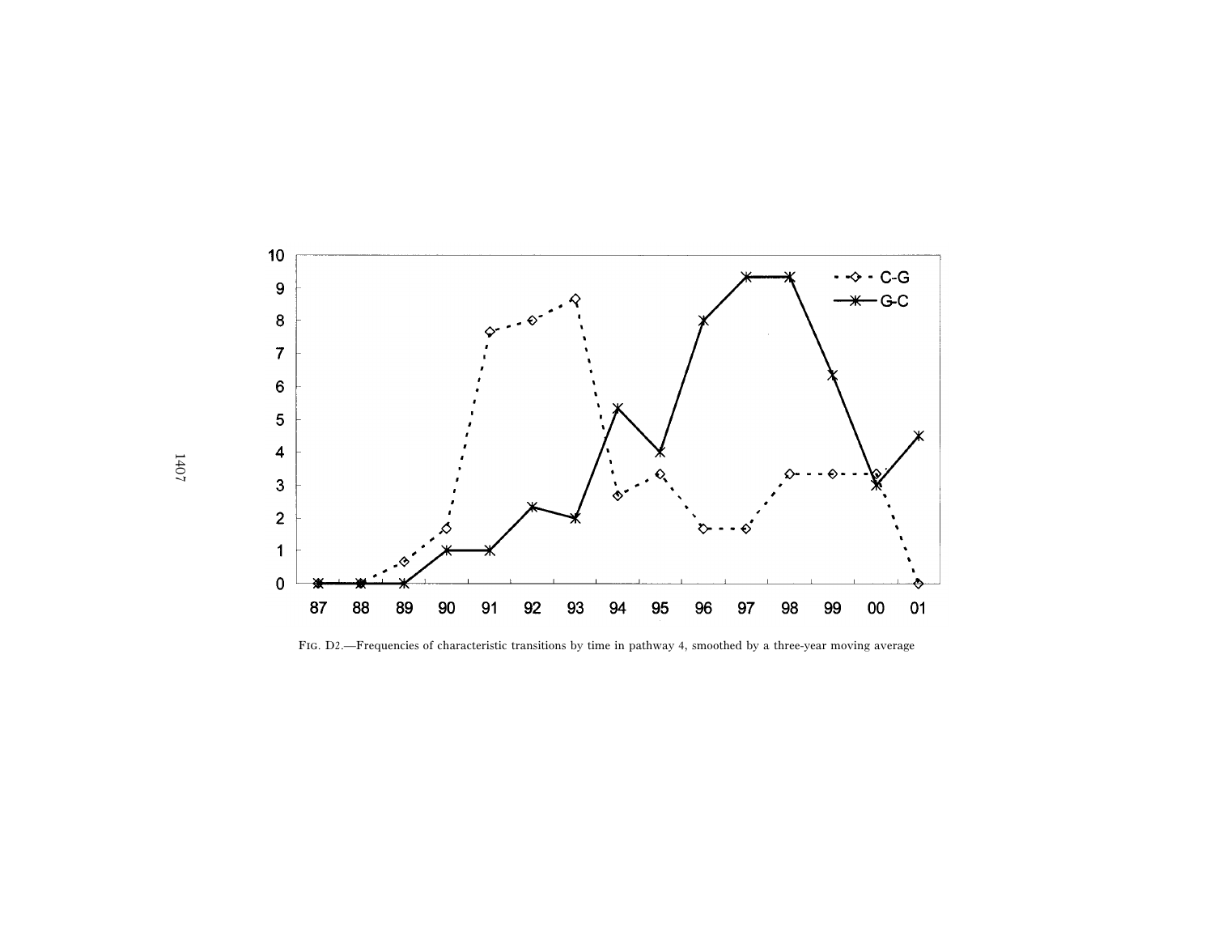Fig. D2.—Frequencies of characteristic transitions by time in pathway 4, smoothed by a three-year moving average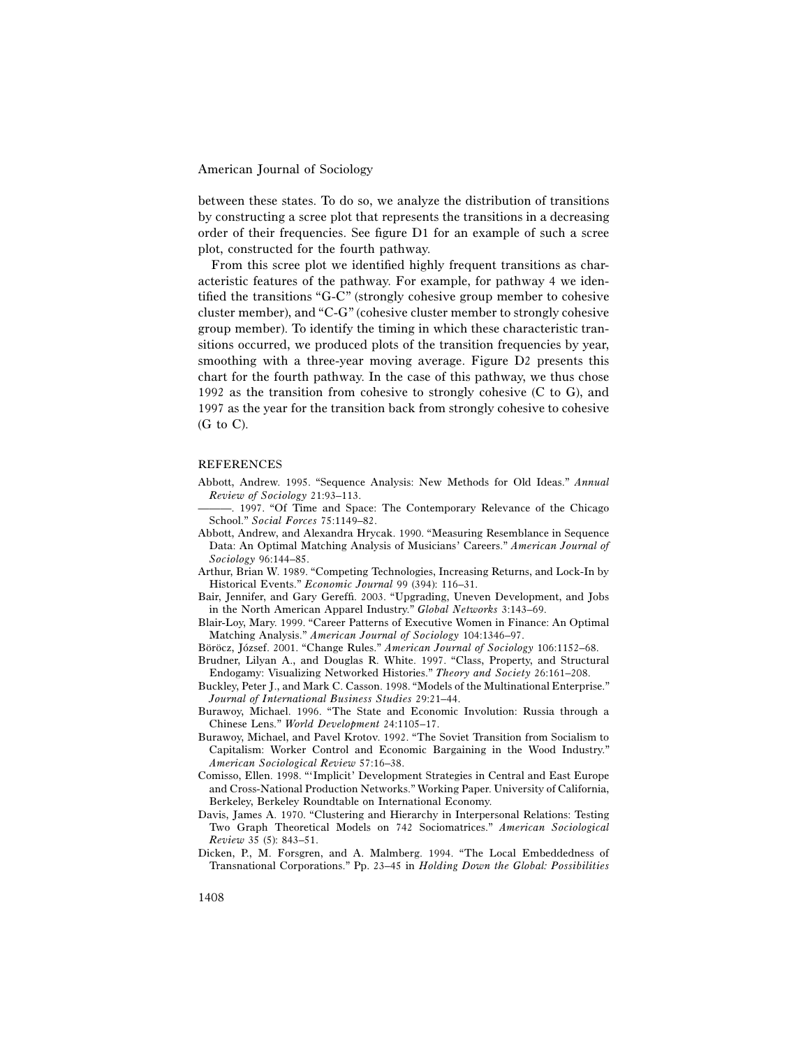between these states. To do so, we analyze the distribution of transitions by constructing a scree plot that represents the transitions in a decreasing order of their frequencies. See figure D1 for an example of such a scree plot, constructed for the fourth pathway.

From this scree plot we identified highly frequent transitions as characteristic features of the pathway. For example, for pathway 4 we identified the transitions "G-C" (strongly cohesive group member to cohesive cluster member), and "C-G" (cohesive cluster member to strongly cohesive group member). To identify the timing in which these characteristic transitions occurred, we produced plots of the transition frequencies by year, smoothing with a three-year moving average. Figure D2 presents this chart for the fourth pathway. In the case of this pathway, we thus chose 1992 as the transition from cohesive to strongly cohesive (C to G), and 1997 as the year for the transition back from strongly cohesive to cohesive (G to C).

## REFERENCES

Abbott, Andrew. 1995. "Sequence Analysis: New Methods for Old Ideas." *Annual Review of Sociology* 21:93–113.

———. 1997. "Of Time and Space: The Contemporary Relevance of the Chicago School." *Social Forces* 75:1149–82.

Abbott, Andrew, and Alexandra Hrycak. 1990. "Measuring Resemblance in Sequence Data: An Optimal Matching Analysis of Musicians' Careers." *American Journal of Sociology* 96:144–85.

Arthur, Brian W. 1989. "Competing Technologies, Increasing Returns, and Lock-In by Historical Events." *Economic Journal* 99 (394): 116–31.

Bair, Jennifer, and Gary Gereffi. 2003. "Upgrading, Uneven Development, and Jobs in the North American Apparel Industry." *Global Networks* 3:143–69.

Blair-Loy, Mary. 1999. "Career Patterns of Executive Women in Finance: An Optimal Matching Analysis." *American Journal of Sociology* 104:1346–97.

Böröcz, József. 2001. "Change Rules." *American Journal of Sociology* 106:1152–68.

Brudner, Lilyan A., and Douglas R. White. 1997. "Class, Property, and Structural Endogamy: Visualizing Networked Histories." *Theory and Society* 26:161–208.

Buckley, Peter J., and Mark C. Casson. 1998. "Models of the Multinational Enterprise." *Journal of International Business Studies* 29:21–44.

Burawoy, Michael. 1996. "The State and Economic Involution: Russia through a Chinese Lens." *World Development* 24:1105–17.

Burawoy, Michael, and Pavel Krotov. 1992. "The Soviet Transition from Socialism to Capitalism: Worker Control and Economic Bargaining in the Wood Industry." *American Sociological Review* 57:16–38.

Comisso, Ellen. 1998. "'Implicit' Development Strategies in Central and East Europe and Cross-National Production Networks." Working Paper. University of California, Berkeley, Berkeley Roundtable on International Economy.

Davis, James A. 1970. "Clustering and Hierarchy in Interpersonal Relations: Testing Two Graph Theoretical Models on 742 Sociomatrices." *American Sociological Review* 35 (5): 843–51.

Dicken, P., M. Forsgren, and A. Malmberg. 1994. "The Local Embeddedness of Transnational Corporations." Pp. 23–45 in *Holding Down the Global: Possibilities*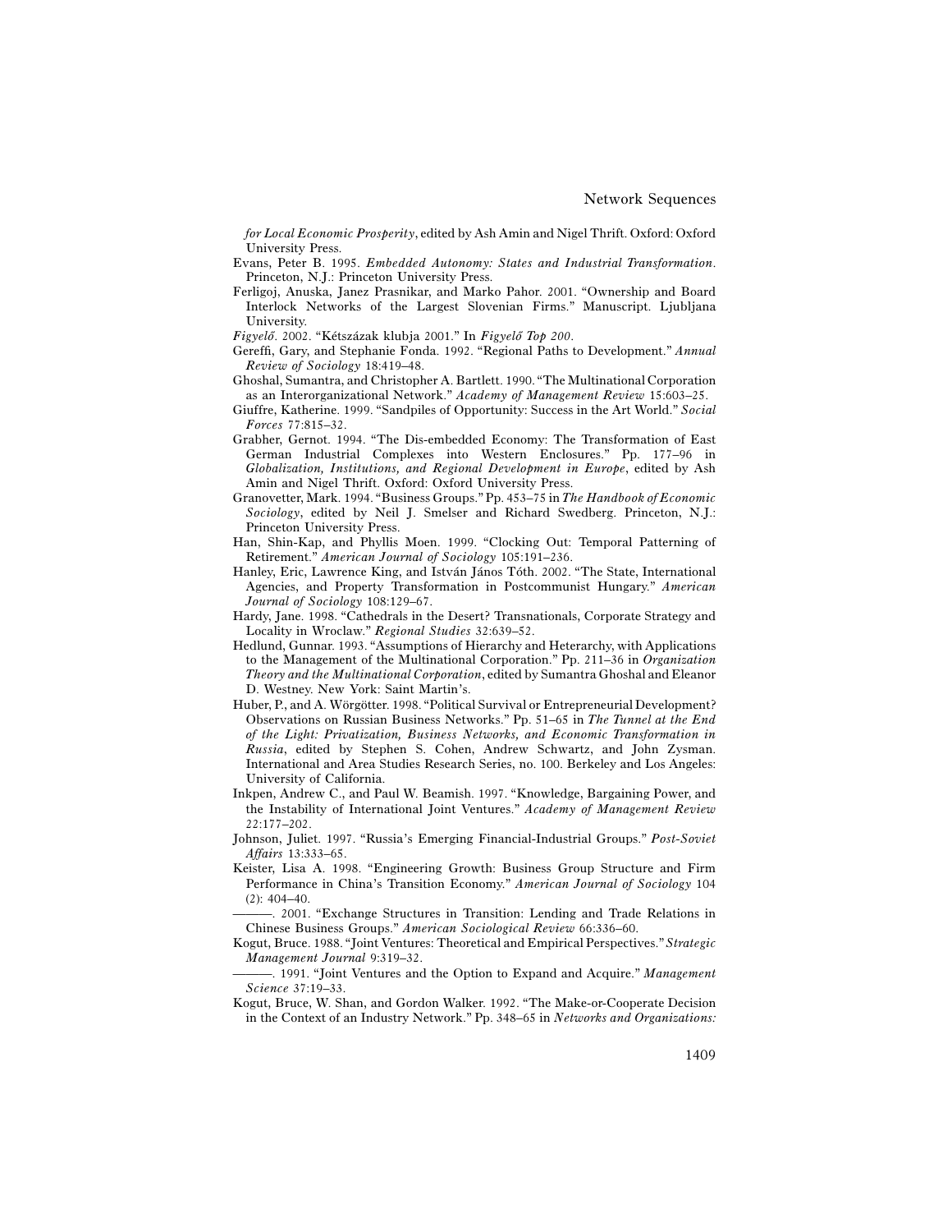*for Local Economic Prosperity*, edited by Ash Amin and Nigel Thrift. Oxford: Oxford University Press.

Evans, Peter B. 1995. *Embedded Autonomy: States and Industrial Transformation*. Princeton, N.J.: Princeton University Press.

Ferligoj, Anuska, Janez Prasnikar, and Marko Pahor. 2001. "Ownership and Board Interlock Networks of the Largest Slovenian Firms." Manuscript. Ljubljana University.

*Figyelő*. 2002. "Kétszázak klubja 2001." In *Figyelő Top 200*.

Gereffi, Gary, and Stephanie Fonda. 1992. "Regional Paths to Development." *Annual Review of Sociology* 18:419–48.

Ghoshal, Sumantra, and Christopher A. Bartlett. 1990. "The Multinational Corporation as an Interorganizational Network." *Academy of Management Review* 15:603–25.

Giuffre, Katherine. 1999. "Sandpiles of Opportunity: Success in the Art World." *Social Forces* 77:815–32.

Grabher, Gernot. 1994. "The Dis-embedded Economy: The Transformation of East German Industrial Complexes into Western Enclosures." Pp. 177–96 in *Globalization, Institutions, and Regional Development in Europe*, edited by Ash Amin and Nigel Thrift. Oxford: Oxford University Press.

Granovetter, Mark. 1994. "Business Groups." Pp. 453–75 in *The Handbook of Economic Sociology*, edited by Neil J. Smelser and Richard Swedberg. Princeton, N.J.: Princeton University Press.

Han, Shin-Kap, and Phyllis Moen. 1999. "Clocking Out: Temporal Patterning of Retirement." *American Journal of Sociology* 105:191–236.

Hanley, Eric, Lawrence King, and István János Tóth. 2002. "The State, International Agencies, and Property Transformation in Postcommunist Hungary." *American Journal of Sociology* 108:129–67.

Hardy, Jane. 1998. "Cathedrals in the Desert? Transnationals, Corporate Strategy and Locality in Wroclaw." *Regional Studies* 32:639–52.

Hedlund, Gunnar. 1993. "Assumptions of Hierarchy and Heterarchy, with Applications to the Management of the Multinational Corporation." Pp. 211–36 in *Organization Theory and the Multinational Corporation*, edited by Sumantra Ghoshal and Eleanor D. Westney. New York: Saint Martin's.

Huber, P., and A. Wörgötter. 1998. "Political Survival or Entrepreneurial Development? Observations on Russian Business Networks." Pp. 51–65 in *The Tunnel at the End of the Light: Privatization, Business Networks, and Economic Transformation in Russia*, edited by Stephen S. Cohen, Andrew Schwartz, and John Zysman. International and Area Studies Research Series, no. 100. Berkeley and Los Angeles: University of California.

Inkpen, Andrew C., and Paul W. Beamish. 1997. "Knowledge, Bargaining Power, and the Instability of International Joint Ventures." *Academy of Management Review* 22:177–202.

Johnson, Juliet. 1997. "Russia's Emerging Financial-Industrial Groups." *Post-Soviet Affairs* 13:333–65.

Keister, Lisa A. 1998. "Engineering Growth: Business Group Structure and Firm Performance in China's Transition Economy." *American Journal of Sociology* 104 (2): 404–40.

———. 2001. "Exchange Structures in Transition: Lending and Trade Relations in Chinese Business Groups." *American Sociological Review* 66:336–60.

Kogut, Bruce. 1988. "Joint Ventures: Theoretical and Empirical Perspectives." *Strategic Management Journal* 9:319–32.

———. 1991. "Joint Ventures and the Option to Expand and Acquire." *Management Science* 37:19–33.

Kogut, Bruce, W. Shan, and Gordon Walker. 1992. "The Make-or-Cooperate Decision in the Context of an Industry Network." Pp. 348–65 in *Networks and Organizations:*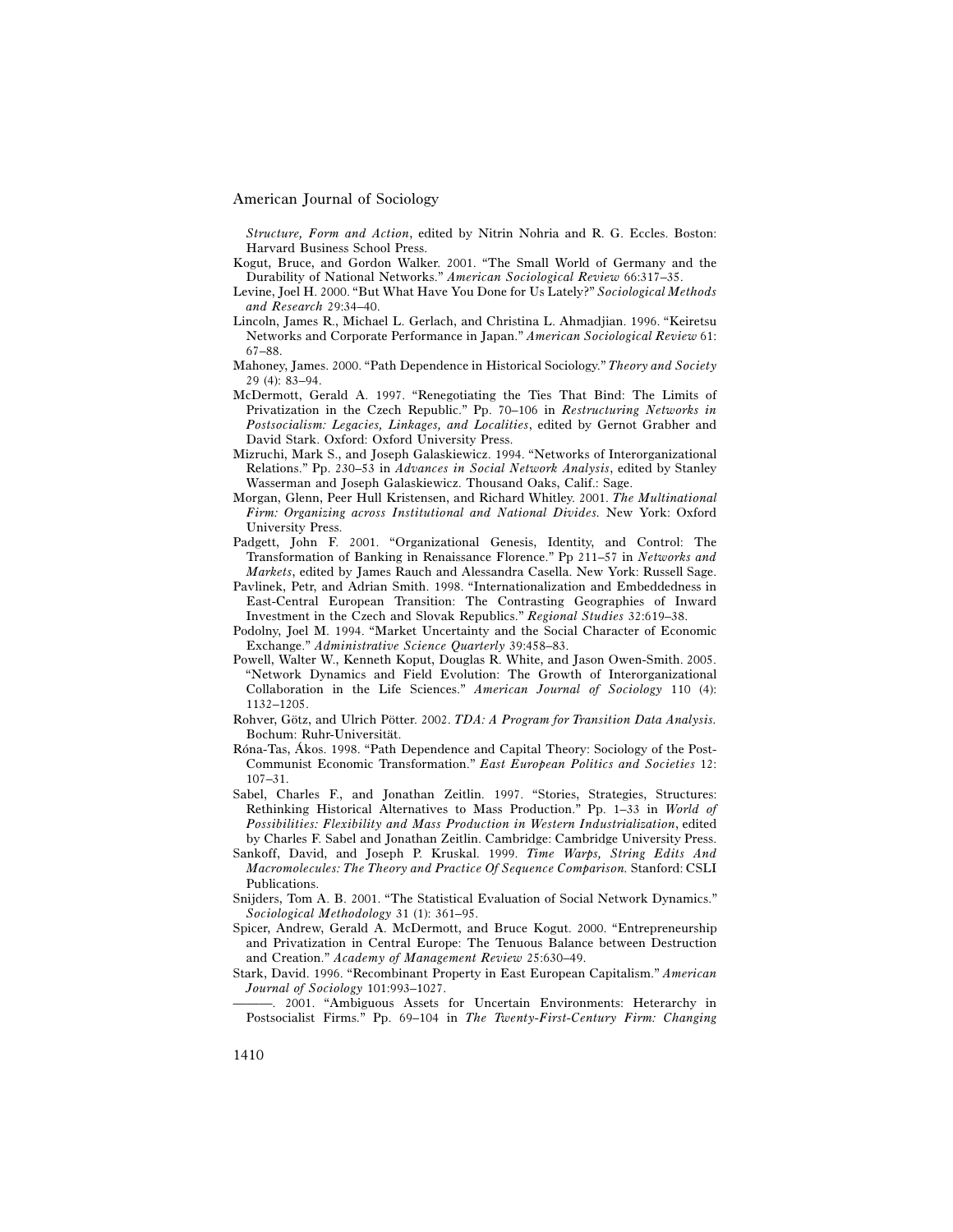*Structure, Form and Action*, edited by Nitrin Nohria and R. G. Eccles. Boston: Harvard Business School Press.

Kogut, Bruce, and Gordon Walker. 2001. "The Small World of Germany and the Durability of National Networks." *American Sociological Review* 66:317–35.

Levine, Joel H. 2000. "But What Have You Done for Us Lately?" *Sociological Methods and Research* 29:34–40.

Lincoln, James R., Michael L. Gerlach, and Christina L. Ahmadjian. 1996. "Keiretsu Networks and Corporate Performance in Japan." *American Sociological Review* 61: 67–88.

Mahoney, James. 2000. "Path Dependence in Historical Sociology." *Theory and Society* 29 (4): 83–94.

McDermott, Gerald A. 1997. "Renegotiating the Ties That Bind: The Limits of Privatization in the Czech Republic." Pp. 70–106 in *Restructuring Networks in Postsocialism: Legacies, Linkages, and Localities*, edited by Gernot Grabher and David Stark. Oxford: Oxford University Press.

Mizruchi, Mark S., and Joseph Galaskiewicz. 1994. "Networks of Interorganizational Relations." Pp. 230–53 in *Advances in Social Network Analysis*, edited by Stanley Wasserman and Joseph Galaskiewicz. Thousand Oaks, Calif.: Sage.

Morgan, Glenn, Peer Hull Kristensen, and Richard Whitley. 2001. *The Multinational Firm: Organizing across Institutional and National Divides.* New York: Oxford University Press.

Padgett, John F. 2001. "Organizational Genesis, Identity, and Control: The Transformation of Banking in Renaissance Florence." Pp 211–57 in *Networks and Markets*, edited by James Rauch and Alessandra Casella. New York: Russell Sage.

Pavlinek, Petr, and Adrian Smith. 1998. "Internationalization and Embeddedness in East-Central European Transition: The Contrasting Geographies of Inward Investment in the Czech and Slovak Republics." *Regional Studies* 32:619–38.

Podolny, Joel M. 1994. "Market Uncertainty and the Social Character of Economic Exchange." *Administrative Science Quarterly* 39:458–83.

Powell, Walter W., Kenneth Koput, Douglas R. White, and Jason Owen-Smith. 2005. "Network Dynamics and Field Evolution: The Growth of Interorganizational Collaboration in the Life Sciences." *American Journal of Sociology* 110 (4): 1132–1205.

Rohver, Götz, and Ulrich Pötter. 2002. *TDA: A Program for Transition Data Analysis.* Bochum: Ruhr-Universität.

Róna-Tas, Ákos. 1998. "Path Dependence and Capital Theory: Sociology of the Post-Communist Economic Transformation." *East European Politics and Societies* 12: 107–31.

Sabel, Charles F., and Jonathan Zeitlin. 1997. "Stories, Strategies, Structures: Rethinking Historical Alternatives to Mass Production." Pp. 1–33 in *World of Possibilities: Flexibility and Mass Production in Western Industrialization*, edited by Charles F. Sabel and Jonathan Zeitlin. Cambridge: Cambridge University Press.

Sankoff, David, and Joseph P. Kruskal. 1999. *Time Warps, String Edits And Macromolecules: The Theory and Practice Of Sequence Comparison.* Stanford: CSLI Publications.

Snijders, Tom A. B. 2001. "The Statistical Evaluation of Social Network Dynamics." *Sociological Methodology* 31 (1): 361–95.

Spicer, Andrew, Gerald A. McDermott, and Bruce Kogut. 2000. "Entrepreneurship and Privatization in Central Europe: The Tenuous Balance between Destruction and Creation." *Academy of Management Review* 25:630–49.

Stark, David. 1996. "Recombinant Property in East European Capitalism." *American Journal of Sociology* 101:993–1027.

———. 2001. "Ambiguous Assets for Uncertain Environments: Heterarchy in Postsocialist Firms." Pp. 69–104 in *The Twenty-First-Century Firm: Changing*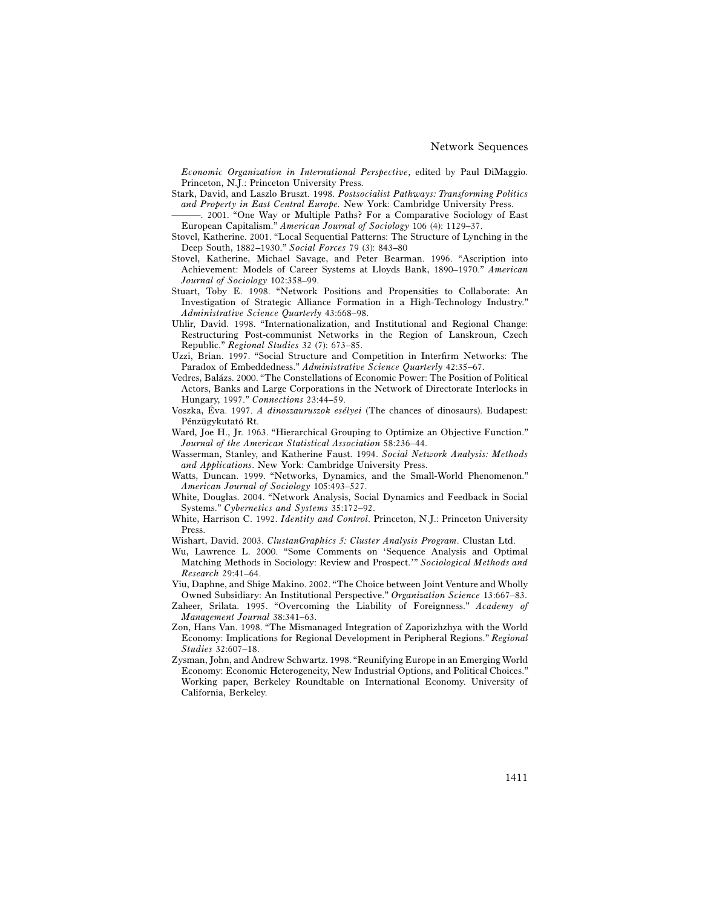*Economic Organization in International Perspective*, edited by Paul DiMaggio. Princeton, N.J.: Princeton University Press.

Stark, David, and Laszlo Bruszt. 1998. *Postsocialist Pathways: Transforming Politics and Property in East Central Europe.* New York: Cambridge University Press.

———. 2001. "One Way or Multiple Paths? For a Comparative Sociology of East European Capitalism." *American Journal of Sociology* 106 (4): 1129–37.

Stovel, Katherine. 2001. "Local Sequential Patterns: The Structure of Lynching in the Deep South, 1882–1930." *Social Forces* 79 (3): 843–80

Stovel, Katherine, Michael Savage, and Peter Bearman. 1996. "Ascription into Achievement: Models of Career Systems at Lloyds Bank, 1890–1970." *American Journal of Sociology* 102:358–99.

Stuart, Toby E. 1998. "Network Positions and Propensities to Collaborate: An Investigation of Strategic Alliance Formation in a High-Technology Industry." *Administrative Science Quarterly* 43:668–98.

Uhlir, David. 1998. "Internationalization, and Institutional and Regional Change: Restructuring Post-communist Networks in the Region of Lanskroun, Czech Republic." *Regional Studies* 32 (7): 673–85.

Uzzi, Brian. 1997. "Social Structure and Competition in Interfirm Networks: The Paradox of Embeddedness." *Administrative Science Quarterly* 42:35–67.

Vedres, Balázs. 2000. "The Constellations of Economic Power: The Position of Political Actors, Banks and Large Corporations in the Network of Directorate Interlocks in Hungary, 1997." *Connections* 23:44–59.

Voszka, Éva. 1997. *A dinoszauruszok esélyei* (The chances of dinosaurs). Budapest: Pénzügykutató Rt.

Ward, Joe H., Jr. 1963. "Hierarchical Grouping to Optimize an Objective Function." *Journal of the American Statistical Association* 58:236–44.

Wasserman, Stanley, and Katherine Faust. 1994. *Social Network Analysis: Methods and Applications*. New York: Cambridge University Press.

Watts, Duncan. 1999. "Networks, Dynamics, and the Small-World Phenomenon." *American Journal of Sociology* 105:493–527.

White, Douglas. 2004. "Network Analysis, Social Dynamics and Feedback in Social Systems." *Cybernetics and Systems* 35:172–92.

White, Harrison C. 1992. *Identity and Control*. Princeton, N.J.: Princeton University Press.

Wishart, David. 2003. *ClustanGraphics 5: Cluster Analysis Program*. Clustan Ltd.

Wu, Lawrence L. 2000. "Some Comments on 'Sequence Analysis and Optimal Matching Methods in Sociology: Review and Prospect.'" *Sociological Methods and Research* 29:41–64.

Yiu, Daphne, and Shige Makino. 2002. "The Choice between Joint Venture and Wholly Owned Subsidiary: An Institutional Perspective." *Organization Science* 13:667–83.

Zaheer, Srilata. 1995. "Overcoming the Liability of Foreignness." *Academy of Management Journal* 38:341–63.

Zon, Hans Van. 1998. "The Mismanaged Integration of Zaporizhzhya with the World Economy: Implications for Regional Development in Peripheral Regions." *Regional Studies* 32:607–18.

Zysman, John, and Andrew Schwartz. 1998. "Reunifying Europe in an Emerging World Economy: Economic Heterogeneity, New Industrial Options, and Political Choices." Working paper, Berkeley Roundtable on International Economy. University of California, Berkeley.